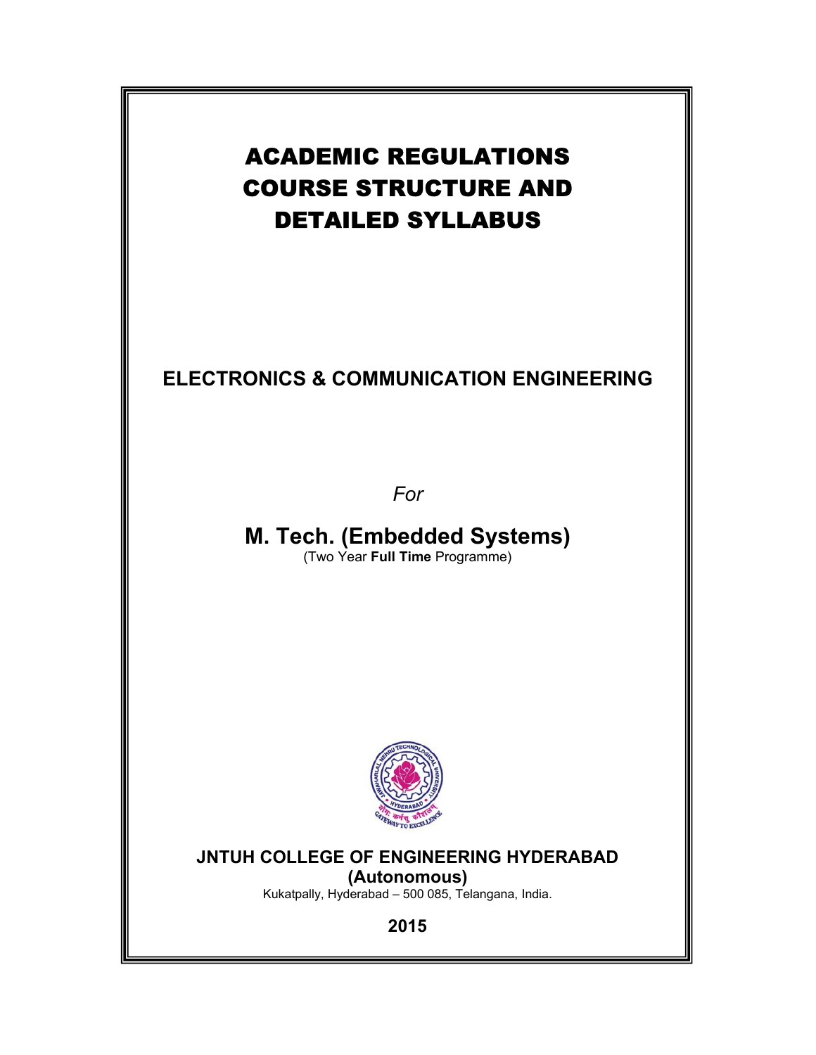# ACADEMIC REGULATIONS
# COURSE STRUCTURE AND
# DETAILED SYLLABUS

## ELECTRONICS & COMMUNICATION ENGINEERING

*For*

## M. Tech. (Embedded Systems)

(Two Year **Full Time** Programme)

**JNTUH COLLEGE OF ENGINEERING HYDERABAD**
**(Autonomous)**

Kukatpally, Hyderabad – 500 085, Telangana, India.

**2015**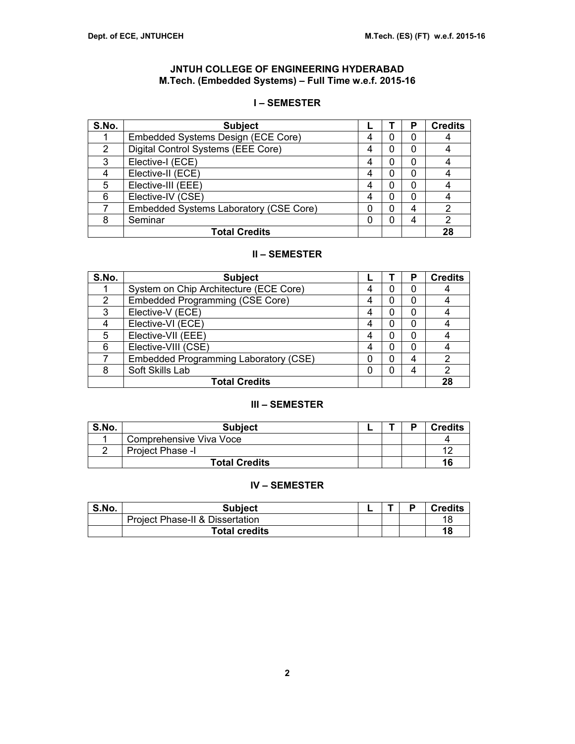# JNTUH COLLEGE OF ENGINEERING HYDERABAD
## M.Tech. (Embedded Systems) – Full Time w.e.f. 2015-16

### I – SEMESTER

| S.No. | Subject | L | T | P | Credits |
|---|---|---|---|---|---|
| 1 | Embedded Systems Design (ECE Core) | 4 | 0 | 0 | 4 |
| 2 | Digital Control Systems (EEE Core) | 4 | 0 | 0 | 4 |
| 3 | Elective-I (ECE) | 4 | 0 | 0 | 4 |
| 4 | Elective-II (ECE) | 4 | 0 | 0 | 4 |
| 5 | Elective-III (EEE) | 4 | 0 | 0 | 4 |
| 6 | Elective-IV (CSE) | 4 | 0 | 0 | 4 |
| 7 | Embedded Systems Laboratory (CSE Core) | 0 | 0 | 4 | 2 |
| 8 | Seminar | 0 | 0 | 4 | 2 |
| | **Total Credits** | | | | **28** |

### II – SEMESTER

| S.No. | Subject | L | T | P | Credits |
|---|---|---|---|---|---|
| 1 | System on Chip Architecture (ECE Core) | 4 | 0 | 0 | 4 |
| 2 | Embedded Programming (CSE Core) | 4 | 0 | 0 | 4 |
| 3 | Elective-V (ECE) | 4 | 0 | 0 | 4 |
| 4 | Elective-VI (ECE) | 4 | 0 | 0 | 4 |
| 5 | Elective-VII (EEE) | 4 | 0 | 0 | 4 |
| 6 | Elective-VIII (CSE) | 4 | 0 | 0 | 4 |
| 7 | Embedded Programming Laboratory (CSE) | 0 | 0 | 4 | 2 |
| 8 | Soft Skills Lab | 0 | 0 | 4 | 2 |
| | **Total Credits** | | | | **28** |

### III – SEMESTER

| S.No. | Subject | L | T | P | Credits |
|---|---|---|---|---|---|
| 1 | Comprehensive Viva Voce | | | | 4 |
| 2 | Project Phase -I | | | | 12 |
| | **Total Credits** | | | | **16** |

### IV – SEMESTER

| S.No. | Subject | L | T | P | Credits |
|---|---|---|---|---|---|
| | Project Phase-II & Dissertation | | | | 18 |
| | **Total credits** | | | | **18** |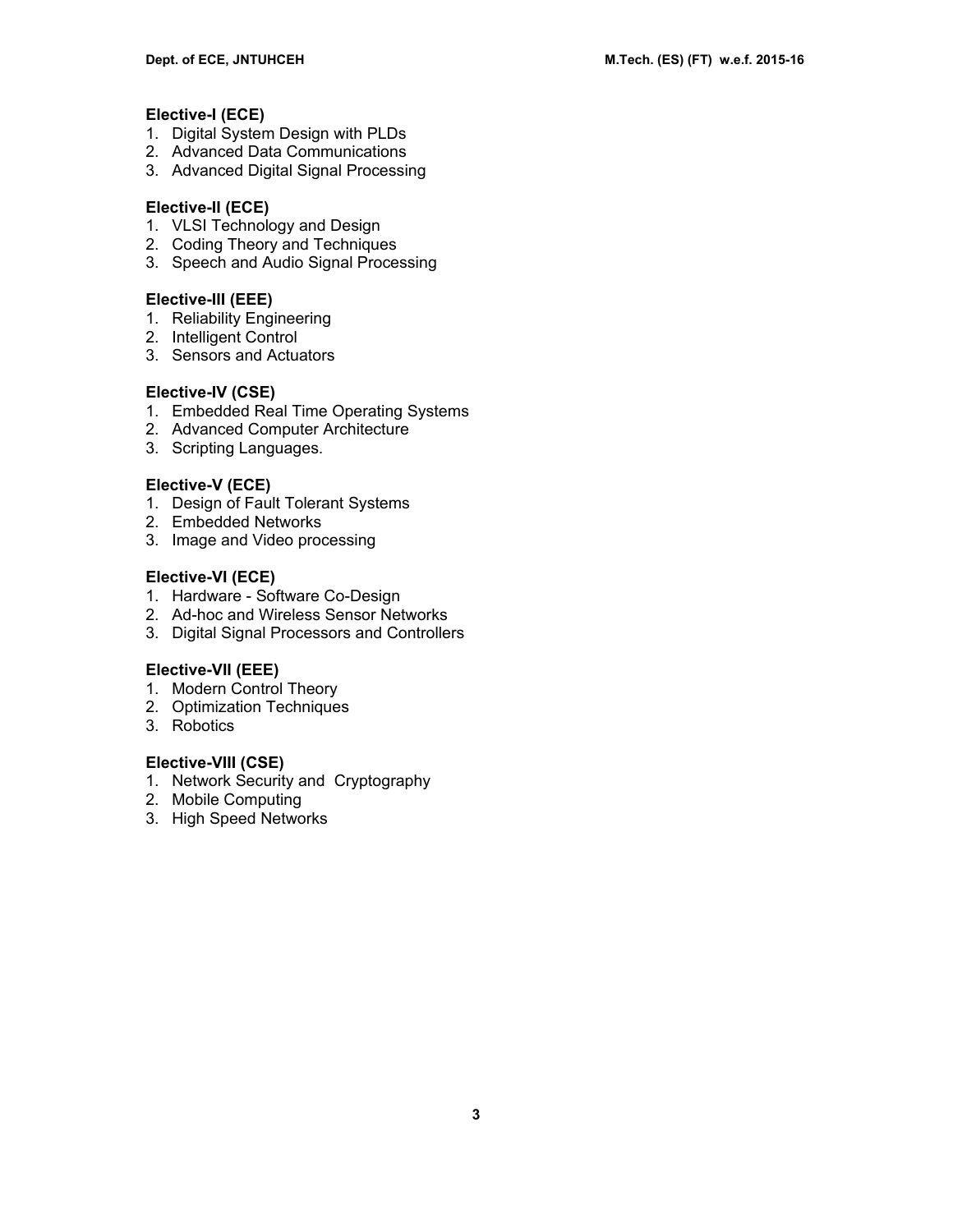**Elective-I (ECE)**

1. Digital System Design with PLDs
2. Advanced Data Communications
3. Advanced Digital Signal Processing

**Elective-II (ECE)**

1. VLSI Technology and Design
2. Coding Theory and Techniques
3. Speech and Audio Signal Processing

**Elective-III (EEE)**

1. Reliability Engineering
2. Intelligent Control
3. Sensors and Actuators

**Elective-IV (CSE)**

1. Embedded Real Time Operating Systems
2. Advanced Computer Architecture
3. Scripting Languages.

**Elective-V (ECE)**

1. Design of Fault Tolerant Systems
2. Embedded Networks
3. Image and Video processing

**Elective-VI (ECE)**

1. Hardware - Software Co-Design
2. Ad-hoc and Wireless Sensor Networks
3. Digital Signal Processors and Controllers

**Elective-VII (EEE)**

1. Modern Control Theory
2. Optimization Techniques
3. Robotics

**Elective-VIII (CSE)**

1. Network Security and Cryptography
2. Mobile Computing
3. High Speed Networks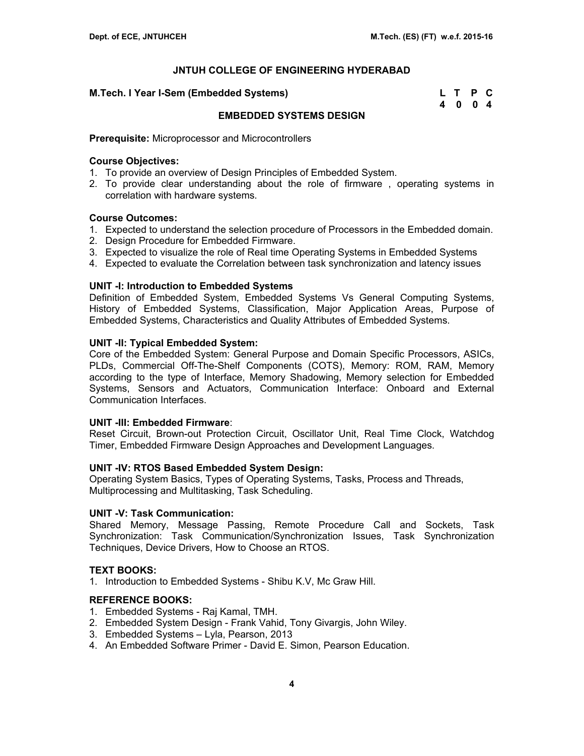## JNTUH COLLEGE OF ENGINEERING HYDERABAD

**M.Tech. I Year I-Sem (Embedded Systems)**

| L | T | P | C |
|---|---|---|---|
| 4 | 0 | 0 | 4 |

## EMBEDDED SYSTEMS DESIGN

**Prerequisite:** Microprocessor and Microcontrollers

**Course Objectives:**

1. To provide an overview of Design Principles of Embedded System.
2. To provide clear understanding about the role of firmware , operating systems in correlation with hardware systems.

**Course Outcomes:**

1. Expected to understand the selection procedure of Processors in the Embedded domain.
2. Design Procedure for Embedded Firmware.
3. Expected to visualize the role of Real time Operating Systems in Embedded Systems
4. Expected to evaluate the Correlation between task synchronization and latency issues

**UNIT -I: Introduction to Embedded Systems**

Definition of Embedded System, Embedded Systems Vs General Computing Systems, History of Embedded Systems, Classification, Major Application Areas, Purpose of Embedded Systems, Characteristics and Quality Attributes of Embedded Systems.

**UNIT -II: Typical Embedded System:**

Core of the Embedded System: General Purpose and Domain Specific Processors, ASICs, PLDs, Commercial Off-The-Shelf Components (COTS), Memory: ROM, RAM, Memory according to the type of Interface, Memory Shadowing, Memory selection for Embedded Systems, Sensors and Actuators, Communication Interface: Onboard and External Communication Interfaces.

**UNIT -III: Embedded Firmware**:

Reset Circuit, Brown-out Protection Circuit, Oscillator Unit, Real Time Clock, Watchdog Timer, Embedded Firmware Design Approaches and Development Languages.

**UNIT -IV: RTOS Based Embedded System Design:**

Operating System Basics, Types of Operating Systems, Tasks, Process and Threads, Multiprocessing and Multitasking, Task Scheduling.

**UNIT -V: Task Communication:**

Shared Memory, Message Passing, Remote Procedure Call and Sockets, Task Synchronization: Task Communication/Synchronization Issues, Task Synchronization Techniques, Device Drivers, How to Choose an RTOS.

**TEXT BOOKS:**

1. Introduction to Embedded Systems - Shibu K.V, Mc Graw Hill.

**REFERENCE BOOKS:**

1. Embedded Systems - Raj Kamal, TMH.
2. Embedded System Design - Frank Vahid, Tony Givargis, John Wiley.
3. Embedded Systems – Lyla, Pearson, 2013
4. An Embedded Software Primer - David E. Simon, Pearson Education.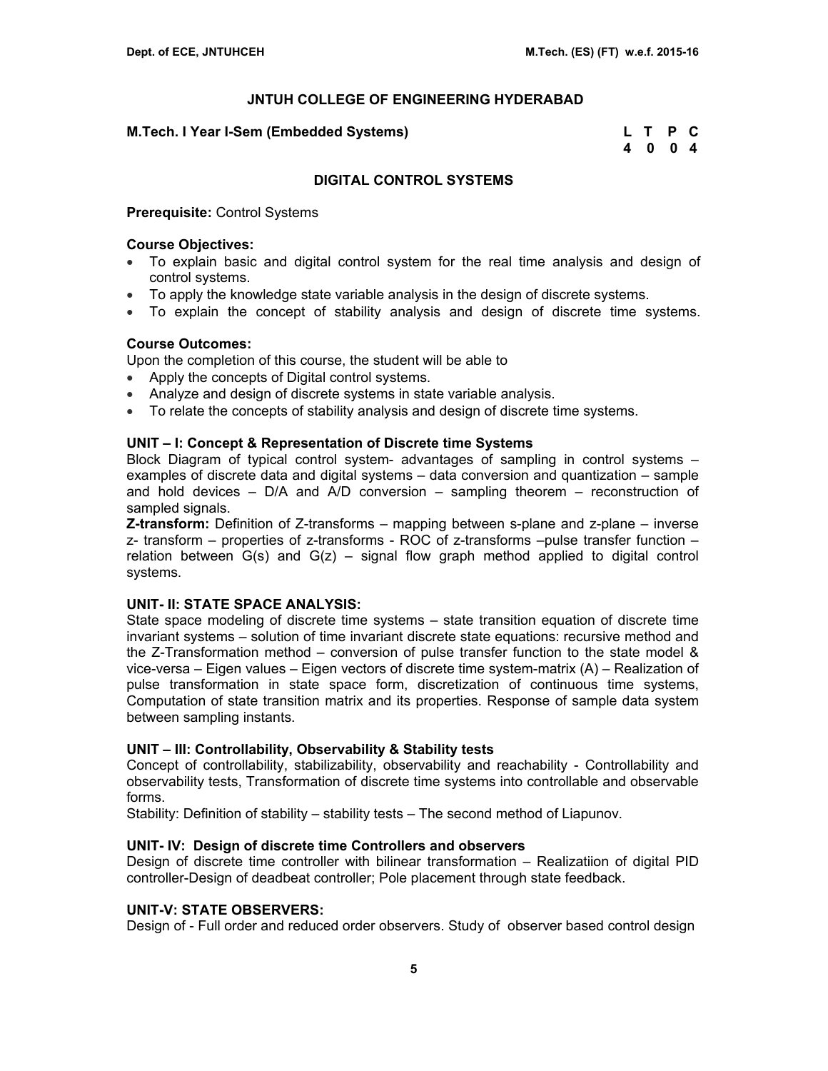# JNTUH COLLEGE OF ENGINEERING HYDERABAD

**M.Tech. I Year I-Sem (Embedded Systems)**

| L | T | P | C |
|---|---|---|---|
| 4 | 0 | 0 | 4 |

## DIGITAL CONTROL SYSTEMS

**Prerequisite:** Control Systems

**Course Objectives:**

- To explain basic and digital control system for the real time analysis and design of control systems.
- To apply the knowledge state variable analysis in the design of discrete systems.
- To explain the concept of stability analysis and design of discrete time systems.

**Course Outcomes:**

Upon the completion of this course, the student will be able to

- Apply the concepts of Digital control systems.
- Analyze and design of discrete systems in state variable analysis.
- To relate the concepts of stability analysis and design of discrete time systems.

**UNIT – I: Concept & Representation of Discrete time Systems**

Block Diagram of typical control system- advantages of sampling in control systems – examples of discrete data and digital systems – data conversion and quantization – sample and hold devices – D/A and A/D conversion – sampling theorem – reconstruction of sampled signals.

**Z-transform:** Definition of Z-transforms – mapping between s-plane and z-plane – inverse z- transform – properties of z-transforms - ROC of z-transforms –pulse transfer function – relation between G(s) and G(z) – signal flow graph method applied to digital control systems.

**UNIT- II: STATE SPACE ANALYSIS:**

State space modeling of discrete time systems – state transition equation of discrete time invariant systems – solution of time invariant discrete state equations: recursive method and the Z-Transformation method – conversion of pulse transfer function to the state model & vice-versa – Eigen values – Eigen vectors of discrete time system-matrix (A) – Realization of pulse transformation in state space form, discretization of continuous time systems, Computation of state transition matrix and its properties. Response of sample data system between sampling instants.

**UNIT – III: Controllability, Observability & Stability tests**

Concept of controllability, stabilizability, observability and reachability - Controllability and observability tests, Transformation of discrete time systems into controllable and observable forms.

Stability: Definition of stability – stability tests – The second method of Liapunov.

**UNIT- IV: Design of discrete time Controllers and observers**

Design of discrete time controller with bilinear transformation – Realizatiion of digital PID controller-Design of deadbeat controller; Pole placement through state feedback.

**UNIT-V: STATE OBSERVERS:**

Design of - Full order and reduced order observers. Study of observer based control design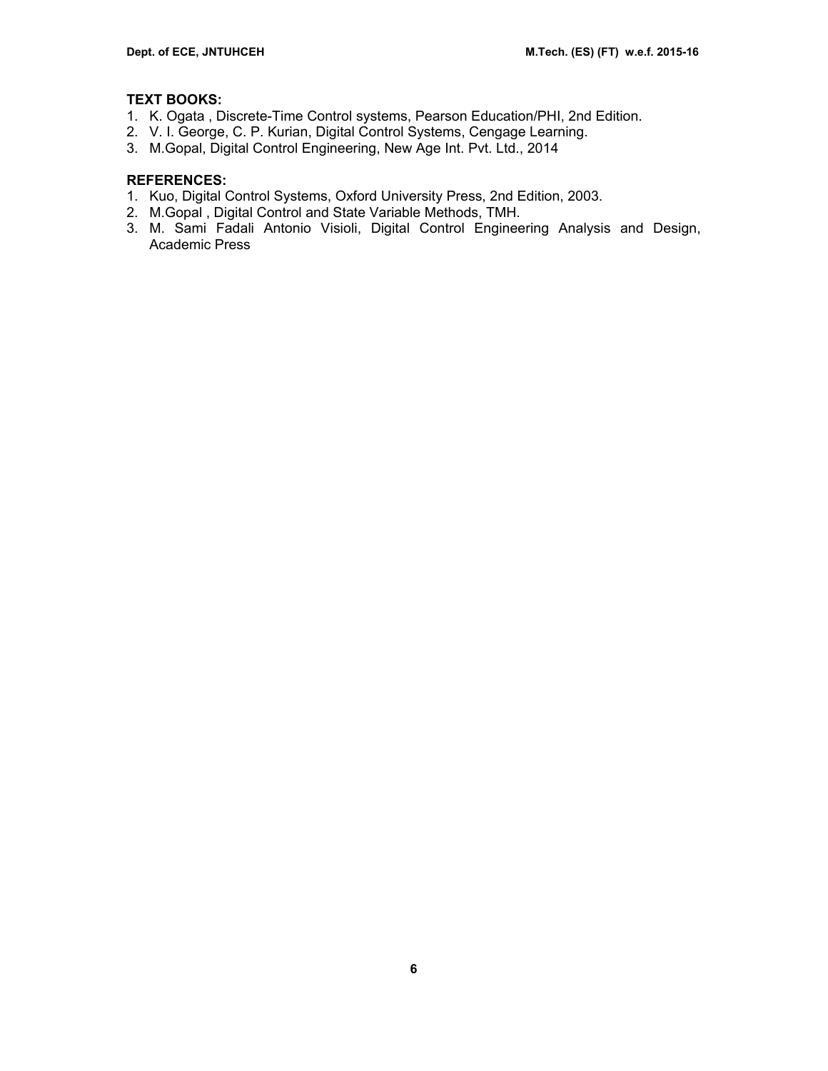**TEXT BOOKS:**

1. K. Ogata , Discrete-Time Control systems, Pearson Education/PHI, 2nd Edition.
2. V. I. George, C. P. Kurian, Digital Control Systems, Cengage Learning.
3. M.Gopal, Digital Control Engineering, New Age Int. Pvt. Ltd., 2014

**REFERENCES:**

1. Kuo, Digital Control Systems, Oxford University Press, 2nd Edition, 2003.
2. M.Gopal , Digital Control and State Variable Methods, TMH.
3. M. Sami Fadali Antonio Visioli, Digital Control Engineering Analysis and Design, Academic Press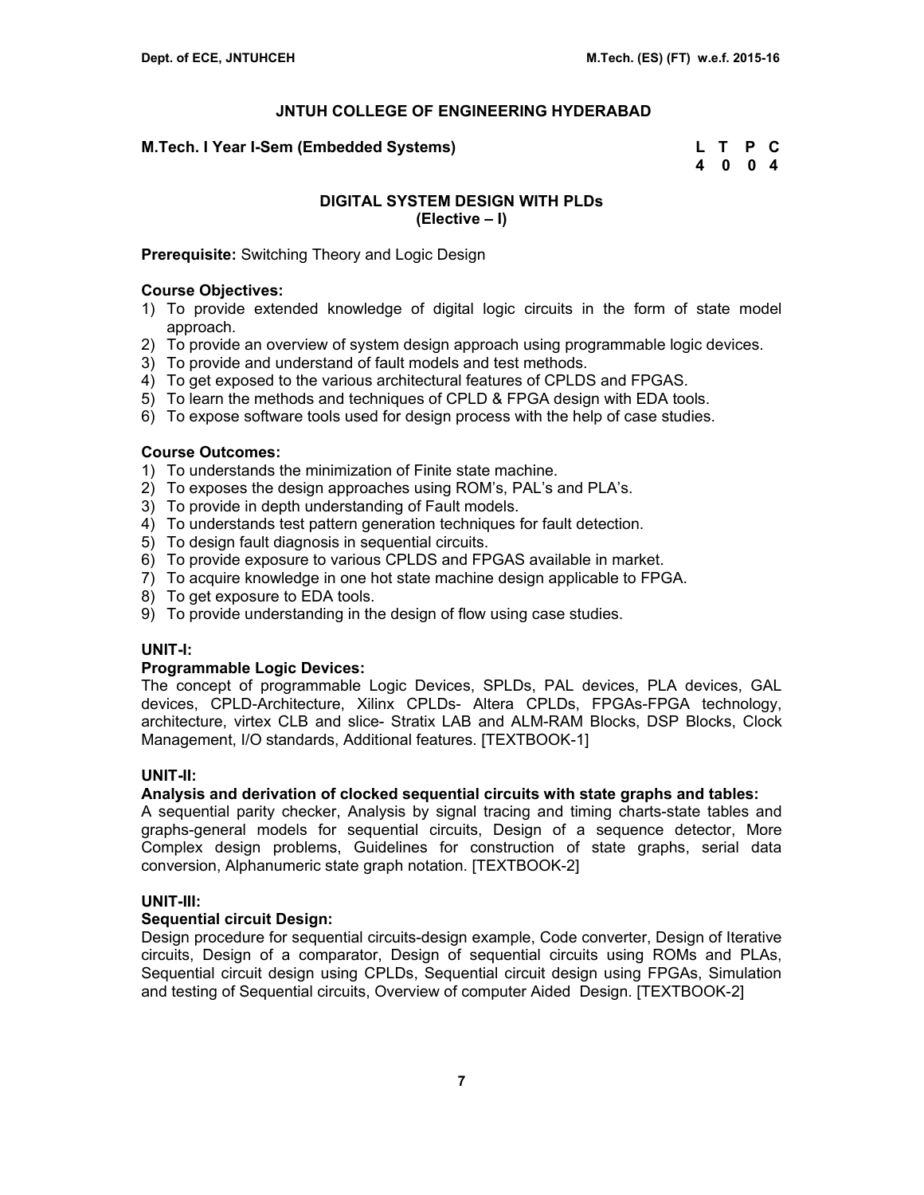# JNTUH COLLEGE OF ENGINEERING HYDERABAD

**M.Tech. I Year I-Sem (Embedded Systems)**

| L | T | P | C |
|---|---|---|---|
| 4 | 0 | 0 | 4 |

## DIGITAL SYSTEM DESIGN WITH PLDs
## (Elective – I)

**Prerequisite:** Switching Theory and Logic Design

**Course Objectives:**

1) To provide extended knowledge of digital logic circuits in the form of state model approach.
2) To provide an overview of system design approach using programmable logic devices.
3) To provide and understand of fault models and test methods.
4) To get exposed to the various architectural features of CPLDS and FPGAS.
5) To learn the methods and techniques of CPLD & FPGA design with EDA tools.
6) To expose software tools used for design process with the help of case studies.

**Course Outcomes:**

1) To understands the minimization of Finite state machine.
2) To exposes the design approaches using ROM's, PAL's and PLA's.
3) To provide in depth understanding of Fault models.
4) To understands test pattern generation techniques for fault detection.
5) To design fault diagnosis in sequential circuits.
6) To provide exposure to various CPLDS and FPGAS available in market.
7) To acquire knowledge in one hot state machine design applicable to FPGA.
8) To get exposure to EDA tools.
9) To provide understanding in the design of flow using case studies.

**UNIT-I:**

**Programmable Logic Devices:**

The concept of programmable Logic Devices, SPLDs, PAL devices, PLA devices, GAL devices, CPLD-Architecture, Xilinx CPLDs- Altera CPLDs, FPGAs-FPGA technology, architecture, virtex CLB and slice- Stratix LAB and ALM-RAM Blocks, DSP Blocks, Clock Management, I/O standards, Additional features. [TEXTBOOK-1]

**UNIT-II:**

**Analysis and derivation of clocked sequential circuits with state graphs and tables:**

A sequential parity checker, Analysis by signal tracing and timing charts-state tables and graphs-general models for sequential circuits, Design of a sequence detector, More Complex design problems, Guidelines for construction of state graphs, serial data conversion, Alphanumeric state graph notation. [TEXTBOOK-2]

**UNIT-III:**

**Sequential circuit Design:**

Design procedure for sequential circuits-design example, Code converter, Design of Iterative circuits, Design of a comparator, Design of sequential circuits using ROMs and PLAs, Sequential circuit design using CPLDs, Sequential circuit design using FPGAs, Simulation and testing of Sequential circuits, Overview of computer Aided Design. [TEXTBOOK-2]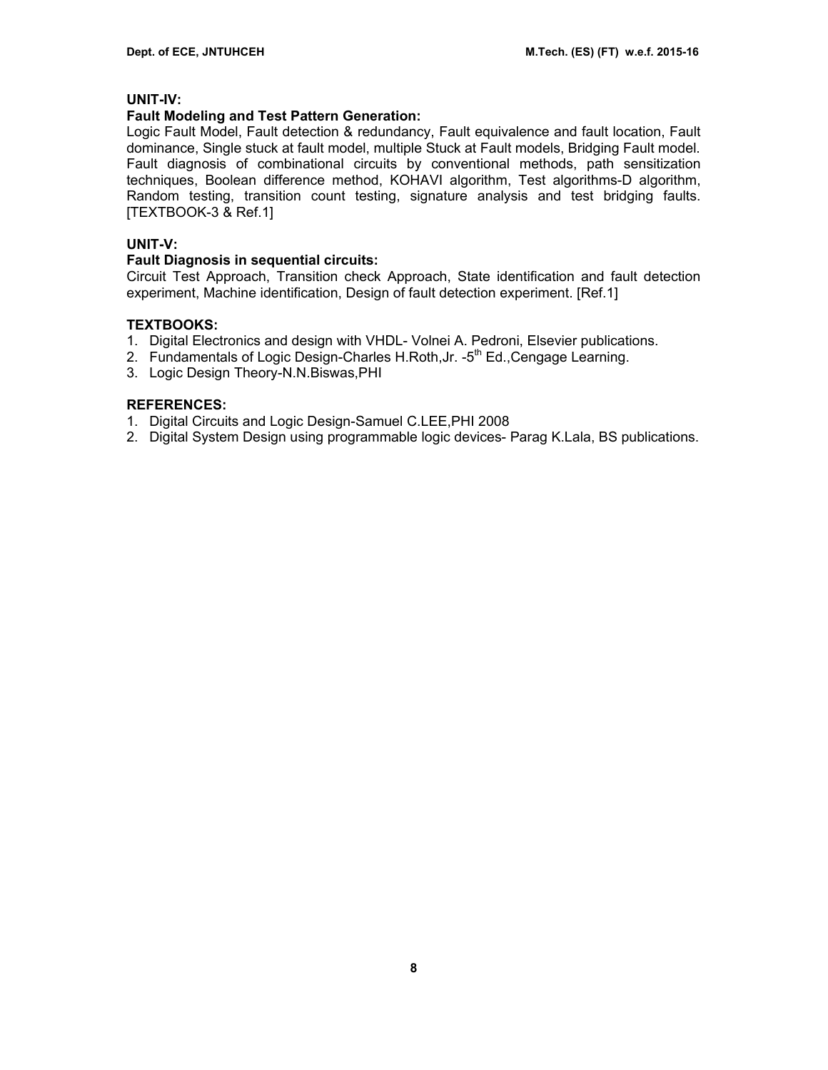**UNIT-IV:**

**Fault Modeling and Test Pattern Generation:**

Logic Fault Model, Fault detection & redundancy, Fault equivalence and fault location, Fault dominance, Single stuck at fault model, multiple Stuck at Fault models, Bridging Fault model. Fault diagnosis of combinational circuits by conventional methods, path sensitization techniques, Boolean difference method, KOHAVI algorithm, Test algorithms-D algorithm, Random testing, transition count testing, signature analysis and test bridging faults. [TEXTBOOK-3 & Ref.1]

**UNIT-V:**

**Fault Diagnosis in sequential circuits:**

Circuit Test Approach, Transition check Approach, State identification and fault detection experiment, Machine identification, Design of fault detection experiment. [Ref.1]

**TEXTBOOKS:**

1. Digital Electronics and design with VHDL- Volnei A. Pedroni, Elsevier publications.
2. Fundamentals of Logic Design-Charles H.Roth,Jr. -5th Ed.,Cengage Learning.
3. Logic Design Theory-N.N.Biswas,PHI

**REFERENCES:**

1. Digital Circuits and Logic Design-Samuel C.LEE,PHI 2008
2. Digital System Design using programmable logic devices- Parag K.Lala, BS publications.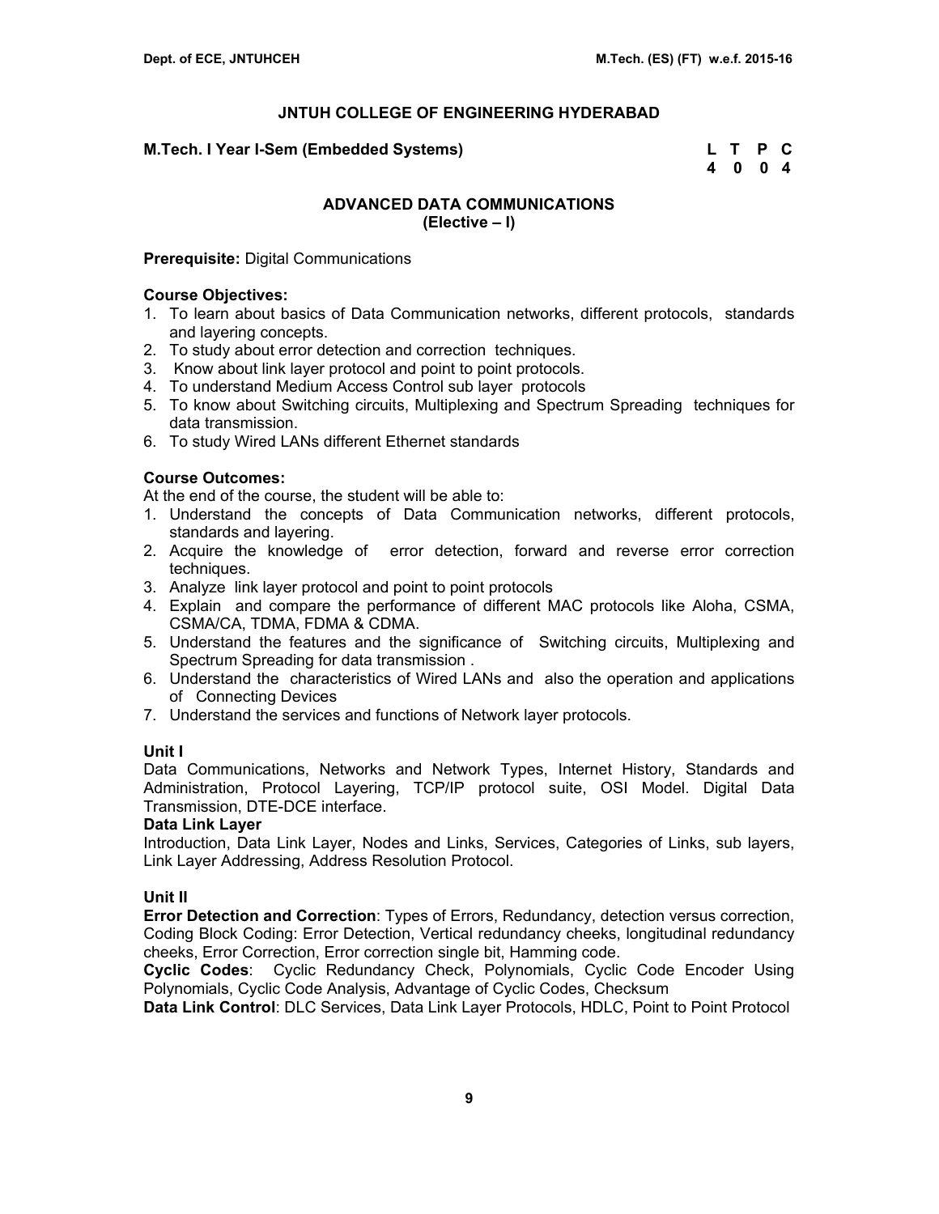# JNTUH COLLEGE OF ENGINEERING HYDERABAD

**M.Tech. I Year I-Sem (Embedded Systems)**

| L | T | P | C |
|---|---|---|---|
| 4 | 0 | 0 | 4 |

## ADVANCED DATA COMMUNICATIONS
### (Elective – I)

**Prerequisite:** Digital Communications

**Course Objectives:**

1. To learn about basics of Data Communication networks, different protocols, standards and layering concepts.
2. To study about error detection and correction techniques.
3. Know about link layer protocol and point to point protocols.
4. To understand Medium Access Control sub layer protocols
5. To know about Switching circuits, Multiplexing and Spectrum Spreading techniques for data transmission.
6. To study Wired LANs different Ethernet standards

**Course Outcomes:**

At the end of the course, the student will be able to:

1. Understand the concepts of Data Communication networks, different protocols, standards and layering.
2. Acquire the knowledge of error detection, forward and reverse error correction techniques.
3. Analyze link layer protocol and point to point protocols
4. Explain and compare the performance of different MAC protocols like Aloha, CSMA, CSMA/CA, TDMA, FDMA & CDMA.
5. Understand the features and the significance of Switching circuits, Multiplexing and Spectrum Spreading for data transmission .
6. Understand the characteristics of Wired LANs and also the operation and applications of Connecting Devices
7. Understand the services and functions of Network layer protocols.

**Unit I**

Data Communications, Networks and Network Types, Internet History, Standards and Administration, Protocol Layering, TCP/IP protocol suite, OSI Model. Digital Data Transmission, DTE-DCE interface.

**Data Link Layer**

Introduction, Data Link Layer, Nodes and Links, Services, Categories of Links, sub layers, Link Layer Addressing, Address Resolution Protocol.

**Unit II**

**Error Detection and Correction**: Types of Errors, Redundancy, detection versus correction, Coding Block Coding: Error Detection, Vertical redundancy cheeks, longitudinal redundancy cheeks, Error Correction, Error correction single bit, Hamming code.

**Cyclic Codes**: Cyclic Redundancy Check, Polynomials, Cyclic Code Encoder Using Polynomials, Cyclic Code Analysis, Advantage of Cyclic Codes, Checksum

**Data Link Control**: DLC Services, Data Link Layer Protocols, HDLC, Point to Point Protocol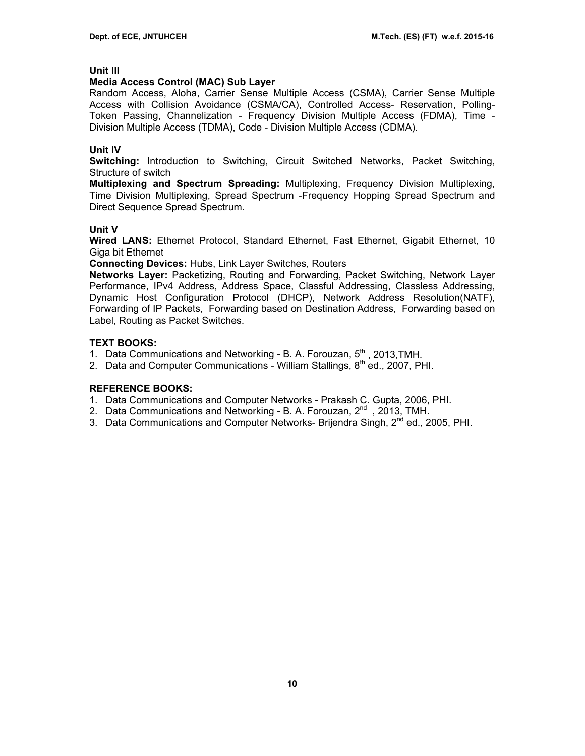**Unit III**

**Media Access Control (MAC) Sub Layer**

Random Access, Aloha, Carrier Sense Multiple Access (CSMA), Carrier Sense Multiple Access with Collision Avoidance (CSMA/CA), Controlled Access- Reservation, Polling-Token Passing, Channelization - Frequency Division Multiple Access (FDMA), Time - Division Multiple Access (TDMA), Code - Division Multiple Access (CDMA).

**Unit IV**

**Switching:** Introduction to Switching, Circuit Switched Networks, Packet Switching, Structure of switch

**Multiplexing and Spectrum Spreading:** Multiplexing, Frequency Division Multiplexing, Time Division Multiplexing, Spread Spectrum -Frequency Hopping Spread Spectrum and Direct Sequence Spread Spectrum.

**Unit V**

**Wired LANS:** Ethernet Protocol, Standard Ethernet, Fast Ethernet, Gigabit Ethernet, 10 Giga bit Ethernet

**Connecting Devices:** Hubs, Link Layer Switches, Routers

**Networks Layer:** Packetizing, Routing and Forwarding, Packet Switching, Network Layer Performance, IPv4 Address, Address Space, Classful Addressing, Classless Addressing, Dynamic Host Configuration Protocol (DHCP), Network Address Resolution(NATF), Forwarding of IP Packets, Forwarding based on Destination Address, Forwarding based on Label, Routing as Packet Switches.

**TEXT BOOKS:**

1. Data Communications and Networking - B. A. Forouzan, 5th , 2013,TMH.
2. Data and Computer Communications - William Stallings, 8th ed., 2007, PHI.

**REFERENCE BOOKS:**

1. Data Communications and Computer Networks - Prakash C. Gupta, 2006, PHI.
2. Data Communications and Networking - B. A. Forouzan, 2nd , 2013, TMH.
3. Data Communications and Computer Networks- Brijendra Singh, 2nd ed., 2005, PHI.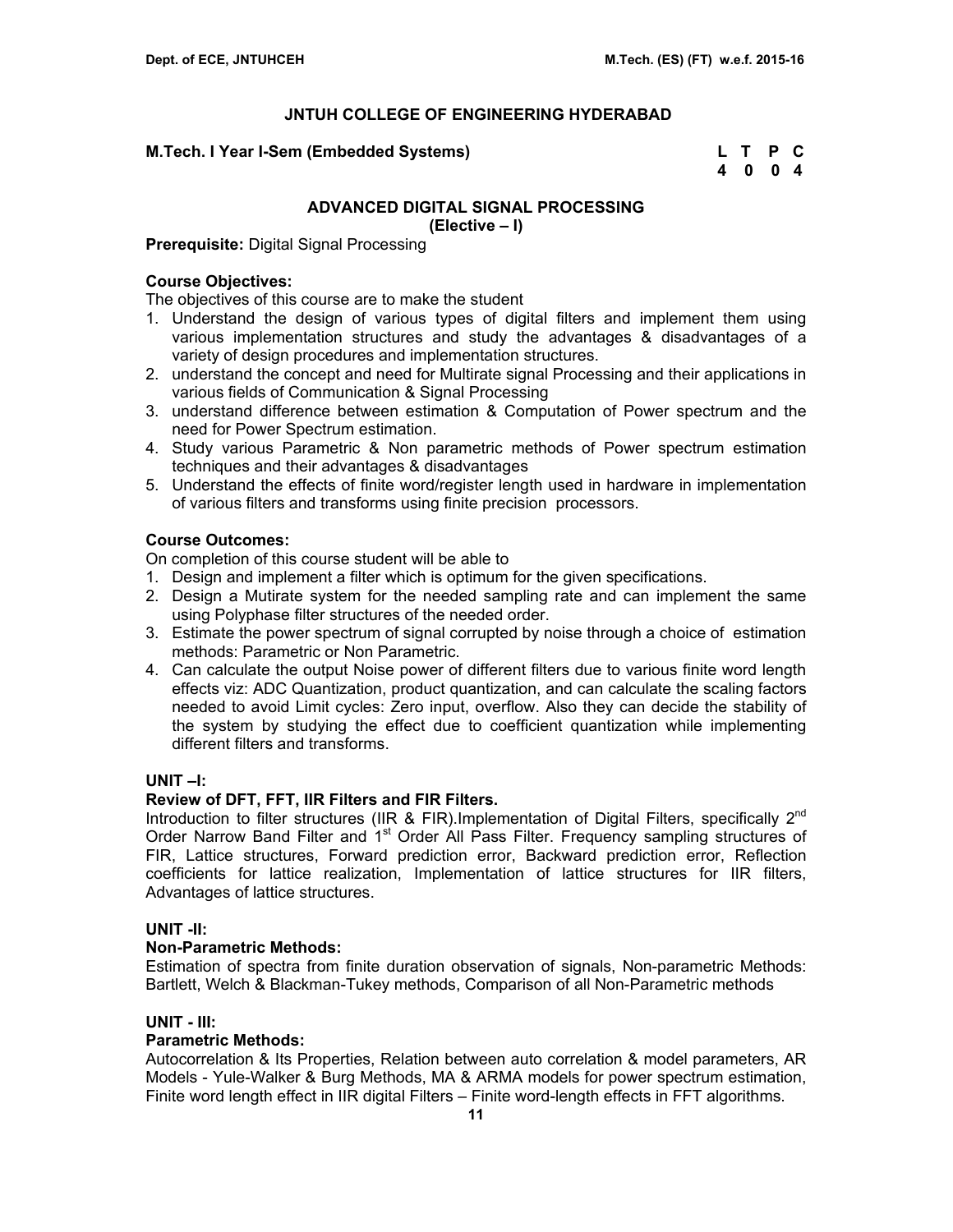# JNTUH COLLEGE OF ENGINEERING HYDERABAD

**M.Tech. I Year I-Sem (Embedded Systems)**

| L | T | P | C |
|---|---|---|---|
| 4 | 0 | 0 | 4 |

## ADVANCED DIGITAL SIGNAL PROCESSING
**(Elective – I)**

**Prerequisite:** Digital Signal Processing

### Course Objectives:

The objectives of this course are to make the student

1. Understand the design of various types of digital filters and implement them using various implementation structures and study the advantages & disadvantages of a variety of design procedures and implementation structures.
2. understand the concept and need for Multirate signal Processing and their applications in various fields of Communication & Signal Processing
3. understand difference between estimation & Computation of Power spectrum and the need for Power Spectrum estimation.
4. Study various Parametric & Non parametric methods of Power spectrum estimation techniques and their advantages & disadvantages
5. Understand the effects of finite word/register length used in hardware in implementation of various filters and transforms using finite precision processors.

### Course Outcomes:

On completion of this course student will be able to

1. Design and implement a filter which is optimum for the given specifications.
2. Design a Mutirate system for the needed sampling rate and can implement the same using Polyphase filter structures of the needed order.
3. Estimate the power spectrum of signal corrupted by noise through a choice of estimation methods: Parametric or Non Parametric.
4. Can calculate the output Noise power of different filters due to various finite word length effects viz: ADC Quantization, product quantization, and can calculate the scaling factors needed to avoid Limit cycles: Zero input, overflow. Also they can decide the stability of the system by studying the effect due to coefficient quantization while implementing different filters and transforms.

### UNIT –I:

**Review of DFT, FFT, IIR Filters and FIR Filters.**

Introduction to filter structures (IIR & FIR).Implementation of Digital Filters, specifically 2nd Order Narrow Band Filter and 1st Order All Pass Filter. Frequency sampling structures of FIR, Lattice structures, Forward prediction error, Backward prediction error, Reflection coefficients for lattice realization, Implementation of lattice structures for IIR filters, Advantages of lattice structures.

### UNIT -II:

**Non-Parametric Methods:**

Estimation of spectra from finite duration observation of signals, Non-parametric Methods: Bartlett, Welch & Blackman-Tukey methods, Comparison of all Non-Parametric methods

### UNIT - III:

**Parametric Methods:**

Autocorrelation & Its Properties, Relation between auto correlation & model parameters, AR Models - Yule-Walker & Burg Methods, MA & ARMA models for power spectrum estimation, Finite word length effect in IIR digital Filters – Finite word-length effects in FFT algorithms.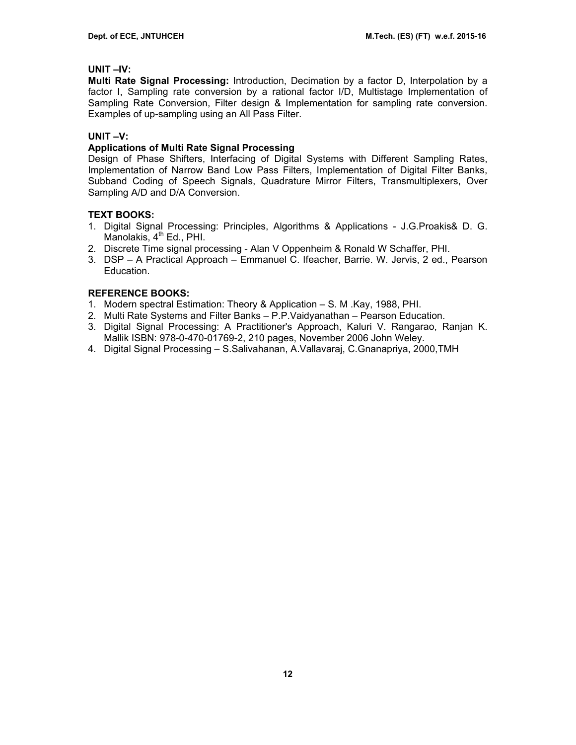**UNIT –IV:**

**Multi Rate Signal Processing:** Introduction, Decimation by a factor D, Interpolation by a factor I, Sampling rate conversion by a rational factor I/D, Multistage Implementation of Sampling Rate Conversion, Filter design & Implementation for sampling rate conversion. Examples of up-sampling using an All Pass Filter.

**UNIT –V:**

**Applications of Multi Rate Signal Processing**

Design of Phase Shifters, Interfacing of Digital Systems with Different Sampling Rates, Implementation of Narrow Band Low Pass Filters, Implementation of Digital Filter Banks, Subband Coding of Speech Signals, Quadrature Mirror Filters, Transmultiplexers, Over Sampling A/D and D/A Conversion.

**TEXT BOOKS:**

1. Digital Signal Processing: Principles, Algorithms & Applications - J.G.Proakis& D. G. Manolakis, 4th Ed., PHI.
2. Discrete Time signal processing - Alan V Oppenheim & Ronald W Schaffer, PHI.
3. DSP – A Practical Approach – Emmanuel C. Ifeacher, Barrie. W. Jervis, 2 ed., Pearson Education.

**REFERENCE BOOKS:**

1. Modern spectral Estimation: Theory & Application – S. M .Kay, 1988, PHI.
2. Multi Rate Systems and Filter Banks – P.P.Vaidyanathan – Pearson Education.
3. Digital Signal Processing: A Practitioner's Approach, Kaluri V. Rangarao, Ranjan K. Mallik ISBN: 978-0-470-01769-2, 210 pages, November 2006 John Weley.
4. Digital Signal Processing – S.Salivahanan, A.Vallavaraj, C.Gnanapriya, 2000,TMH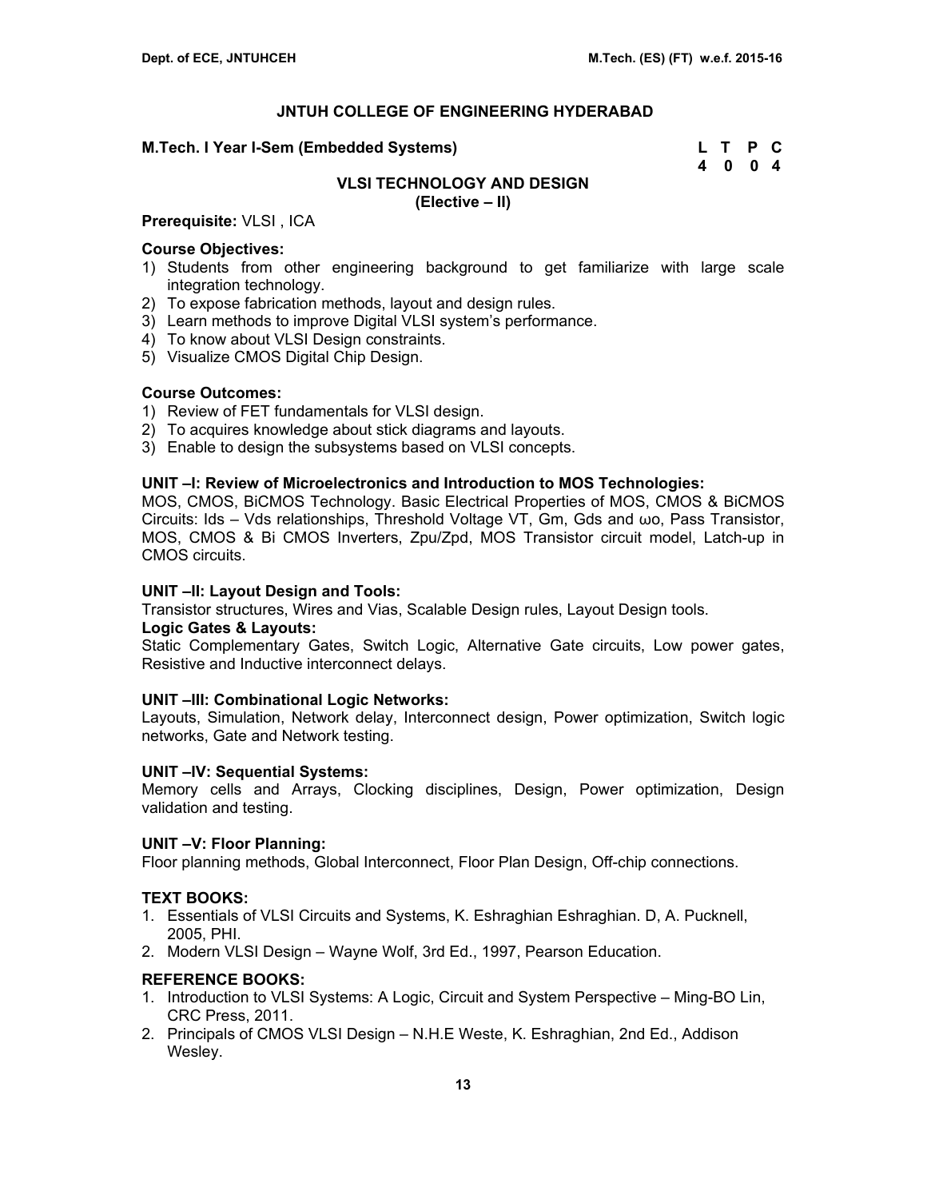## JNTUH COLLEGE OF ENGINEERING HYDERABAD

**M.Tech. I Year I-Sem (Embedded Systems)**

| L | T | P | C |
|---|---|---|---|
| 4 | 0 | 0 | 4 |

### VLSI TECHNOLOGY AND DESIGN
### (Elective – II)

**Prerequisite:** VLSI , ICA

**Course Objectives:**
1) Students from other engineering background to get familiarize with large scale integration technology.
2) To expose fabrication methods, layout and design rules.
3) Learn methods to improve Digital VLSI system's performance.
4) To know about VLSI Design constraints.
5) Visualize CMOS Digital Chip Design.

**Course Outcomes:**
1) Review of FET fundamentals for VLSI design.
2) To acquires knowledge about stick diagrams and layouts.
3) Enable to design the subsystems based on VLSI concepts.

**UNIT –I: Review of Microelectronics and Introduction to MOS Technologies:**
MOS, CMOS, BiCMOS Technology. Basic Electrical Properties of MOS, CMOS & BiCMOS Circuits: Ids – Vds relationships, Threshold Voltage VT, Gm, Gds and ωo, Pass Transistor, MOS, CMOS & Bi CMOS Inverters, Zpu/Zpd, MOS Transistor circuit model, Latch-up in CMOS circuits.

**UNIT –II: Layout Design and Tools:**
Transistor structures, Wires and Vias, Scalable Design rules, Layout Design tools.
**Logic Gates & Layouts:**
Static Complementary Gates, Switch Logic, Alternative Gate circuits, Low power gates, Resistive and Inductive interconnect delays.

**UNIT –III: Combinational Logic Networks:**
Layouts, Simulation, Network delay, Interconnect design, Power optimization, Switch logic networks, Gate and Network testing.

**UNIT –IV: Sequential Systems:**
Memory cells and Arrays, Clocking disciplines, Design, Power optimization, Design validation and testing.

**UNIT –V: Floor Planning:**
Floor planning methods, Global Interconnect, Floor Plan Design, Off-chip connections.

**TEXT BOOKS:**
1. Essentials of VLSI Circuits and Systems, K. Eshraghian Eshraghian. D, A. Pucknell, 2005, PHI.
2. Modern VLSI Design – Wayne Wolf, 3rd Ed., 1997, Pearson Education.

**REFERENCE BOOKS:**
1. Introduction to VLSI Systems: A Logic, Circuit and System Perspective – Ming-BO Lin, CRC Press, 2011.
2. Principals of CMOS VLSI Design – N.H.E Weste, K. Eshraghian, 2nd Ed., Addison Wesley.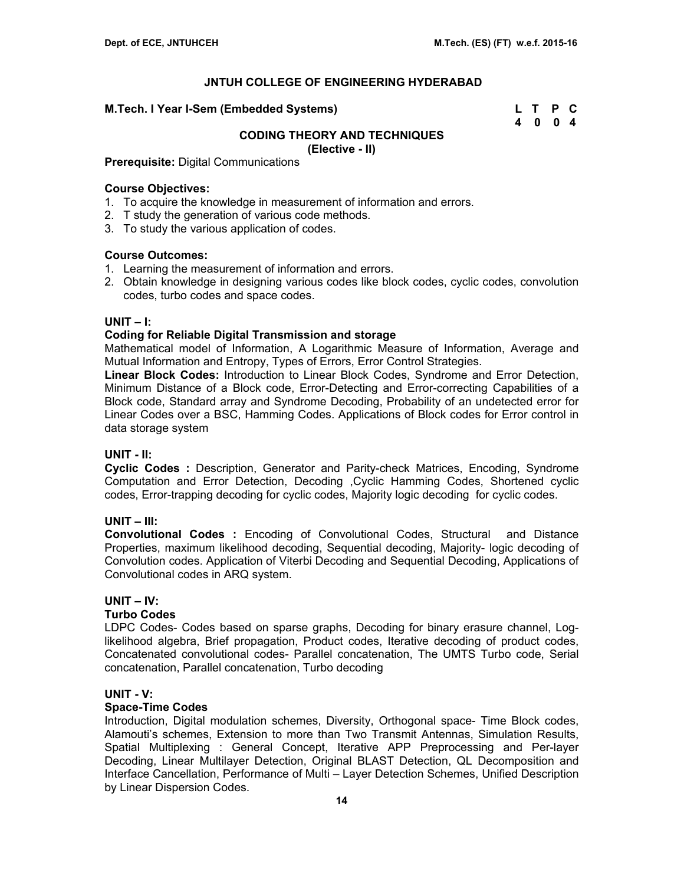# JNTUH COLLEGE OF ENGINEERING HYDERABAD

**M.Tech. I Year I-Sem (Embedded Systems)**

| L | T | P | C |
|---|---|---|---|
| 4 | 0 | 0 | 4 |

## CODING THEORY AND TECHNIQUES

**(Elective - II)**

**Prerequisite:** Digital Communications

**Course Objectives:**

1. To acquire the knowledge in measurement of information and errors.
2. T study the generation of various code methods.
3. To study the various application of codes.

**Course Outcomes:**

1. Learning the measurement of information and errors.
2. Obtain knowledge in designing various codes like block codes, cyclic codes, convolution codes, turbo codes and space codes.

**UNIT – I:**

**Coding for Reliable Digital Transmission and storage**

Mathematical model of Information, A Logarithmic Measure of Information, Average and Mutual Information and Entropy, Types of Errors, Error Control Strategies.

**Linear Block Codes:** Introduction to Linear Block Codes, Syndrome and Error Detection, Minimum Distance of a Block code, Error-Detecting and Error-correcting Capabilities of a Block code, Standard array and Syndrome Decoding, Probability of an undetected error for Linear Codes over a BSC, Hamming Codes. Applications of Block codes for Error control in data storage system

**UNIT - II:**

**Cyclic Codes :** Description, Generator and Parity-check Matrices, Encoding, Syndrome Computation and Error Detection, Decoding ,Cyclic Hamming Codes, Shortened cyclic codes, Error-trapping decoding for cyclic codes, Majority logic decoding for cyclic codes.

**UNIT – III:**

**Convolutional Codes :** Encoding of Convolutional Codes, Structural and Distance Properties, maximum likelihood decoding, Sequential decoding, Majority- logic decoding of Convolution codes. Application of Viterbi Decoding and Sequential Decoding, Applications of Convolutional codes in ARQ system.

**UNIT – IV:**

**Turbo Codes**

LDPC Codes- Codes based on sparse graphs, Decoding for binary erasure channel, Log-likelihood algebra, Brief propagation, Product codes, Iterative decoding of product codes, Concatenated convolutional codes- Parallel concatenation, The UMTS Turbo code, Serial concatenation, Parallel concatenation, Turbo decoding

**UNIT - V:**

**Space-Time Codes**

Introduction, Digital modulation schemes, Diversity, Orthogonal space- Time Block codes, Alamouti's schemes, Extension to more than Two Transmit Antennas, Simulation Results, Spatial Multiplexing : General Concept, Iterative APP Preprocessing and Per-layer Decoding, Linear Multilayer Detection, Original BLAST Detection, QL Decomposition and Interface Cancellation, Performance of Multi – Layer Detection Schemes, Unified Description by Linear Dispersion Codes.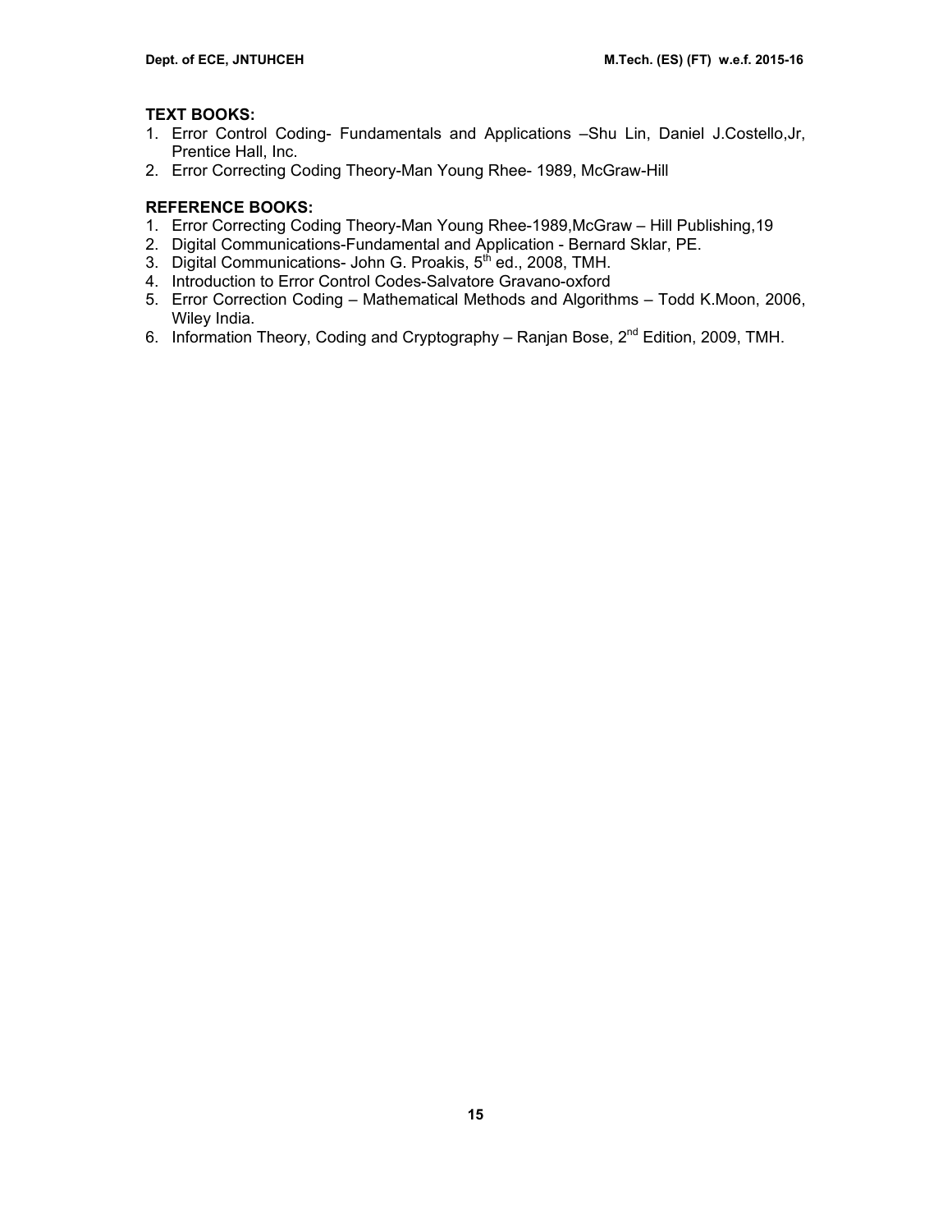**TEXT BOOKS:**

1. Error Control Coding- Fundamentals and Applications –Shu Lin, Daniel J.Costello,Jr, Prentice Hall, Inc.
2. Error Correcting Coding Theory-Man Young Rhee- 1989, McGraw-Hill

**REFERENCE BOOKS:**

1. Error Correcting Coding Theory-Man Young Rhee-1989,McGraw – Hill Publishing,19
2. Digital Communications-Fundamental and Application - Bernard Sklar, PE.
3. Digital Communications- John G. Proakis, 5th ed., 2008, TMH.
4. Introduction to Error Control Codes-Salvatore Gravano-oxford
5. Error Correction Coding – Mathematical Methods and Algorithms – Todd K.Moon, 2006, Wiley India.
6. Information Theory, Coding and Cryptography – Ranjan Bose, 2nd Edition, 2009, TMH.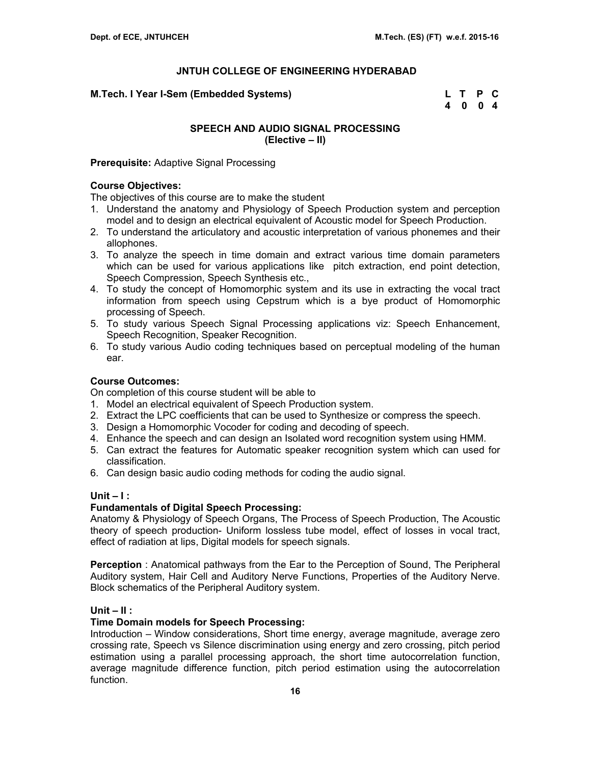## JNTUH COLLEGE OF ENGINEERING HYDERABAD

**M.Tech. I Year I-Sem (Embedded Systems)**

| L | T | P | C |
|---|---|---|---|
| 4 | 0 | 0 | 4 |

### SPEECH AND AUDIO SIGNAL PROCESSING
### (Elective – II)

**Prerequisite:** Adaptive Signal Processing

**Course Objectives:**
The objectives of this course are to make the student

1. Understand the anatomy and Physiology of Speech Production system and perception model and to design an electrical equivalent of Acoustic model for Speech Production.
2. To understand the articulatory and acoustic interpretation of various phonemes and their allophones.
3. To analyze the speech in time domain and extract various time domain parameters which can be used for various applications like pitch extraction, end point detection, Speech Compression, Speech Synthesis etc.,
4. To study the concept of Homomorphic system and its use in extracting the vocal tract information from speech using Cepstrum which is a bye product of Homomorphic processing of Speech.
5. To study various Speech Signal Processing applications viz: Speech Enhancement, Speech Recognition, Speaker Recognition.
6. To study various Audio coding techniques based on perceptual modeling of the human ear.

**Course Outcomes:**
On completion of this course student will be able to

1. Model an electrical equivalent of Speech Production system.
2. Extract the LPC coefficients that can be used to Synthesize or compress the speech.
3. Design a Homomorphic Vocoder for coding and decoding of speech.
4. Enhance the speech and can design an Isolated word recognition system using HMM.
5. Can extract the features for Automatic speaker recognition system which can used for classification.
6. Can design basic audio coding methods for coding the audio signal.

**Unit – I :**

**Fundamentals of Digital Speech Processing:**
Anatomy & Physiology of Speech Organs, The Process of Speech Production, The Acoustic theory of speech production- Uniform lossless tube model, effect of losses in vocal tract, effect of radiation at lips, Digital models for speech signals.

**Perception** : Anatomical pathways from the Ear to the Perception of Sound, The Peripheral Auditory system, Hair Cell and Auditory Nerve Functions, Properties of the Auditory Nerve. Block schematics of the Peripheral Auditory system.

**Unit – II :**

**Time Domain models for Speech Processing:**
Introduction – Window considerations, Short time energy, average magnitude, average zero crossing rate, Speech vs Silence discrimination using energy and zero crossing, pitch period estimation using a parallel processing approach, the short time autocorrelation function, average magnitude difference function, pitch period estimation using the autocorrelation function.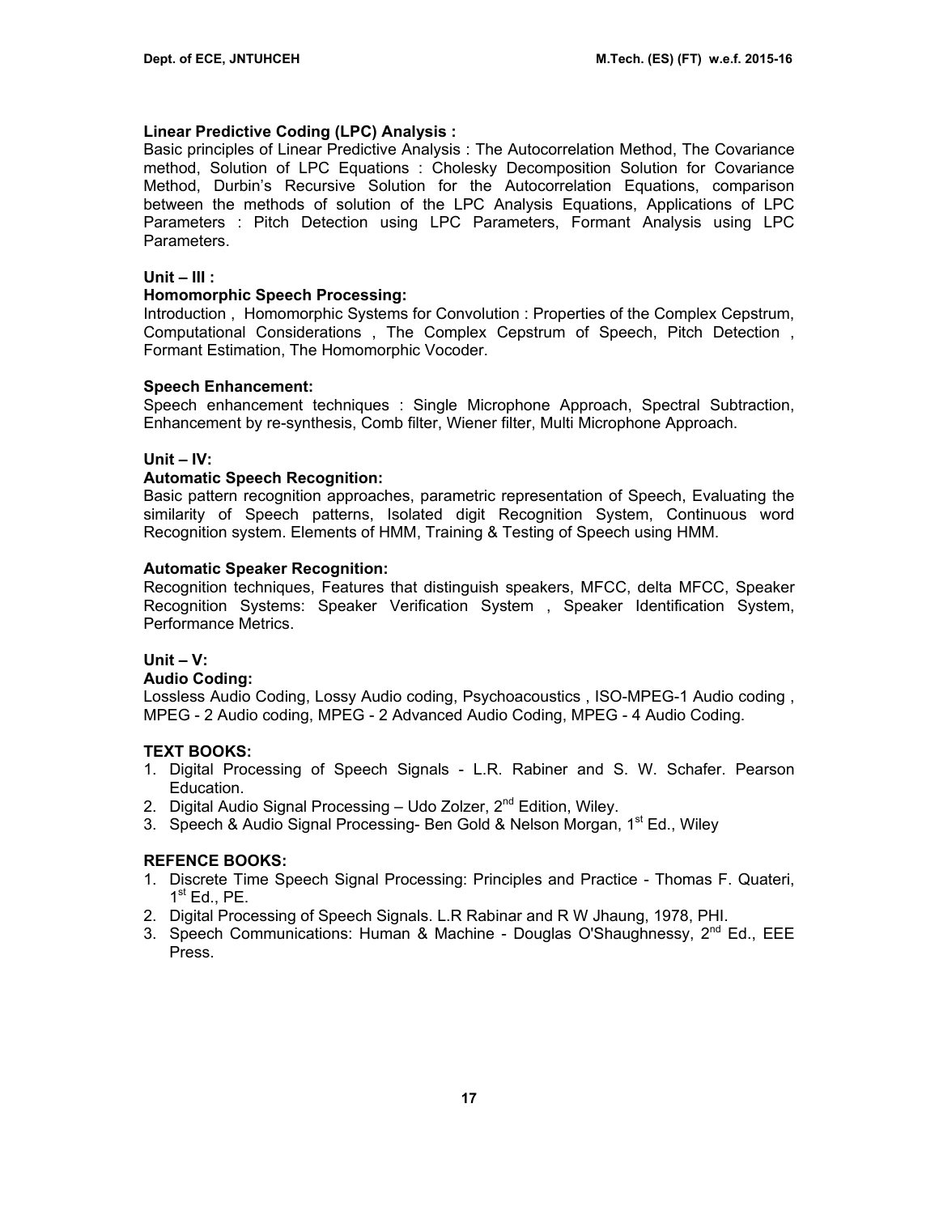**Linear Predictive Coding (LPC) Analysis :**
Basic principles of Linear Predictive Analysis : The Autocorrelation Method, The Covariance method, Solution of LPC Equations : Cholesky Decomposition Solution for Covariance Method, Durbin's Recursive Solution for the Autocorrelation Equations, comparison between the methods of solution of the LPC Analysis Equations, Applications of LPC Parameters : Pitch Detection using LPC Parameters, Formant Analysis using LPC Parameters.

**Unit – III :**

**Homomorphic Speech Processing:**
Introduction , Homomorphic Systems for Convolution : Properties of the Complex Cepstrum, Computational Considerations , The Complex Cepstrum of Speech, Pitch Detection , Formant Estimation, The Homomorphic Vocoder.

**Speech Enhancement:**
Speech enhancement techniques : Single Microphone Approach, Spectral Subtraction, Enhancement by re-synthesis, Comb filter, Wiener filter, Multi Microphone Approach.

**Unit – IV:**

**Automatic Speech Recognition:**
Basic pattern recognition approaches, parametric representation of Speech, Evaluating the similarity of Speech patterns, Isolated digit Recognition System, Continuous word Recognition system. Elements of HMM, Training & Testing of Speech using HMM.

**Automatic Speaker Recognition:**
Recognition techniques, Features that distinguish speakers, MFCC, delta MFCC, Speaker Recognition Systems: Speaker Verification System , Speaker Identification System, Performance Metrics.

**Unit – V:**

**Audio Coding:**
Lossless Audio Coding, Lossy Audio coding, Psychoacoustics , ISO-MPEG-1 Audio coding , MPEG - 2 Audio coding, MPEG - 2 Advanced Audio Coding, MPEG - 4 Audio Coding.

**TEXT BOOKS:**

1. Digital Processing of Speech Signals - L.R. Rabiner and S. W. Schafer. Pearson Education.
2. Digital Audio Signal Processing – Udo Zolzer, 2nd Edition, Wiley.
3. Speech & Audio Signal Processing- Ben Gold & Nelson Morgan, 1st Ed., Wiley

**REFENCE BOOKS:**

1. Discrete Time Speech Signal Processing: Principles and Practice - Thomas F. Quateri, 1st Ed., PE.
2. Digital Processing of Speech Signals. L.R Rabinar and R W Jhaung, 1978, PHI.
3. Speech Communications: Human & Machine - Douglas O'Shaughnessy, 2nd Ed., EEE Press.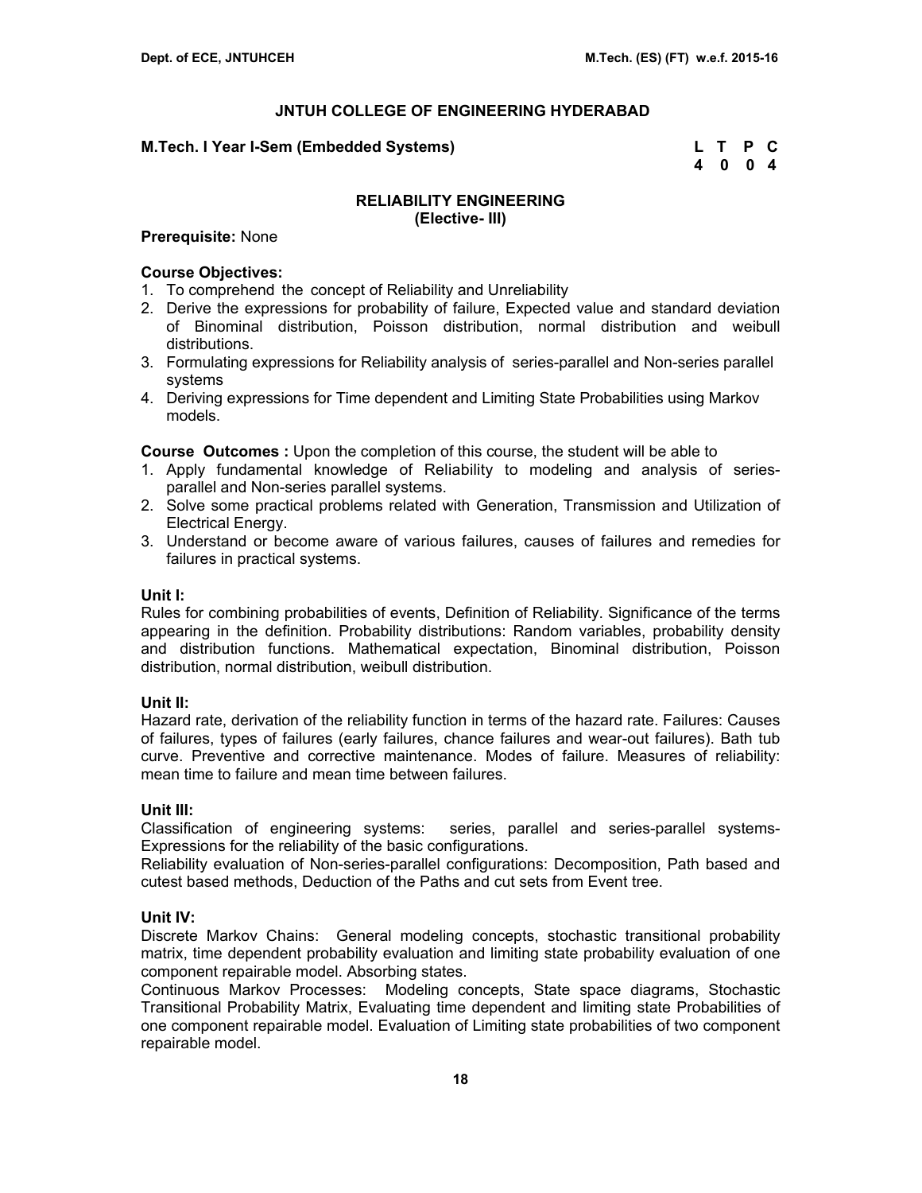# JNTUH COLLEGE OF ENGINEERING HYDERABAD

**M.Tech. I Year I-Sem (Embedded Systems)**

| L | T | P | C |
|---|---|---|---|
| 4 | 0 | 0 | 4 |

## RELIABILITY ENGINEERING
**(Elective- III)**

**Prerequisite:** None

**Course Objectives:**

1. To comprehend the concept of Reliability and Unreliability
2. Derive the expressions for probability of failure, Expected value and standard deviation of Binominal distribution, Poisson distribution, normal distribution and weibull distributions.
3. Formulating expressions for Reliability analysis of series-parallel and Non-series parallel systems
4. Deriving expressions for Time dependent and Limiting State Probabilities using Markov models.

**Course Outcomes :** Upon the completion of this course, the student will be able to

1. Apply fundamental knowledge of Reliability to modeling and analysis of series-parallel and Non-series parallel systems.
2. Solve some practical problems related with Generation, Transmission and Utilization of Electrical Energy.
3. Understand or become aware of various failures, causes of failures and remedies for failures in practical systems.

**Unit I:**

Rules for combining probabilities of events, Definition of Reliability. Significance of the terms appearing in the definition. Probability distributions: Random variables, probability density and distribution functions. Mathematical expectation, Binominal distribution, Poisson distribution, normal distribution, weibull distribution.

**Unit II:**

Hazard rate, derivation of the reliability function in terms of the hazard rate. Failures: Causes of failures, types of failures (early failures, chance failures and wear-out failures). Bath tub curve. Preventive and corrective maintenance. Modes of failure. Measures of reliability: mean time to failure and mean time between failures.

**Unit III:**

Classification of engineering systems: series, parallel and series-parallel systems- Expressions for the reliability of the basic configurations.

Reliability evaluation of Non-series-parallel configurations: Decomposition, Path based and cutest based methods, Deduction of the Paths and cut sets from Event tree.

**Unit IV:**

Discrete Markov Chains: General modeling concepts, stochastic transitional probability matrix, time dependent probability evaluation and limiting state probability evaluation of one component repairable model. Absorbing states.

Continuous Markov Processes: Modeling concepts, State space diagrams, Stochastic Transitional Probability Matrix, Evaluating time dependent and limiting state Probabilities of one component repairable model. Evaluation of Limiting state probabilities of two component repairable model.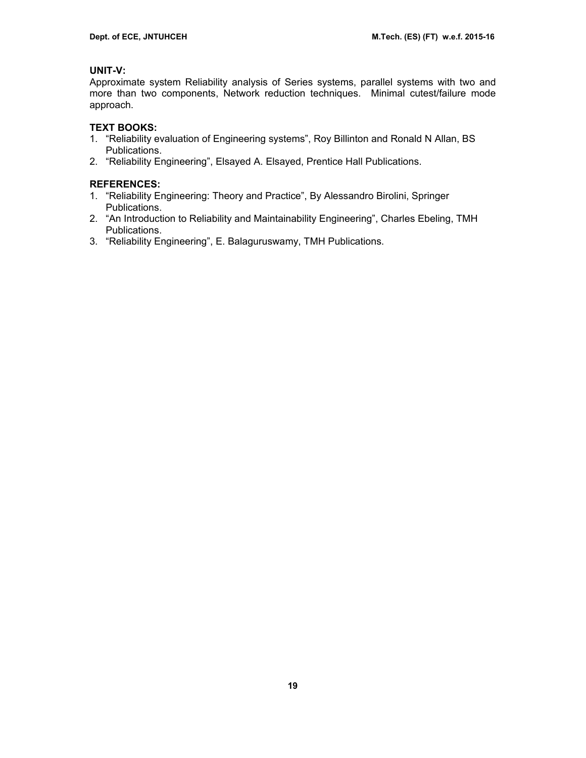**UNIT-V:**

Approximate system Reliability analysis of Series systems, parallel systems with two and more than two components, Network reduction techniques. Minimal cutest/failure mode approach.

**TEXT BOOKS:**

1. "Reliability evaluation of Engineering systems", Roy Billinton and Ronald N Allan, BS Publications.
2. "Reliability Engineering", Elsayed A. Elsayed, Prentice Hall Publications.

**REFERENCES:**

1. "Reliability Engineering: Theory and Practice", By Alessandro Birolini, Springer Publications.
2. "An Introduction to Reliability and Maintainability Engineering", Charles Ebeling, TMH Publications.
3. "Reliability Engineering", E. Balaguruswamy, TMH Publications.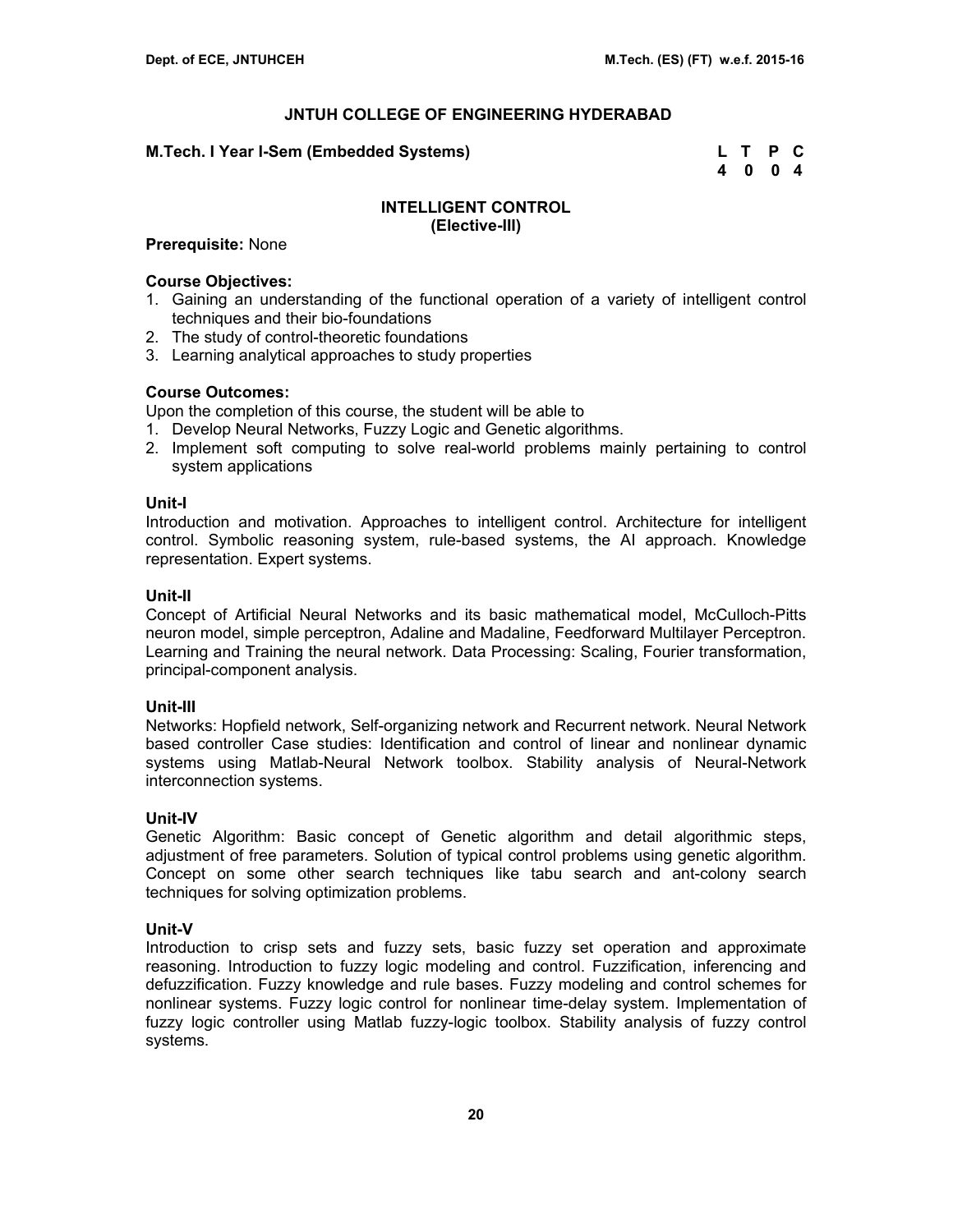## JNTUH COLLEGE OF ENGINEERING HYDERABAD

**M.Tech. I Year I-Sem (Embedded Systems)**

| L | T | P | C |
|---|---|---|---|
| 4 | 0 | 0 | 4 |

### INTELLIGENT CONTROL
### (Elective-III)

**Prerequisite:** None

**Course Objectives:**

1. Gaining an understanding of the functional operation of a variety of intelligent control techniques and their bio-foundations
2. The study of control-theoretic foundations
3. Learning analytical approaches to study properties

**Course Outcomes:**

Upon the completion of this course, the student will be able to

1. Develop Neural Networks, Fuzzy Logic and Genetic algorithms.
2. Implement soft computing to solve real-world problems mainly pertaining to control system applications

**Unit-I**

Introduction and motivation. Approaches to intelligent control. Architecture for intelligent control. Symbolic reasoning system, rule-based systems, the AI approach. Knowledge representation. Expert systems.

**Unit-II**

Concept of Artificial Neural Networks and its basic mathematical model, McCulloch-Pitts neuron model, simple perceptron, Adaline and Madaline, Feedforward Multilayer Perceptron. Learning and Training the neural network. Data Processing: Scaling, Fourier transformation, principal-component analysis.

**Unit-III**

Networks: Hopfield network, Self-organizing network and Recurrent network. Neural Network based controller Case studies: Identification and control of linear and nonlinear dynamic systems using Matlab-Neural Network toolbox. Stability analysis of Neural-Network interconnection systems.

**Unit-IV**

Genetic Algorithm: Basic concept of Genetic algorithm and detail algorithmic steps, adjustment of free parameters. Solution of typical control problems using genetic algorithm. Concept on some other search techniques like tabu search and ant-colony search techniques for solving optimization problems.

**Unit-V**

Introduction to crisp sets and fuzzy sets, basic fuzzy set operation and approximate reasoning. Introduction to fuzzy logic modeling and control. Fuzzification, inferencing and defuzzification. Fuzzy knowledge and rule bases. Fuzzy modeling and control schemes for nonlinear systems. Fuzzy logic control for nonlinear time-delay system. Implementation of fuzzy logic controller using Matlab fuzzy-logic toolbox. Stability analysis of fuzzy control systems.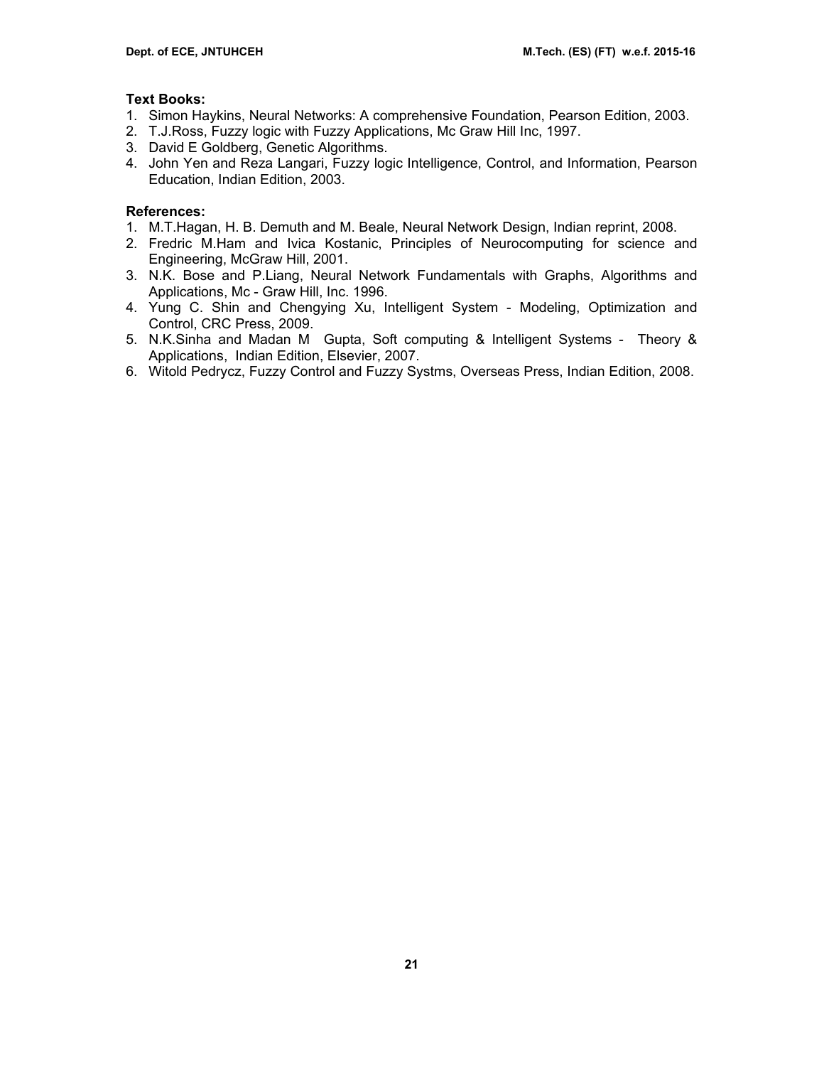**Text Books:**

1. Simon Haykins, Neural Networks: A comprehensive Foundation, Pearson Edition, 2003.
2. T.J.Ross, Fuzzy logic with Fuzzy Applications, Mc Graw Hill Inc, 1997.
3. David E Goldberg, Genetic Algorithms.
4. John Yen and Reza Langari, Fuzzy logic Intelligence, Control, and Information, Pearson Education, Indian Edition, 2003.

**References:**

1. M.T.Hagan, H. B. Demuth and M. Beale, Neural Network Design, Indian reprint, 2008.
2. Fredric M.Ham and Ivica Kostanic, Principles of Neurocomputing for science and Engineering, McGraw Hill, 2001.
3. N.K. Bose and P.Liang, Neural Network Fundamentals with Graphs, Algorithms and Applications, Mc - Graw Hill, Inc. 1996.
4. Yung C. Shin and Chengying Xu, Intelligent System - Modeling, Optimization and Control, CRC Press, 2009.
5. N.K.Sinha and Madan M Gupta, Soft computing & Intelligent Systems - Theory & Applications, Indian Edition, Elsevier, 2007.
6. Witold Pedrycz, Fuzzy Control and Fuzzy Systms, Overseas Press, Indian Edition, 2008.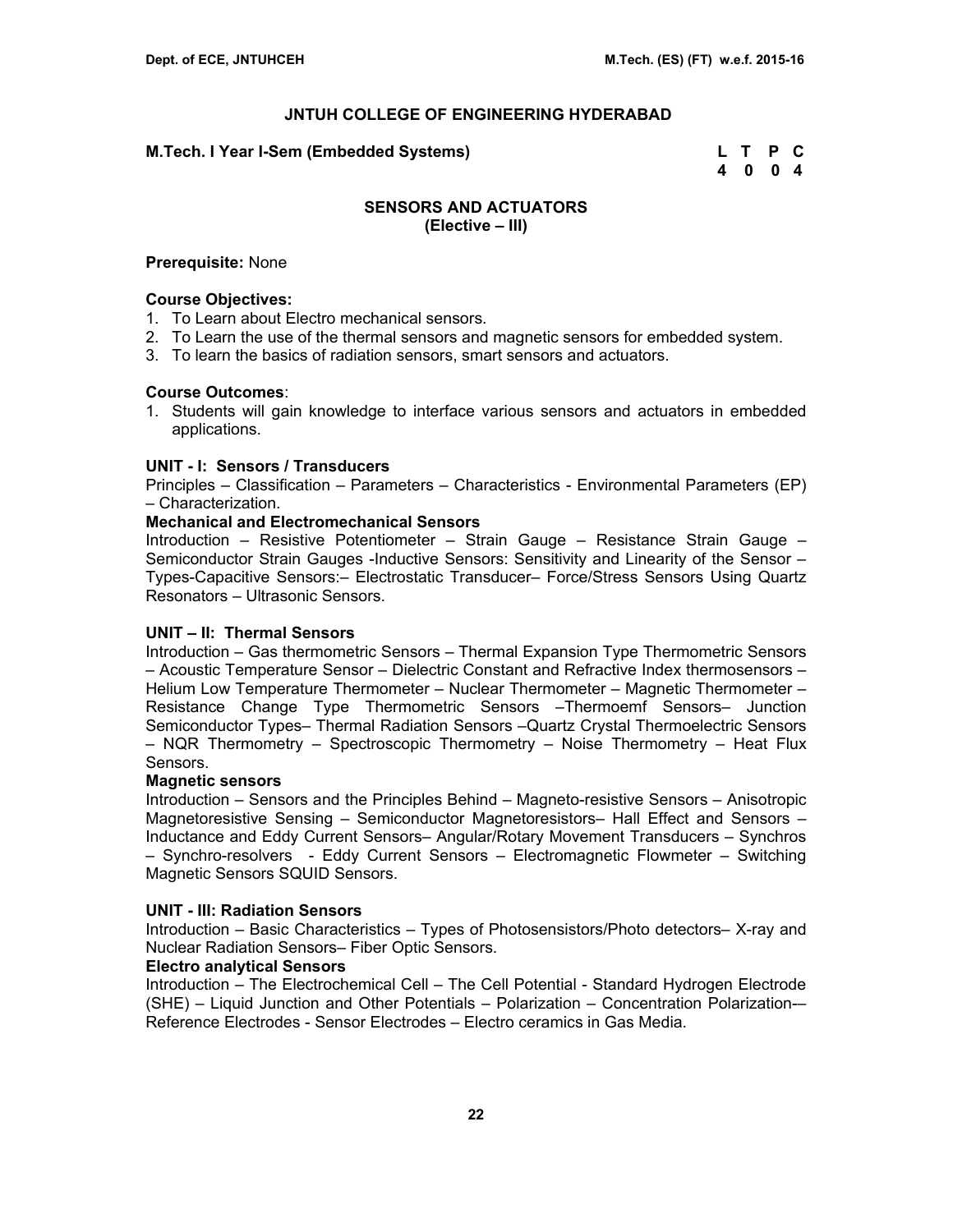# JNTUH COLLEGE OF ENGINEERING HYDERABAD

**M.Tech. I Year I-Sem (Embedded Systems)**

| L | T | P | C |
|---|---|---|---|
| 4 | 0 | 0 | 4 |

## SENSORS AND ACTUATORS
### (Elective – III)

**Prerequisite:** None

**Course Objectives:**

1. To Learn about Electro mechanical sensors.
2. To Learn the use of the thermal sensors and magnetic sensors for embedded system.
3. To learn the basics of radiation sensors, smart sensors and actuators.

**Course Outcomes**:

1. Students will gain knowledge to interface various sensors and actuators in embedded applications.

**UNIT - I: Sensors / Transducers**

Principles – Classification – Parameters – Characteristics - Environmental Parameters (EP) – Characterization.

**Mechanical and Electromechanical Sensors**

Introduction – Resistive Potentiometer – Strain Gauge – Resistance Strain Gauge – Semiconductor Strain Gauges -Inductive Sensors: Sensitivity and Linearity of the Sensor – Types-Capacitive Sensors:– Electrostatic Transducer– Force/Stress Sensors Using Quartz Resonators – Ultrasonic Sensors.

**UNIT – II: Thermal Sensors**

Introduction – Gas thermometric Sensors – Thermal Expansion Type Thermometric Sensors – Acoustic Temperature Sensor – Dielectric Constant and Refractive Index thermosensors – Helium Low Temperature Thermometer – Nuclear Thermometer – Magnetic Thermometer – Resistance Change Type Thermometric Sensors –Thermoemf Sensors– Junction Semiconductor Types– Thermal Radiation Sensors –Quartz Crystal Thermoelectric Sensors – NQR Thermometry – Spectroscopic Thermometry – Noise Thermometry – Heat Flux Sensors.

**Magnetic sensors**

Introduction – Sensors and the Principles Behind – Magneto-resistive Sensors – Anisotropic Magnetoresistive Sensing – Semiconductor Magnetoresistors– Hall Effect and Sensors – Inductance and Eddy Current Sensors– Angular/Rotary Movement Transducers – Synchros – Synchro-resolvers - Eddy Current Sensors – Electromagnetic Flowmeter – Switching Magnetic Sensors SQUID Sensors.

**UNIT - III: Radiation Sensors**

Introduction – Basic Characteristics – Types of Photosensistors/Photo detectors– X-ray and Nuclear Radiation Sensors– Fiber Optic Sensors.

**Electro analytical Sensors**

Introduction – The Electrochemical Cell – The Cell Potential - Standard Hydrogen Electrode (SHE) – Liquid Junction and Other Potentials – Polarization – Concentration Polarization-– Reference Electrodes - Sensor Electrodes – Electro ceramics in Gas Media.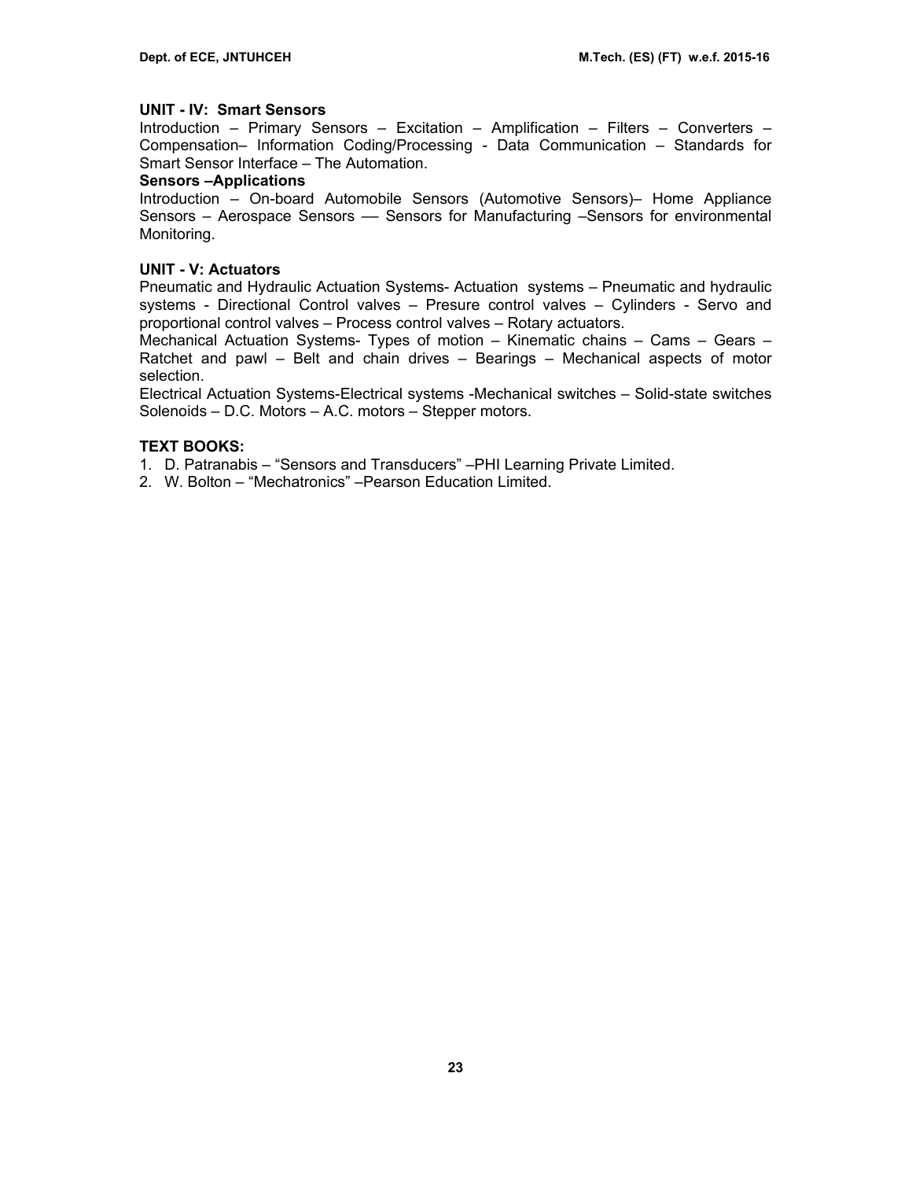**UNIT - IV: Smart Sensors**

Introduction – Primary Sensors – Excitation – Amplification – Filters – Converters – Compensation– Information Coding/Processing - Data Communication – Standards for Smart Sensor Interface – The Automation.

**Sensors –Applications**

Introduction – On-board Automobile Sensors (Automotive Sensors)– Home Appliance Sensors – Aerospace Sensors –– Sensors for Manufacturing –Sensors for environmental Monitoring.

**UNIT - V: Actuators**

Pneumatic and Hydraulic Actuation Systems- Actuation systems – Pneumatic and hydraulic systems - Directional Control valves – Presure control valves – Cylinders - Servo and proportional control valves – Process control valves – Rotary actuators.

Mechanical Actuation Systems- Types of motion – Kinematic chains – Cams – Gears – Ratchet and pawl – Belt and chain drives – Bearings – Mechanical aspects of motor selection.

Electrical Actuation Systems-Electrical systems -Mechanical switches – Solid-state switches Solenoids – D.C. Motors – A.C. motors – Stepper motors.

**TEXT BOOKS:**

1. D. Patranabis – "Sensors and Transducers" –PHI Learning Private Limited.
2. W. Bolton – "Mechatronics" –Pearson Education Limited.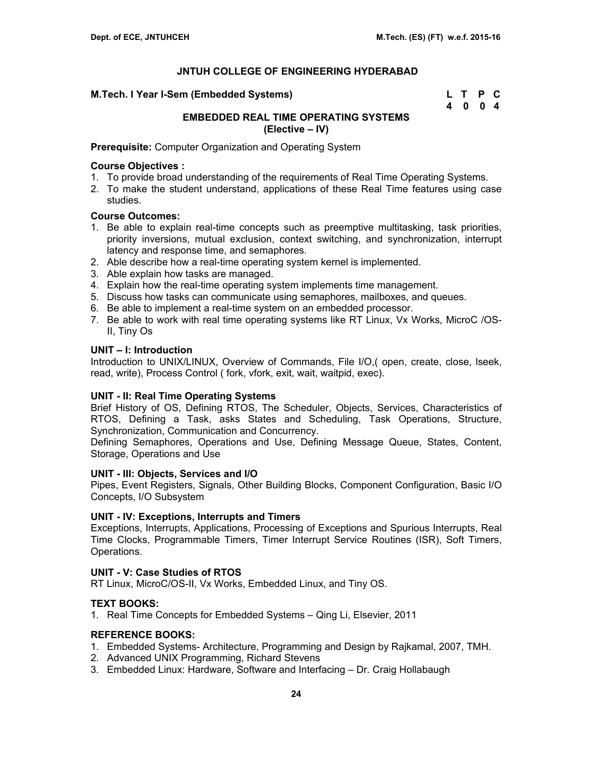## JNTUH COLLEGE OF ENGINEERING HYDERABAD

**M.Tech. I Year I-Sem (Embedded Systems)**

| L | T | P | C |
|---|---|---|---|
| 4 | 0 | 0 | 4 |

### EMBEDDED REAL TIME OPERATING SYSTEMS
### (Elective – IV)

**Prerequisite:** Computer Organization and Operating System

**Course Objectives :**

1. To provide broad understanding of the requirements of Real Time Operating Systems.
2. To make the student understand, applications of these Real Time features using case studies.

**Course Outcomes:**

1. Be able to explain real-time concepts such as preemptive multitasking, task priorities, priority inversions, mutual exclusion, context switching, and synchronization, interrupt latency and response time, and semaphores.
2. Able describe how a real-time operating system kernel is implemented.
3. Able explain how tasks are managed.
4. Explain how the real-time operating system implements time management.
5. Discuss how tasks can communicate using semaphores, mailboxes, and queues.
6. Be able to implement a real-time system on an embedded processor.
7. Be able to work with real time operating systems like RT Linux, Vx Works, MicroC /OS-II, Tiny Os

**UNIT – I: Introduction**

Introduction to UNIX/LINUX, Overview of Commands, File I/O,( open, create, close, lseek, read, write), Process Control ( fork, vfork, exit, wait, waitpid, exec).

**UNIT - II: Real Time Operating Systems**

Brief History of OS, Defining RTOS, The Scheduler, Objects, Services, Characteristics of RTOS, Defining a Task, asks States and Scheduling, Task Operations, Structure, Synchronization, Communication and Concurrency.

Defining Semaphores, Operations and Use, Defining Message Queue, States, Content, Storage, Operations and Use

**UNIT - III: Objects, Services and I/O**

Pipes, Event Registers, Signals, Other Building Blocks, Component Configuration, Basic I/O Concepts, I/O Subsystem

**UNIT - IV: Exceptions, Interrupts and Timers**

Exceptions, Interrupts, Applications, Processing of Exceptions and Spurious Interrupts, Real Time Clocks, Programmable Timers, Timer Interrupt Service Routines (ISR), Soft Timers, Operations.

**UNIT - V: Case Studies of RTOS**

RT Linux, MicroC/OS-II, Vx Works, Embedded Linux, and Tiny OS.

**TEXT BOOKS:**

1. Real Time Concepts for Embedded Systems – Qing Li, Elsevier, 2011

**REFERENCE BOOKS:**

1. Embedded Systems- Architecture, Programming and Design by Rajkamal, 2007, TMH.
2. Advanced UNIX Programming, Richard Stevens
3. Embedded Linux: Hardware, Software and Interfacing – Dr. Craig Hollabaugh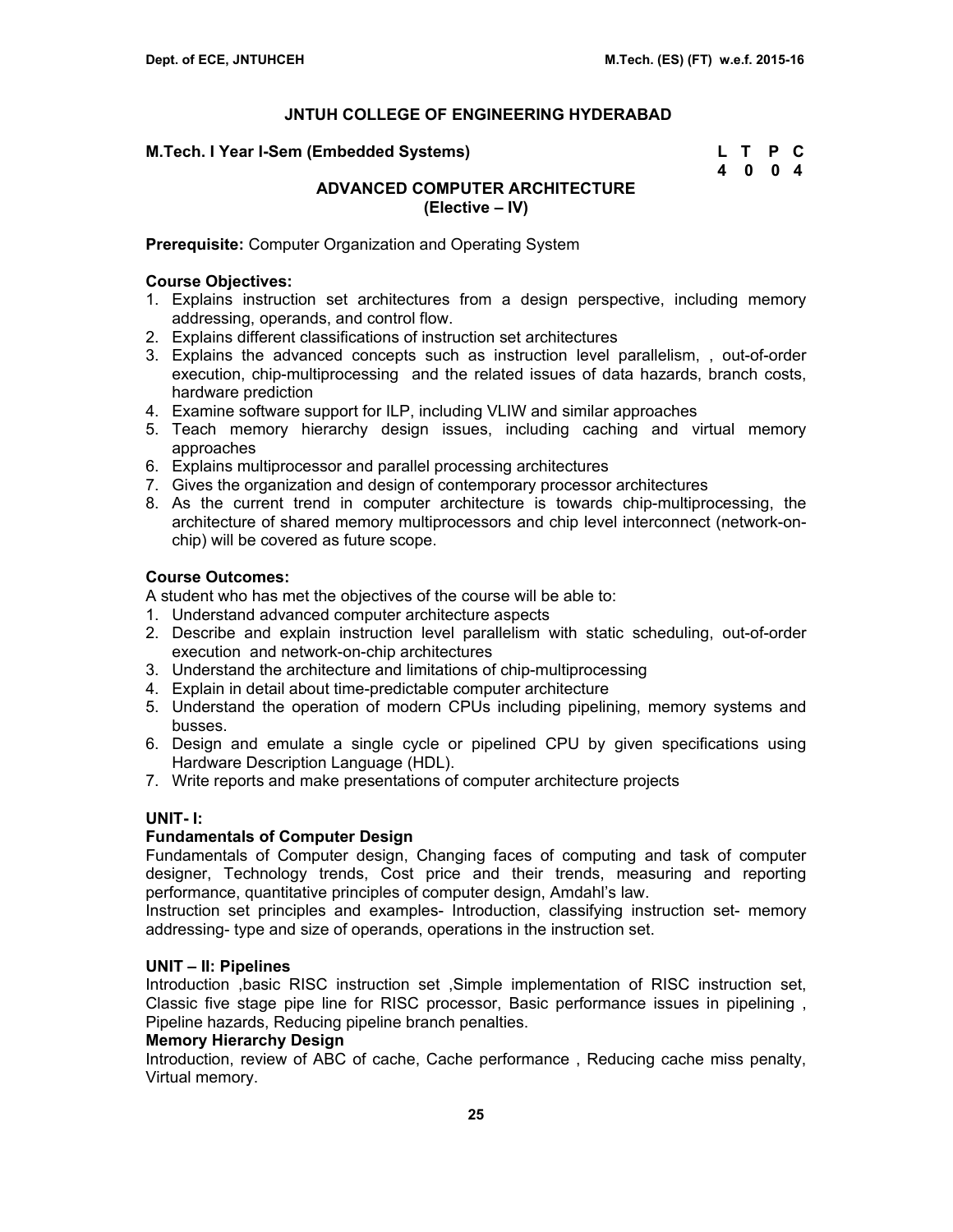**JNTUH COLLEGE OF ENGINEERING HYDERABAD**

**M.Tech. I Year I-Sem (Embedded Systems)**

| L | T | P | C |
|---|---|---|---|
| 4 | 0 | 0 | 4 |

## ADVANCED COMPUTER ARCHITECTURE
### (Elective – IV)

**Prerequisite:** Computer Organization and Operating System

**Course Objectives:**

1. Explains instruction set architectures from a design perspective, including memory addressing, operands, and control flow.
2. Explains different classifications of instruction set architectures
3. Explains the advanced concepts such as instruction level parallelism, , out-of-order execution, chip-multiprocessing and the related issues of data hazards, branch costs, hardware prediction
4. Examine software support for ILP, including VLIW and similar approaches
5. Teach memory hierarchy design issues, including caching and virtual memory approaches
6. Explains multiprocessor and parallel processing architectures
7. Gives the organization and design of contemporary processor architectures
8. As the current trend in computer architecture is towards chip-multiprocessing, the architecture of shared memory multiprocessors and chip level interconnect (network-on-chip) will be covered as future scope.

**Course Outcomes:**

A student who has met the objectives of the course will be able to:

1. Understand advanced computer architecture aspects
2. Describe and explain instruction level parallelism with static scheduling, out-of-order execution and network-on-chip architectures
3. Understand the architecture and limitations of chip-multiprocessing
4. Explain in detail about time-predictable computer architecture
5. Understand the operation of modern CPUs including pipelining, memory systems and busses.
6. Design and emulate a single cycle or pipelined CPU by given specifications using Hardware Description Language (HDL).
7. Write reports and make presentations of computer architecture projects

**UNIT- I:**

**Fundamentals of Computer Design**

Fundamentals of Computer design, Changing faces of computing and task of computer designer, Technology trends, Cost price and their trends, measuring and reporting performance, quantitative principles of computer design, Amdahl's law.

Instruction set principles and examples- Introduction, classifying instruction set- memory addressing- type and size of operands, operations in the instruction set.

**UNIT – II: Pipelines**

Introduction ,basic RISC instruction set ,Simple implementation of RISC instruction set, Classic five stage pipe line for RISC processor, Basic performance issues in pipelining , Pipeline hazards, Reducing pipeline branch penalties.

**Memory Hierarchy Design**

Introduction, review of ABC of cache, Cache performance , Reducing cache miss penalty, Virtual memory.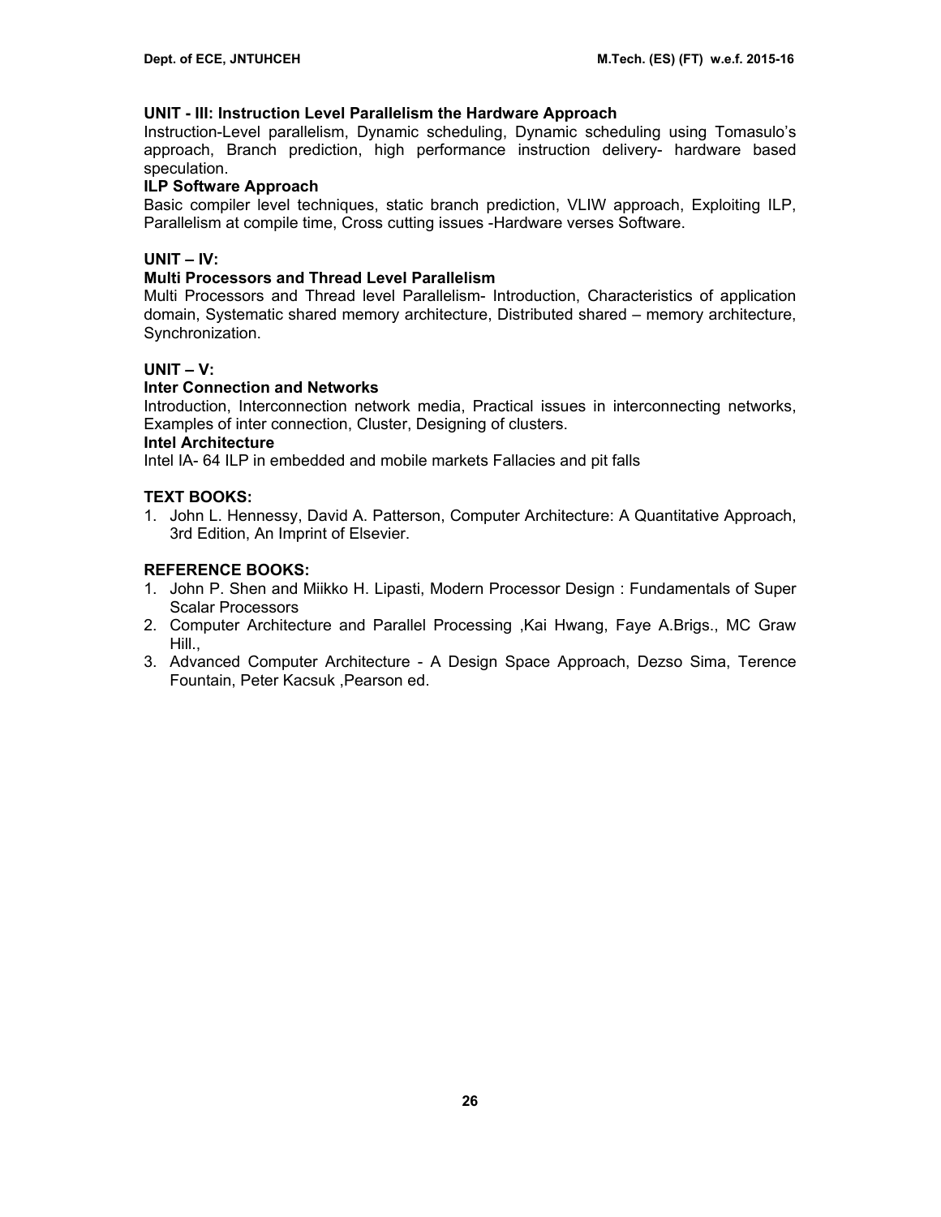**UNIT - III: Instruction Level Parallelism the Hardware Approach**

Instruction-Level parallelism, Dynamic scheduling, Dynamic scheduling using Tomasulo's approach, Branch prediction, high performance instruction delivery- hardware based speculation.

**ILP Software Approach**

Basic compiler level techniques, static branch prediction, VLIW approach, Exploiting ILP, Parallelism at compile time, Cross cutting issues -Hardware verses Software.

**UNIT – IV:**

**Multi Processors and Thread Level Parallelism**

Multi Processors and Thread level Parallelism- Introduction, Characteristics of application domain, Systematic shared memory architecture, Distributed shared – memory architecture, Synchronization.

**UNIT – V:**

**Inter Connection and Networks**

Introduction, Interconnection network media, Practical issues in interconnecting networks, Examples of inter connection, Cluster, Designing of clusters.

**Intel Architecture**

Intel IA- 64 ILP in embedded and mobile markets Fallacies and pit falls

**TEXT BOOKS:**

1. John L. Hennessy, David A. Patterson, Computer Architecture: A Quantitative Approach, 3rd Edition, An Imprint of Elsevier.

**REFERENCE BOOKS:**

1. John P. Shen and Miikko H. Lipasti, Modern Processor Design : Fundamentals of Super Scalar Processors
2. Computer Architecture and Parallel Processing ,Kai Hwang, Faye A.Brigs., MC Graw Hill.,
3. Advanced Computer Architecture - A Design Space Approach, Dezso Sima, Terence Fountain, Peter Kacsuk ,Pearson ed.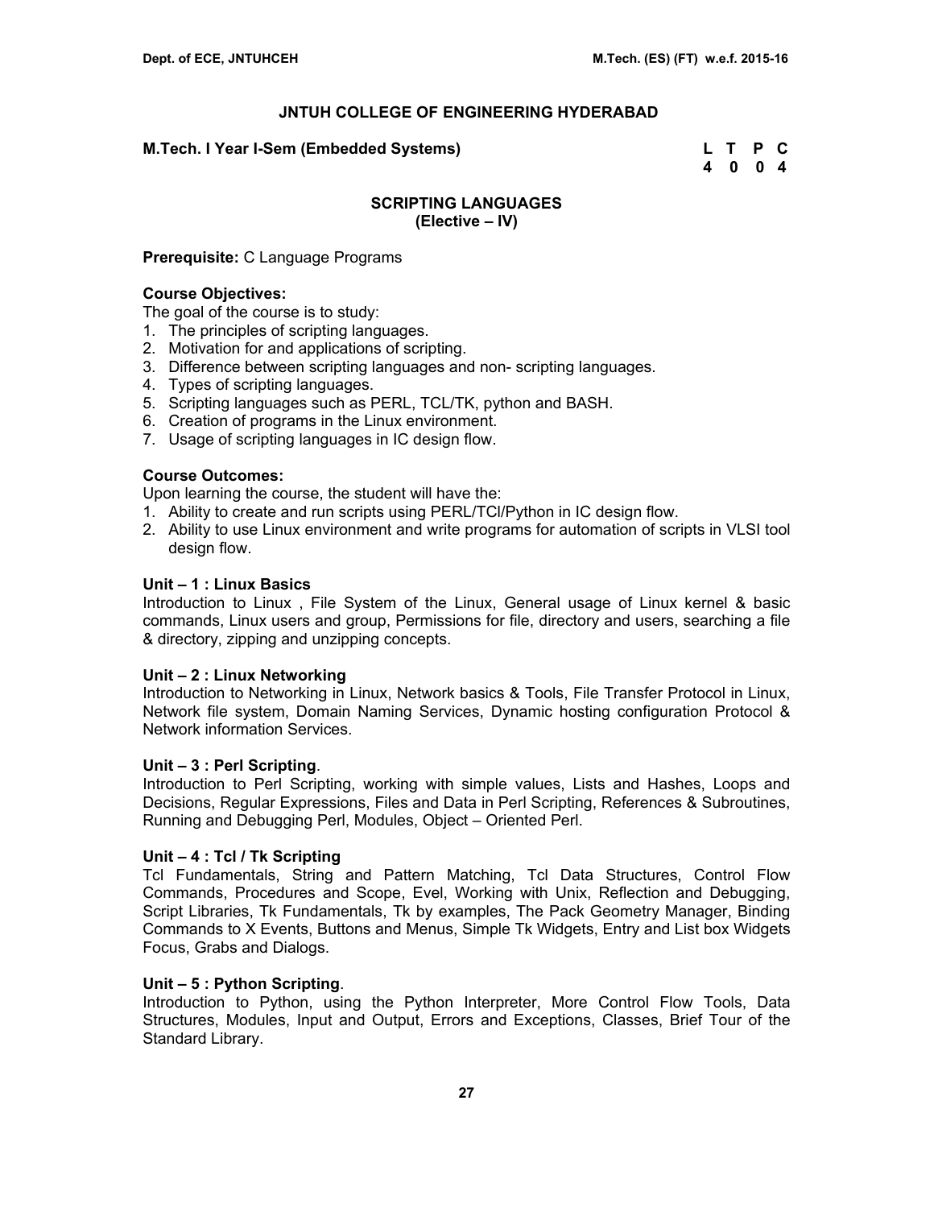## JNTUH COLLEGE OF ENGINEERING HYDERABAD

**M.Tech. I Year I-Sem (Embedded Systems)**

| L | T | P | C |
|---|---|---|---|
| 4 | 0 | 0 | 4 |

### SCRIPTING LANGUAGES
### (Elective – IV)

**Prerequisite:** C Language Programs

**Course Objectives:**
The goal of the course is to study:
1. The principles of scripting languages.
2. Motivation for and applications of scripting.
3. Difference between scripting languages and non- scripting languages.
4. Types of scripting languages.
5. Scripting languages such as PERL, TCL/TK, python and BASH.
6. Creation of programs in the Linux environment.
7. Usage of scripting languages in IC design flow.

**Course Outcomes:**
Upon learning the course, the student will have the:
1. Ability to create and run scripts using PERL/TCl/Python in IC design flow.
2. Ability to use Linux environment and write programs for automation of scripts in VLSI tool design flow.

**Unit – 1 : Linux Basics**
Introduction to Linux , File System of the Linux, General usage of Linux kernel & basic commands, Linux users and group, Permissions for file, directory and users, searching a file & directory, zipping and unzipping concepts.

**Unit – 2 : Linux Networking**
Introduction to Networking in Linux, Network basics & Tools, File Transfer Protocol in Linux, Network file system, Domain Naming Services, Dynamic hosting configuration Protocol & Network information Services.

**Unit – 3 : Perl Scripting**.
Introduction to Perl Scripting, working with simple values, Lists and Hashes, Loops and Decisions, Regular Expressions, Files and Data in Perl Scripting, References & Subroutines, Running and Debugging Perl, Modules, Object – Oriented Perl.

**Unit – 4 : Tcl / Tk Scripting**
Tcl Fundamentals, String and Pattern Matching, Tcl Data Structures, Control Flow Commands, Procedures and Scope, Evel, Working with Unix, Reflection and Debugging, Script Libraries, Tk Fundamentals, Tk by examples, The Pack Geometry Manager, Binding Commands to X Events, Buttons and Menus, Simple Tk Widgets, Entry and List box Widgets Focus, Grabs and Dialogs.

**Unit – 5 : Python Scripting**.
Introduction to Python, using the Python Interpreter, More Control Flow Tools, Data Structures, Modules, Input and Output, Errors and Exceptions, Classes, Brief Tour of the Standard Library.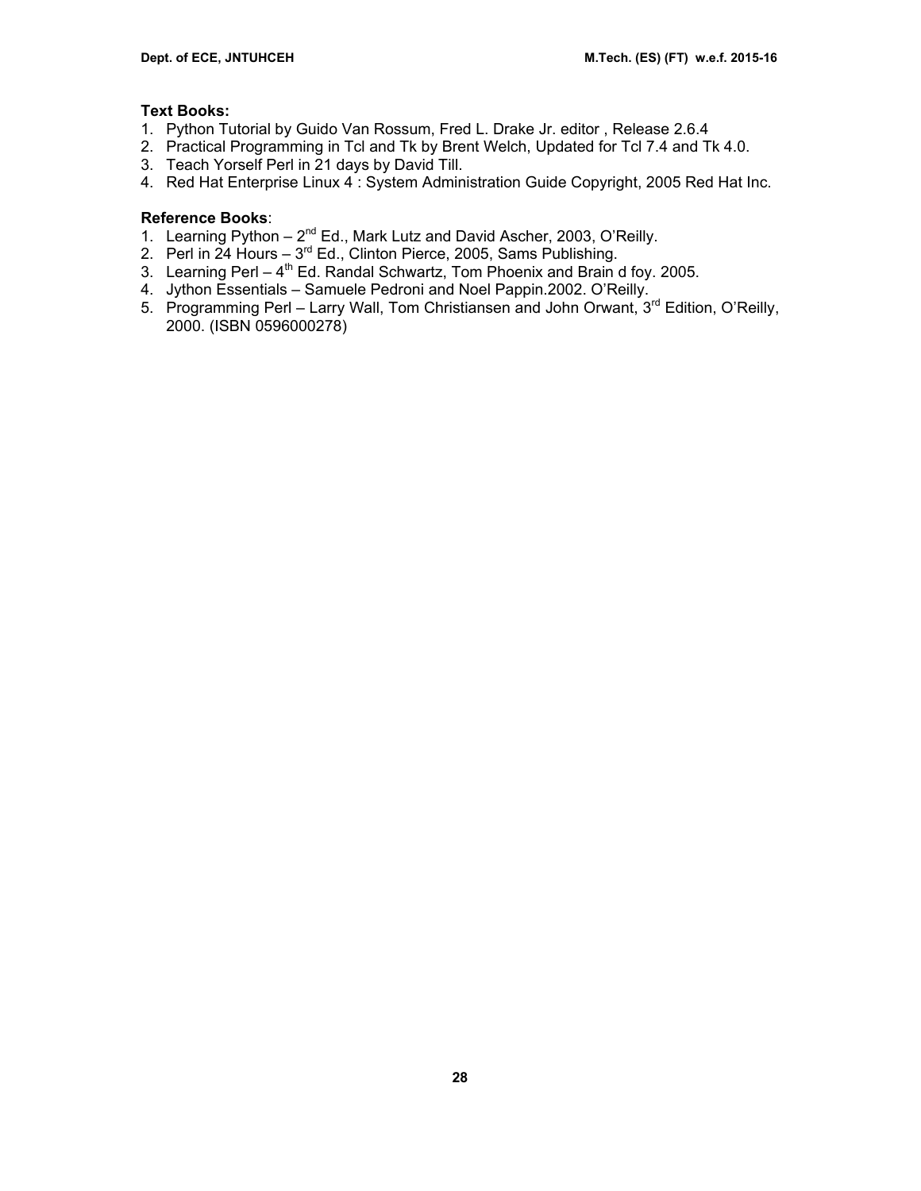**Text Books:**

1. Python Tutorial by Guido Van Rossum, Fred L. Drake Jr. editor , Release 2.6.4
2. Practical Programming in Tcl and Tk by Brent Welch, Updated for Tcl 7.4 and Tk 4.0.
3. Teach Yorself Perl in 21 days by David Till.
4. Red Hat Enterprise Linux 4 : System Administration Guide Copyright, 2005 Red Hat Inc.

**Reference Books**:

1. Learning Python – 2nd Ed., Mark Lutz and David Ascher, 2003, O'Reilly.
2. Perl in 24 Hours – 3rd Ed., Clinton Pierce, 2005, Sams Publishing.
3. Learning Perl – 4th Ed. Randal Schwartz, Tom Phoenix and Brain d foy. 2005.
4. Jython Essentials – Samuele Pedroni and Noel Pappin.2002. O'Reilly.
5. Programming Perl – Larry Wall, Tom Christiansen and John Orwant, 3rd Edition, O'Reilly, 2000. (ISBN 0596000278)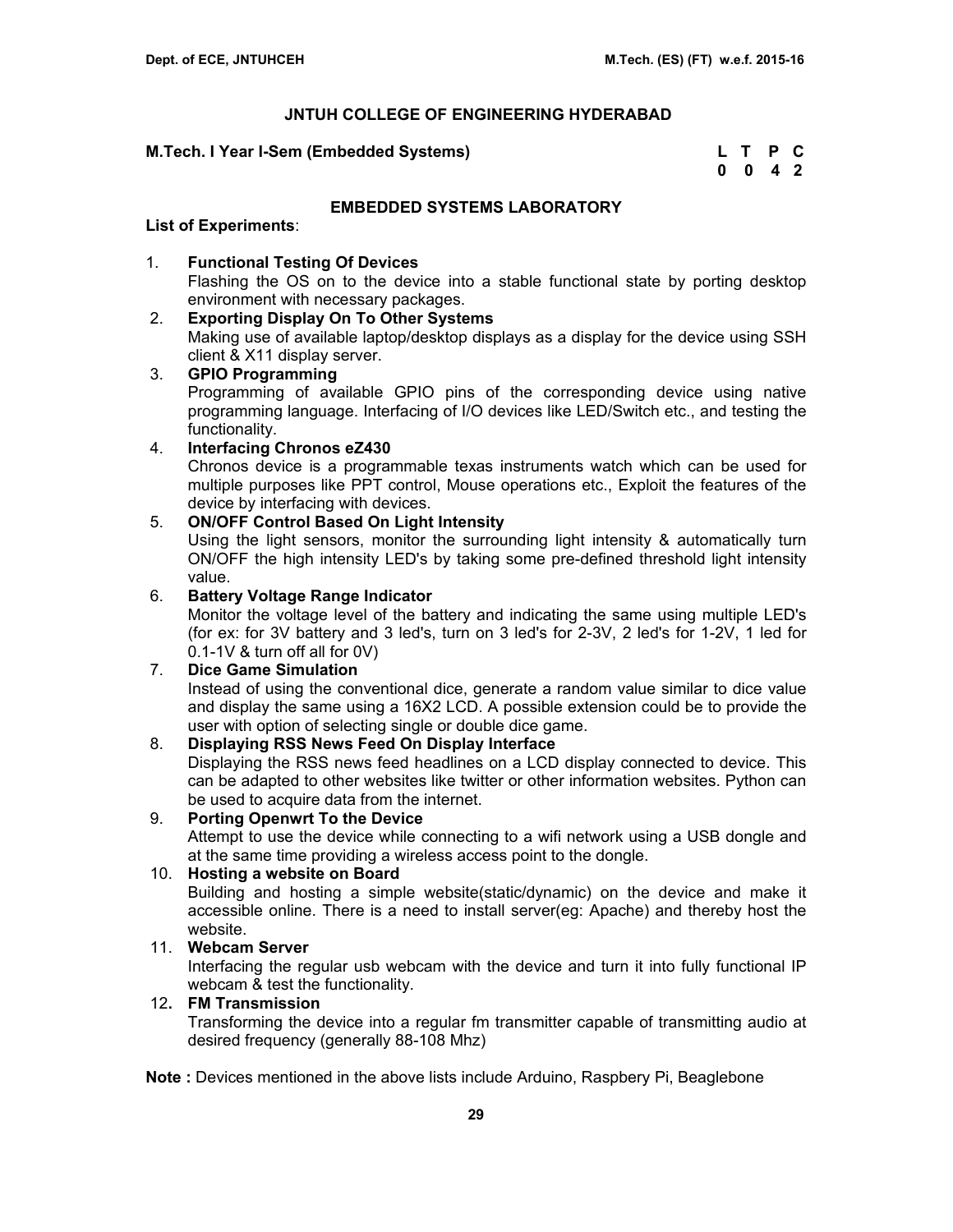## JNTUH COLLEGE OF ENGINEERING HYDERABAD

**M.Tech. I Year I-Sem (Embedded Systems)**

| L | T | P | C |
|---|---|---|---|
| 0 | 0 | 4 | 2 |

### EMBEDDED SYSTEMS LABORATORY

**List of Experiments**:

1. **Functional Testing Of Devices**
   Flashing the OS on to the device into a stable functional state by porting desktop environment with necessary packages.
2. **Exporting Display On To Other Systems**
   Making use of available laptop/desktop displays as a display for the device using SSH client & X11 display server.
3. **GPIO Programming**
   Programming of available GPIO pins of the corresponding device using native programming language. Interfacing of I/O devices like LED/Switch etc., and testing the functionality.
4. **Interfacing Chronos eZ430**
   Chronos device is a programmable texas instruments watch which can be used for multiple purposes like PPT control, Mouse operations etc., Exploit the features of the device by interfacing with devices.
5. **ON/OFF Control Based On Light Intensity**
   Using the light sensors, monitor the surrounding light intensity & automatically turn ON/OFF the high intensity LED's by taking some pre-defined threshold light intensity value.
6. **Battery Voltage Range Indicator**
   Monitor the voltage level of the battery and indicating the same using multiple LED's (for ex: for 3V battery and 3 led's, turn on 3 led's for 2-3V, 2 led's for 1-2V, 1 led for 0.1-1V & turn off all for 0V)
7. **Dice Game Simulation**
   Instead of using the conventional dice, generate a random value similar to dice value and display the same using a 16X2 LCD. A possible extension could be to provide the user with option of selecting single or double dice game.
8. **Displaying RSS News Feed On Display Interface**
   Displaying the RSS news feed headlines on a LCD display connected to device. This can be adapted to other websites like twitter or other information websites. Python can be used to acquire data from the internet.
9. **Porting Openwrt To the Device**
   Attempt to use the device while connecting to a wifi network using a USB dongle and at the same time providing a wireless access point to the dongle.
10. **Hosting a website on Board**
    Building and hosting a simple website(static/dynamic) on the device and make it accessible online. There is a need to install server(eg: Apache) and thereby host the website.
11. **Webcam Server**
    Interfacing the regular usb webcam with the device and turn it into fully functional IP webcam & test the functionality.
12. **FM Transmission**
    Transforming the device into a regular fm transmitter capable of transmitting audio at desired frequency (generally 88-108 Mhz)

**Note :** Devices mentioned in the above lists include Arduino, Raspbery Pi, Beaglebone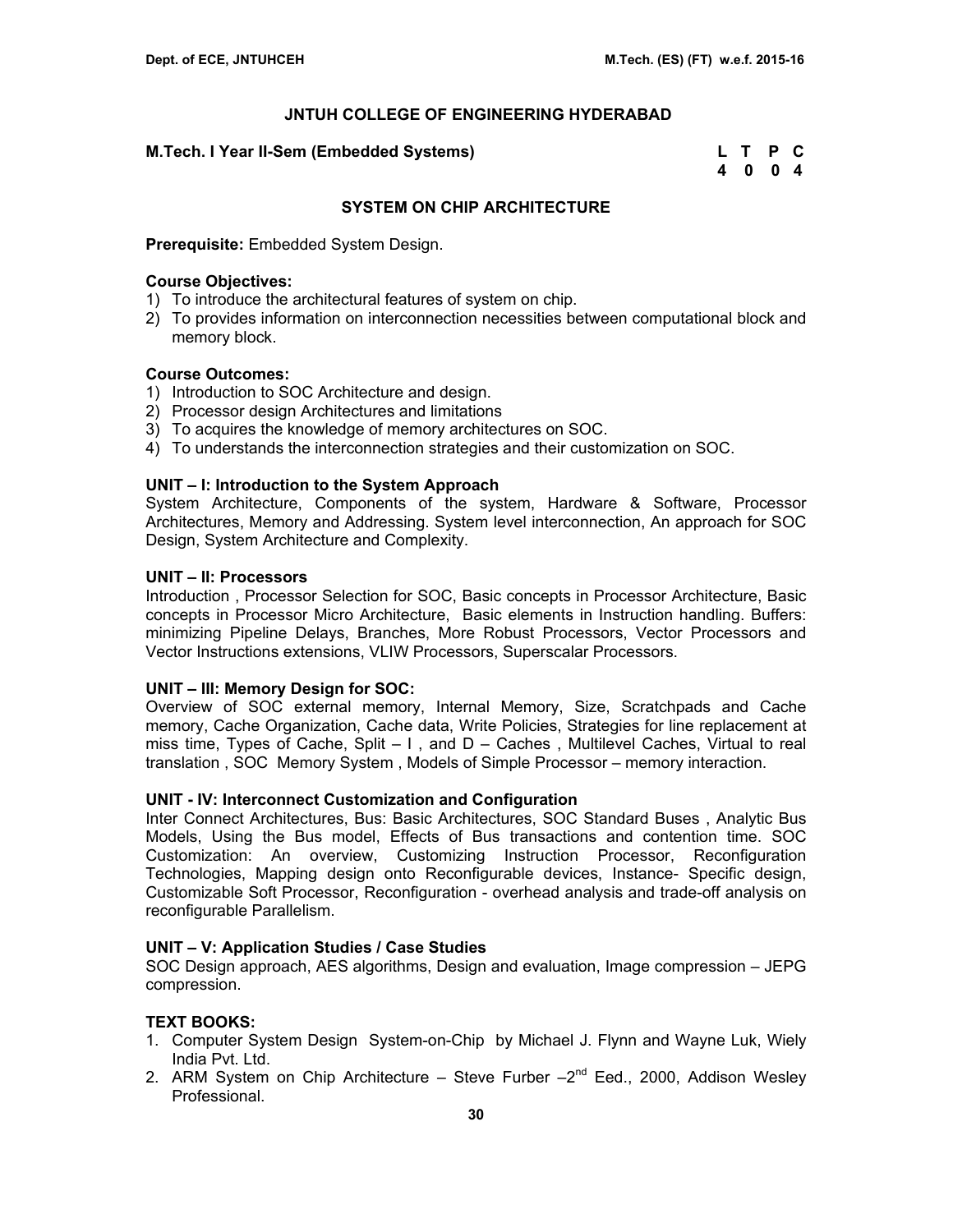## JNTUH COLLEGE OF ENGINEERING HYDERABAD

**M.Tech. I Year II-Sem (Embedded Systems)**

| L | T | P | C |
|---|---|---|---|
| 4 | 0 | 0 | 4 |

## SYSTEM ON CHIP ARCHITECTURE

**Prerequisite:** Embedded System Design.

**Course Objectives:**

1) To introduce the architectural features of system on chip.
2) To provides information on interconnection necessities between computational block and memory block.

**Course Outcomes:**

1) Introduction to SOC Architecture and design.
2) Processor design Architectures and limitations
3) To acquires the knowledge of memory architectures on SOC.
4) To understands the interconnection strategies and their customization on SOC.

**UNIT – I: Introduction to the System Approach**

System Architecture, Components of the system, Hardware & Software, Processor Architectures, Memory and Addressing. System level interconnection, An approach for SOC Design, System Architecture and Complexity.

**UNIT – II: Processors**

Introduction , Processor Selection for SOC, Basic concepts in Processor Architecture, Basic concepts in Processor Micro Architecture, Basic elements in Instruction handling. Buffers: minimizing Pipeline Delays, Branches, More Robust Processors, Vector Processors and Vector Instructions extensions, VLIW Processors, Superscalar Processors.

**UNIT – III: Memory Design for SOC:**

Overview of SOC external memory, Internal Memory, Size, Scratchpads and Cache memory, Cache Organization, Cache data, Write Policies, Strategies for line replacement at miss time, Types of Cache, Split – I , and D – Caches , Multilevel Caches, Virtual to real translation , SOC Memory System , Models of Simple Processor – memory interaction.

**UNIT - IV: Interconnect Customization and Configuration**

Inter Connect Architectures, Bus: Basic Architectures, SOC Standard Buses , Analytic Bus Models, Using the Bus model, Effects of Bus transactions and contention time. SOC Customization: An overview, Customizing Instruction Processor, Reconfiguration Technologies, Mapping design onto Reconfigurable devices, Instance- Specific design, Customizable Soft Processor, Reconfiguration - overhead analysis and trade-off analysis on reconfigurable Parallelism.

**UNIT – V: Application Studies / Case Studies**

SOC Design approach, AES algorithms, Design and evaluation, Image compression – JEPG compression.

**TEXT BOOKS:**

1. Computer System Design System-on-Chip by Michael J. Flynn and Wayne Luk, Wiely India Pvt. Ltd.
2. ARM System on Chip Architecture – Steve Furber –2nd Eed., 2000, Addison Wesley Professional.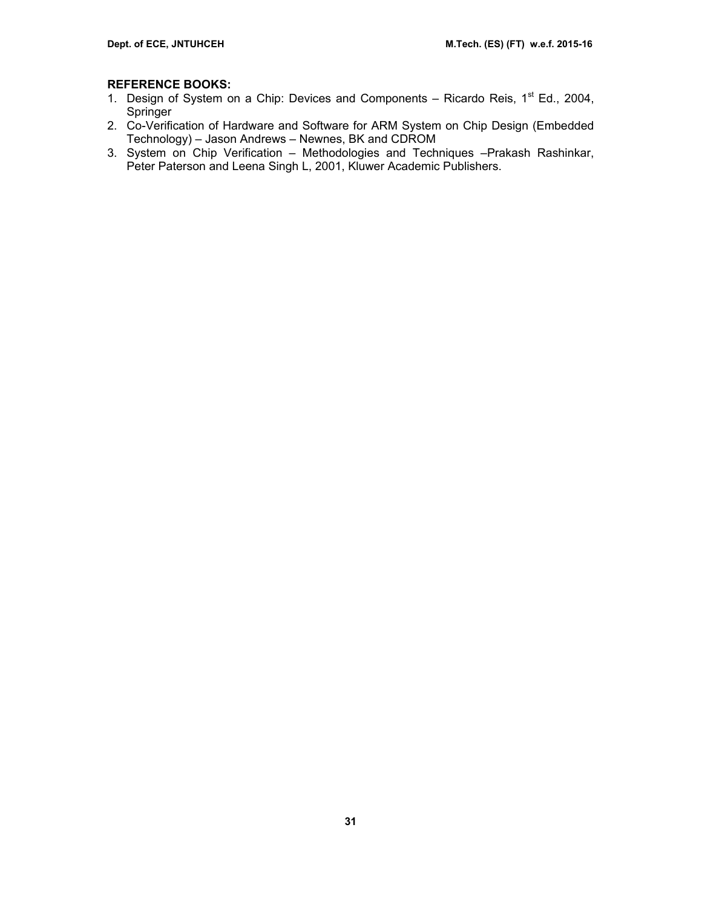**REFERENCE BOOKS:**

1. Design of System on a Chip: Devices and Components – Ricardo Reis, 1st Ed., 2004, Springer
2. Co-Verification of Hardware and Software for ARM System on Chip Design (Embedded Technology) – Jason Andrews – Newnes, BK and CDROM
3. System on Chip Verification – Methodologies and Techniques –Prakash Rashinkar, Peter Paterson and Leena Singh L, 2001, Kluwer Academic Publishers.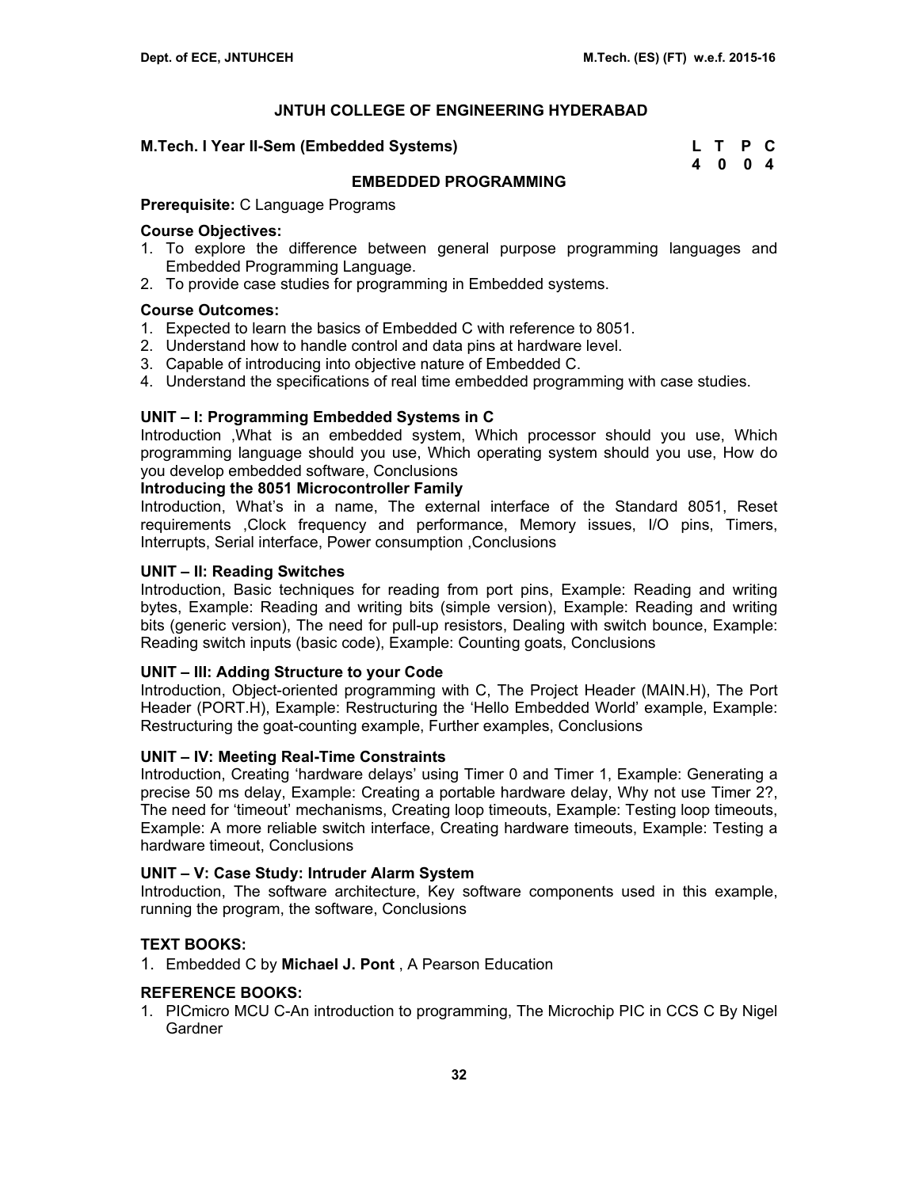## JNTUH COLLEGE OF ENGINEERING HYDERABAD

**M.Tech. I Year II-Sem (Embedded Systems)**

| L | T | P | C |
|---|---|---|---|
| 4 | 0 | 0 | 4 |

### EMBEDDED PROGRAMMING

**Prerequisite:** C Language Programs

**Course Objectives:**

1. To explore the difference between general purpose programming languages and Embedded Programming Language.
2. To provide case studies for programming in Embedded systems.

**Course Outcomes:**

1. Expected to learn the basics of Embedded C with reference to 8051.
2. Understand how to handle control and data pins at hardware level.
3. Capable of introducing into objective nature of Embedded C.
4. Understand the specifications of real time embedded programming with case studies.

**UNIT – I: Programming Embedded Systems in C**

Introduction ,What is an embedded system, Which processor should you use, Which programming language should you use, Which operating system should you use, How do you develop embedded software, Conclusions

**Introducing the 8051 Microcontroller Family**

Introduction, What's in a name, The external interface of the Standard 8051, Reset requirements ,Clock frequency and performance, Memory issues, I/O pins, Timers, Interrupts, Serial interface, Power consumption ,Conclusions

**UNIT – II: Reading Switches**

Introduction, Basic techniques for reading from port pins, Example: Reading and writing bytes, Example: Reading and writing bits (simple version), Example: Reading and writing bits (generic version), The need for pull-up resistors, Dealing with switch bounce, Example: Reading switch inputs (basic code), Example: Counting goats, Conclusions

**UNIT – III: Adding Structure to your Code**

Introduction, Object-oriented programming with C, The Project Header (MAIN.H), The Port Header (PORT.H), Example: Restructuring the 'Hello Embedded World' example, Example: Restructuring the goat-counting example, Further examples, Conclusions

**UNIT – IV: Meeting Real-Time Constraints**

Introduction, Creating 'hardware delays' using Timer 0 and Timer 1, Example: Generating a precise 50 ms delay, Example: Creating a portable hardware delay, Why not use Timer 2?, The need for 'timeout' mechanisms, Creating loop timeouts, Example: Testing loop timeouts, Example: A more reliable switch interface, Creating hardware timeouts, Example: Testing a hardware timeout, Conclusions

**UNIT – V: Case Study: Intruder Alarm System**

Introduction, The software architecture, Key software components used in this example, running the program, the software, Conclusions

**TEXT BOOKS:**

1. Embedded C by **Michael J. Pont** , A Pearson Education

**REFERENCE BOOKS:**

1. PICmicro MCU C-An introduction to programming, The Microchip PIC in CCS C By Nigel Gardner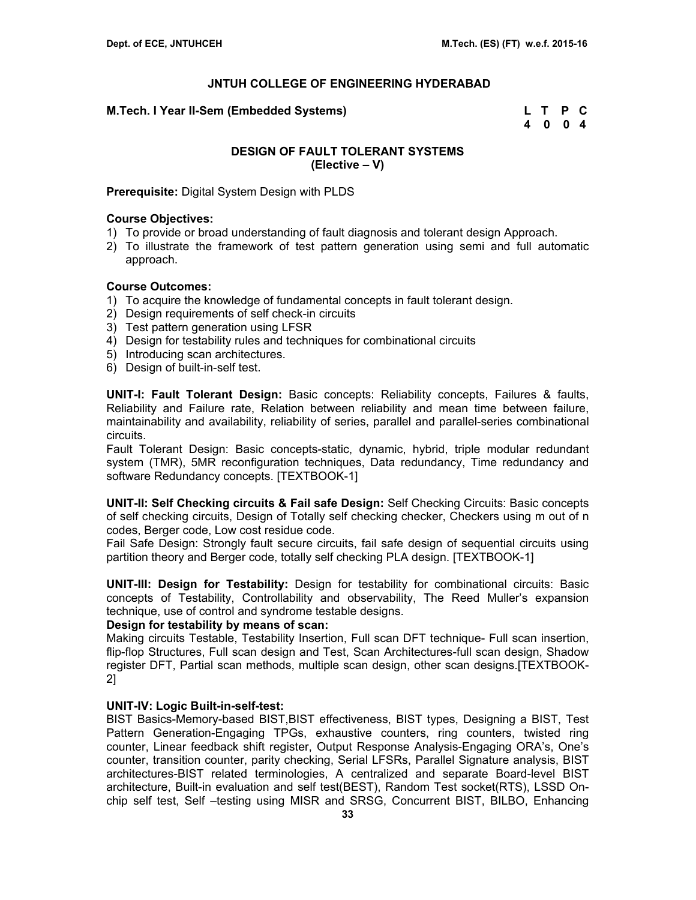## JNTUH COLLEGE OF ENGINEERING HYDERABAD

**M.Tech. I Year II-Sem (Embedded Systems)**

| L | T | P | C |
|---|---|---|---|
| 4 | 0 | 0 | 4 |

### DESIGN OF FAULT TOLERANT SYSTEMS
### (Elective – V)

**Prerequisite:** Digital System Design with PLDS

**Course Objectives:**

1) To provide or broad understanding of fault diagnosis and tolerant design Approach.
2) To illustrate the framework of test pattern generation using semi and full automatic approach.

**Course Outcomes:**

1) To acquire the knowledge of fundamental concepts in fault tolerant design.
2) Design requirements of self check-in circuits
3) Test pattern generation using LFSR
4) Design for testability rules and techniques for combinational circuits
5) Introducing scan architectures.
6) Design of built-in-self test.

**UNIT-I: Fault Tolerant Design:** Basic concepts: Reliability concepts, Failures & faults, Reliability and Failure rate, Relation between reliability and mean time between failure, maintainability and availability, reliability of series, parallel and parallel-series combinational circuits.

Fault Tolerant Design: Basic concepts-static, dynamic, hybrid, triple modular redundant system (TMR), 5MR reconfiguration techniques, Data redundancy, Time redundancy and software Redundancy concepts. [TEXTBOOK-1]

**UNIT-II: Self Checking circuits & Fail safe Design:** Self Checking Circuits: Basic concepts of self checking circuits, Design of Totally self checking checker, Checkers using m out of n codes, Berger code, Low cost residue code.

Fail Safe Design: Strongly fault secure circuits, fail safe design of sequential circuits using partition theory and Berger code, totally self checking PLA design. [TEXTBOOK-1]

**UNIT-III: Design for Testability:** Design for testability for combinational circuits: Basic concepts of Testability, Controllability and observability, The Reed Muller's expansion technique, use of control and syndrome testable designs.

**Design for testability by means of scan:**

Making circuits Testable, Testability Insertion, Full scan DFT technique- Full scan insertion, flip-flop Structures, Full scan design and Test, Scan Architectures-full scan design, Shadow register DFT, Partial scan methods, multiple scan design, other scan designs.[TEXTBOOK-2]

**UNIT-IV: Logic Built-in-self-test:**

BIST Basics-Memory-based BIST,BIST effectiveness, BIST types, Designing a BIST, Test Pattern Generation-Engaging TPGs, exhaustive counters, ring counters, twisted ring counter, Linear feedback shift register, Output Response Analysis-Engaging ORA's, One's counter, transition counter, parity checking, Serial LFSRs, Parallel Signature analysis, BIST architectures-BIST related terminologies, A centralized and separate Board-level BIST architecture, Built-in evaluation and self test(BEST), Random Test socket(RTS), LSSD On-chip self test, Self –testing using MISR and SRSG, Concurrent BIST, BILBO, Enhancing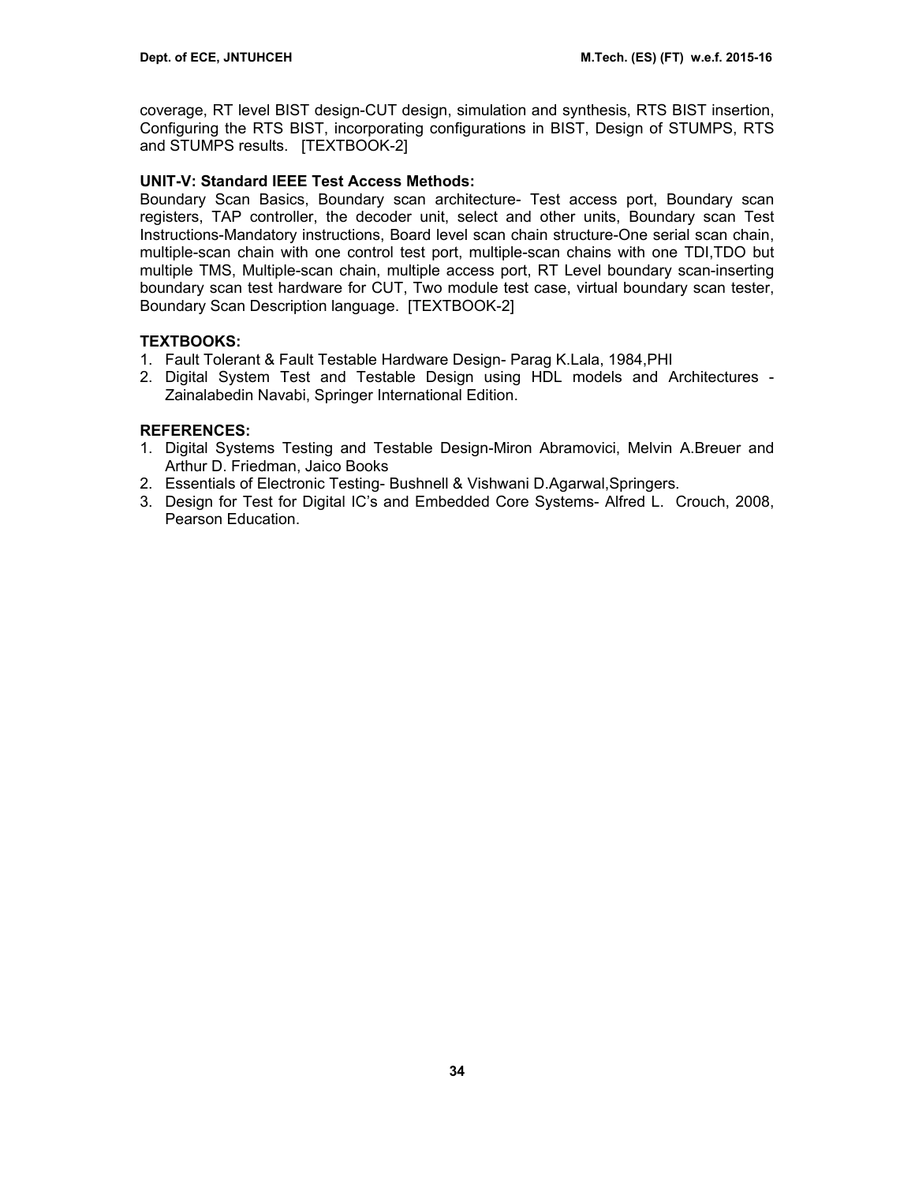coverage, RT level BIST design-CUT design, simulation and synthesis, RTS BIST insertion, Configuring the RTS BIST, incorporating configurations in BIST, Design of STUMPS, RTS and STUMPS results. [TEXTBOOK-2]

**UNIT-V: Standard IEEE Test Access Methods:**

Boundary Scan Basics, Boundary scan architecture- Test access port, Boundary scan registers, TAP controller, the decoder unit, select and other units, Boundary scan Test Instructions-Mandatory instructions, Board level scan chain structure-One serial scan chain, multiple-scan chain with one control test port, multiple-scan chains with one TDI,TDO but multiple TMS, Multiple-scan chain, multiple access port, RT Level boundary scan-inserting boundary scan test hardware for CUT, Two module test case, virtual boundary scan tester, Boundary Scan Description language. [TEXTBOOK-2]

**TEXTBOOKS:**

1. Fault Tolerant & Fault Testable Hardware Design- Parag K.Lala, 1984,PHI
2. Digital System Test and Testable Design using HDL models and Architectures - Zainalabedin Navabi, Springer International Edition.

**REFERENCES:**

1. Digital Systems Testing and Testable Design-Miron Abramovici, Melvin A.Breuer and Arthur D. Friedman, Jaico Books
2. Essentials of Electronic Testing- Bushnell & Vishwani D.Agarwal,Springers.
3. Design for Test for Digital IC's and Embedded Core Systems- Alfred L. Crouch, 2008, Pearson Education.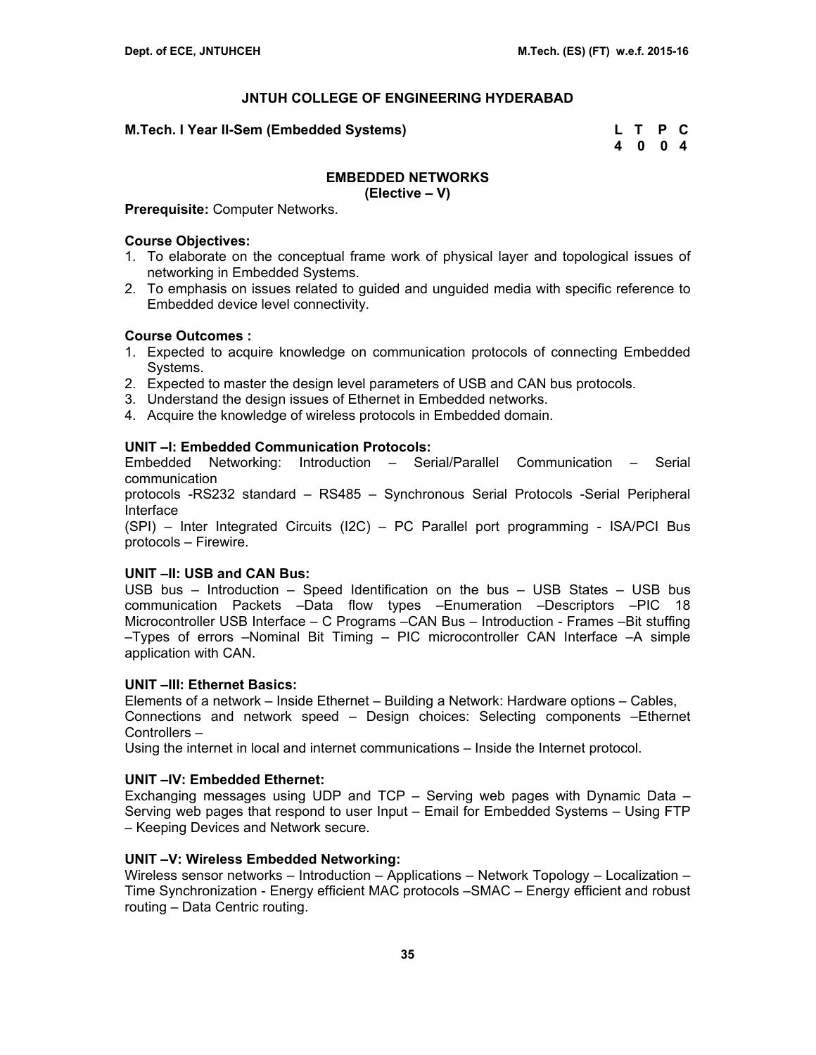### JNTUH COLLEGE OF ENGINEERING HYDERABAD

**M.Tech. I Year II-Sem (Embedded Systems)**

| L | T | P | C |
|---|---|---|---|
| 4 | 0 | 0 | 4 |

## EMBEDDED NETWORKS
**(Elective – V)**

**Prerequisite:** Computer Networks.

**Course Objectives:**

1. To elaborate on the conceptual frame work of physical layer and topological issues of networking in Embedded Systems.
2. To emphasis on issues related to guided and unguided media with specific reference to Embedded device level connectivity.

**Course Outcomes :**

1. Expected to acquire knowledge on communication protocols of connecting Embedded Systems.
2. Expected to master the design level parameters of USB and CAN bus protocols.
3. Understand the design issues of Ethernet in Embedded networks.
4. Acquire the knowledge of wireless protocols in Embedded domain.

**UNIT –I: Embedded Communication Protocols:**

Embedded Networking: Introduction – Serial/Parallel Communication – Serial communication protocols -RS232 standard – RS485 – Synchronous Serial Protocols -Serial Peripheral Interface (SPI) – Inter Integrated Circuits (I2C) – PC Parallel port programming - ISA/PCI Bus protocols – Firewire.

**UNIT –II: USB and CAN Bus:**

USB bus – Introduction – Speed Identification on the bus – USB States – USB bus communication Packets –Data flow types –Enumeration –Descriptors –PIC 18 Microcontroller USB Interface – C Programs –CAN Bus – Introduction - Frames –Bit stuffing –Types of errors –Nominal Bit Timing – PIC microcontroller CAN Interface –A simple application with CAN.

**UNIT –III: Ethernet Basics:**

Elements of a network – Inside Ethernet – Building a Network: Hardware options – Cables, Connections and network speed – Design choices: Selecting components –Ethernet Controllers – Using the internet in local and internet communications – Inside the Internet protocol.

**UNIT –IV: Embedded Ethernet:**

Exchanging messages using UDP and TCP – Serving web pages with Dynamic Data – Serving web pages that respond to user Input – Email for Embedded Systems – Using FTP – Keeping Devices and Network secure.

**UNIT –V: Wireless Embedded Networking:**

Wireless sensor networks – Introduction – Applications – Network Topology – Localization – Time Synchronization - Energy efficient MAC protocols –SMAC – Energy efficient and robust routing – Data Centric routing.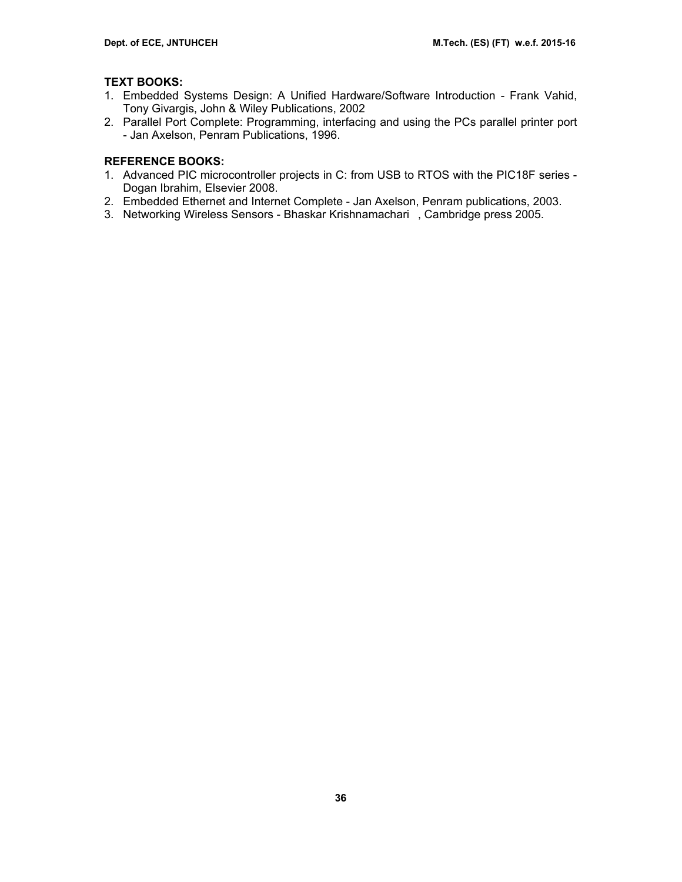**TEXT BOOKS:**

1. Embedded Systems Design: A Unified Hardware/Software Introduction - Frank Vahid, Tony Givargis, John & Wiley Publications, 2002
2. Parallel Port Complete: Programming, interfacing and using the PCs parallel printer port - Jan Axelson, Penram Publications, 1996.

**REFERENCE BOOKS:**

1. Advanced PIC microcontroller projects in C: from USB to RTOS with the PIC18F series - Dogan Ibrahim, Elsevier 2008.
2. Embedded Ethernet and Internet Complete - Jan Axelson, Penram publications, 2003.
3. Networking Wireless Sensors - Bhaskar Krishnamachari , Cambridge press 2005.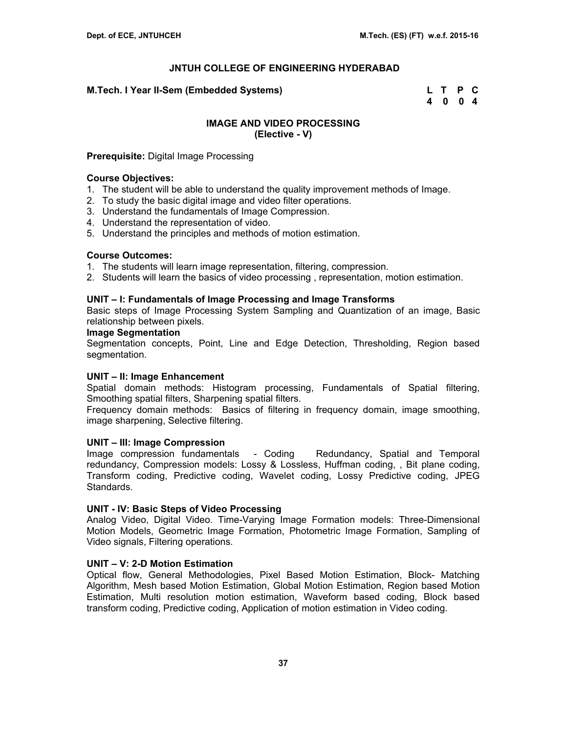## JNTUH COLLEGE OF ENGINEERING HYDERABAD

**M.Tech. I Year II-Sem (Embedded Systems)**

| L | T | P | C |
|---|---|---|---|
| 4 | 0 | 0 | 4 |

### IMAGE AND VIDEO PROCESSING
### (Elective - V)

**Prerequisite:** Digital Image Processing

**Course Objectives:**
1. The student will be able to understand the quality improvement methods of Image.
2. To study the basic digital image and video filter operations.
3. Understand the fundamentals of Image Compression.
4. Understand the representation of video.
5. Understand the principles and methods of motion estimation.

**Course Outcomes:**
1. The students will learn image representation, filtering, compression.
2. Students will learn the basics of video processing , representation, motion estimation.

**UNIT – I: Fundamentals of Image Processing and Image Transforms**

Basic steps of Image Processing System Sampling and Quantization of an image, Basic relationship between pixels.

**Image Segmentation**

Segmentation concepts, Point, Line and Edge Detection, Thresholding, Region based segmentation.

**UNIT – II: Image Enhancement**

Spatial domain methods: Histogram processing, Fundamentals of Spatial filtering, Smoothing spatial filters, Sharpening spatial filters.

Frequency domain methods: Basics of filtering in frequency domain, image smoothing, image sharpening, Selective filtering.

**UNIT – III: Image Compression**

Image compression fundamentals - Coding Redundancy, Spatial and Temporal redundancy, Compression models: Lossy & Lossless, Huffman coding, , Bit plane coding, Transform coding, Predictive coding, Wavelet coding, Lossy Predictive coding, JPEG Standards.

**UNIT - IV: Basic Steps of Video Processing**

Analog Video, Digital Video. Time-Varying Image Formation models: Three-Dimensional Motion Models, Geometric Image Formation, Photometric Image Formation, Sampling of Video signals, Filtering operations.

**UNIT – V: 2-D Motion Estimation**

Optical flow, General Methodologies, Pixel Based Motion Estimation, Block- Matching Algorithm, Mesh based Motion Estimation, Global Motion Estimation, Region based Motion Estimation, Multi resolution motion estimation, Waveform based coding, Block based transform coding, Predictive coding, Application of motion estimation in Video coding.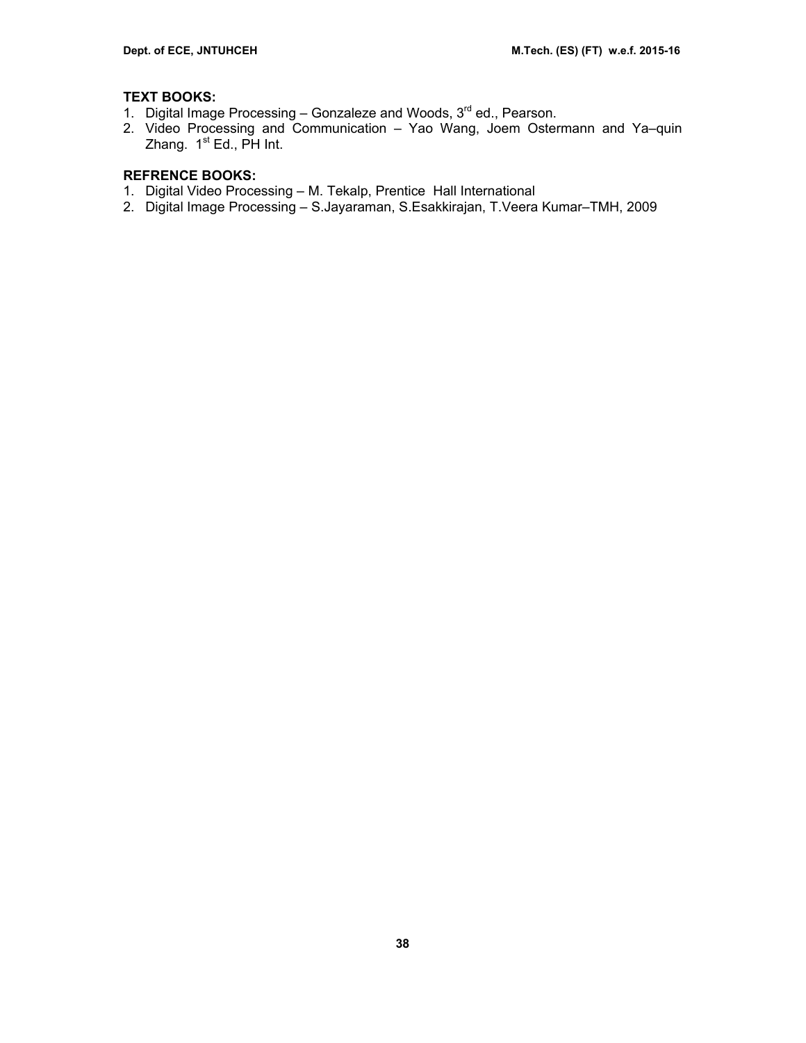**TEXT BOOKS:**

1. Digital Image Processing – Gonzaleze and Woods, 3rd ed., Pearson.
2. Video Processing and Communication – Yao Wang, Joem Ostermann and Ya–quin Zhang. 1st Ed., PH Int.

**REFRENCE BOOKS:**

1. Digital Video Processing – M. Tekalp, Prentice Hall International
2. Digital Image Processing – S.Jayaraman, S.Esakkirajan, T.Veera Kumar–TMH, 2009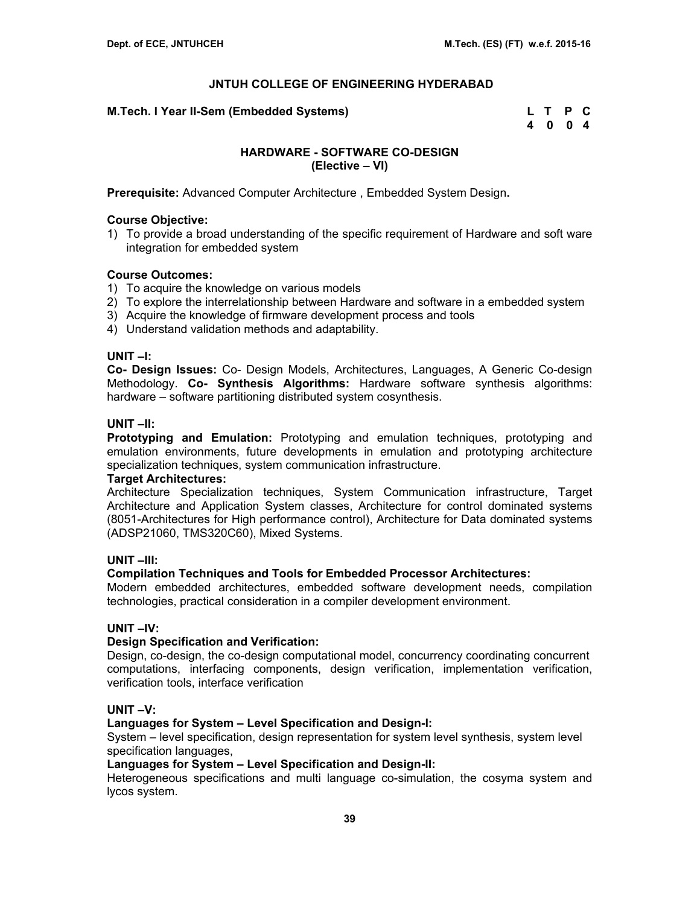## JNTUH COLLEGE OF ENGINEERING HYDERABAD

**M.Tech. I Year II-Sem (Embedded Systems)**

| L | T | P | C |
|---|---|---|---|
| 4 | 0 | 0 | 4 |

### HARDWARE - SOFTWARE CO-DESIGN
### (Elective – VI)

**Prerequisite:** Advanced Computer Architecture , Embedded System Design**.**

**Course Objective:**

1) To provide a broad understanding of the specific requirement of Hardware and soft ware integration for embedded system

**Course Outcomes:**

1) To acquire the knowledge on various models
2) To explore the interrelationship between Hardware and software in a embedded system
3) Acquire the knowledge of firmware development process and tools
4) Understand validation methods and adaptability.

**UNIT –I:**

**Co- Design Issues:** Co- Design Models, Architectures, Languages, A Generic Co-design Methodology. **Co- Synthesis Algorithms:** Hardware software synthesis algorithms: hardware – software partitioning distributed system cosynthesis.

**UNIT –II:**

**Prototyping and Emulation:** Prototyping and emulation techniques, prototyping and emulation environments, future developments in emulation and prototyping architecture specialization techniques, system communication infrastructure.

**Target Architectures:**

Architecture Specialization techniques, System Communication infrastructure, Target Architecture and Application System classes, Architecture for control dominated systems (8051-Architectures for High performance control), Architecture for Data dominated systems (ADSP21060, TMS320C60), Mixed Systems.

**UNIT –III:**

**Compilation Techniques and Tools for Embedded Processor Architectures:**

Modern embedded architectures, embedded software development needs, compilation technologies, practical consideration in a compiler development environment.

**UNIT –IV:**

**Design Specification and Verification:**

Design, co-design, the co-design computational model, concurrency coordinating concurrent computations, interfacing components, design verification, implementation verification, verification tools, interface verification

**UNIT –V:**

**Languages for System – Level Specification and Design-I:**

System – level specification, design representation for system level synthesis, system level specification languages,

**Languages for System – Level Specification and Design-II:**

Heterogeneous specifications and multi language co-simulation, the cosyma system and lycos system.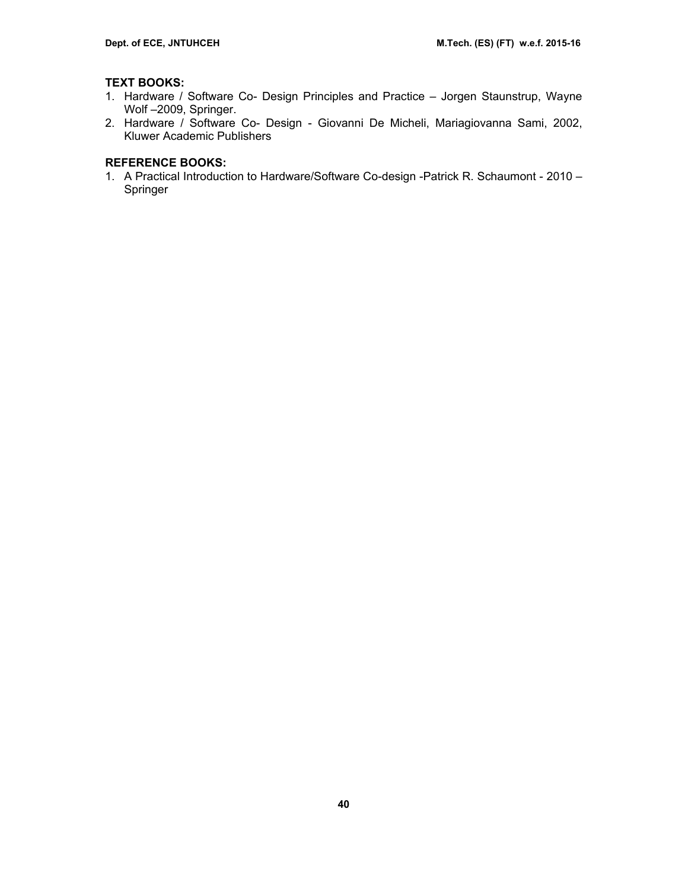**TEXT BOOKS:**

1. Hardware / Software Co- Design Principles and Practice – Jorgen Staunstrup, Wayne Wolf –2009, Springer.
2. Hardware / Software Co- Design - Giovanni De Micheli, Mariagiovanna Sami, 2002, Kluwer Academic Publishers

**REFERENCE BOOKS:**

1. A Practical Introduction to Hardware/Software Co-design -Patrick R. Schaumont - 2010 – Springer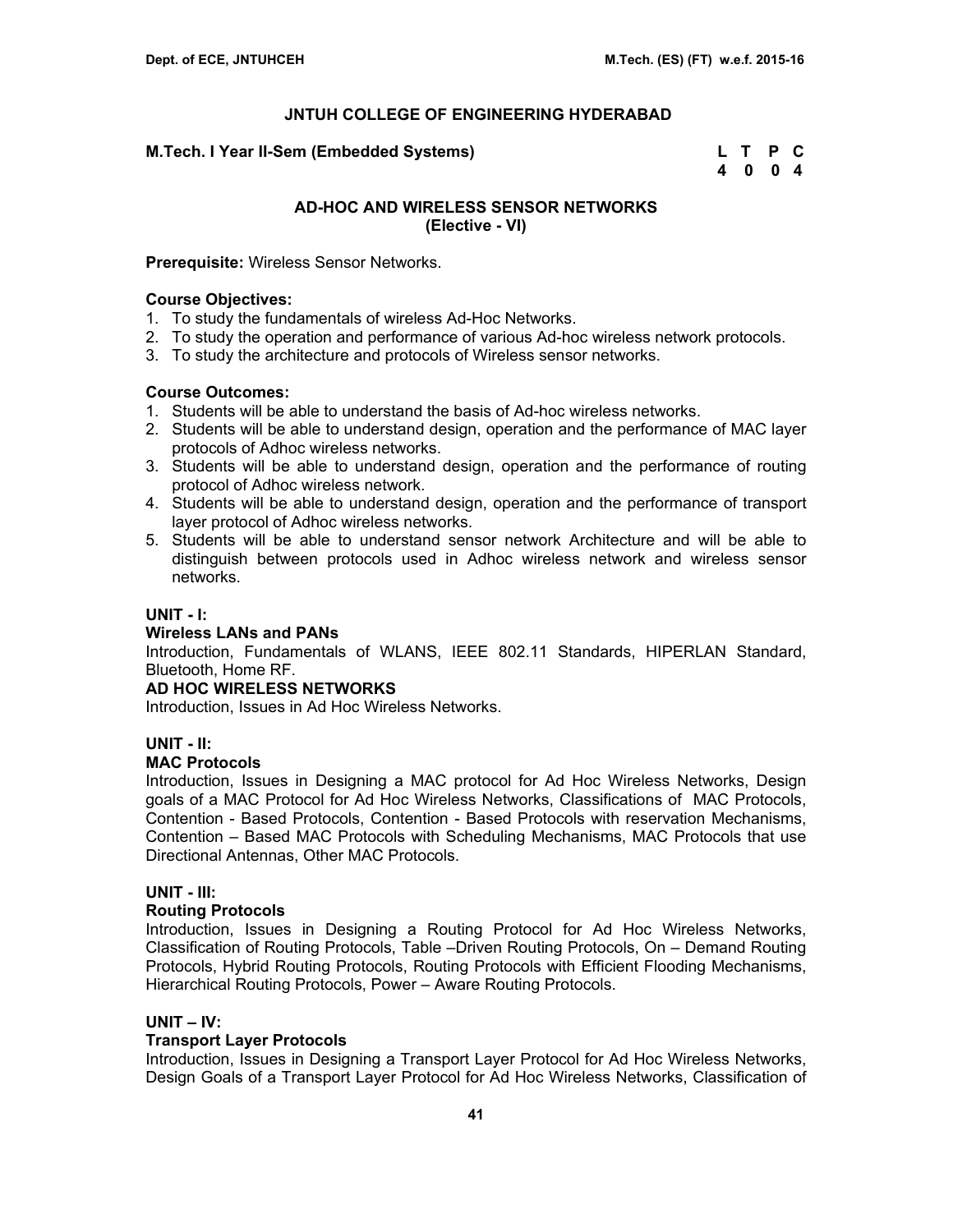## JNTUH COLLEGE OF ENGINEERING HYDERABAD

**M.Tech. I Year II-Sem (Embedded Systems)**

| L | T | P | C |
|---|---|---|---|
| 4 | 0 | 0 | 4 |

### AD-HOC AND WIRELESS SENSOR NETWORKS
### (Elective - VI)

**Prerequisite:** Wireless Sensor Networks.

**Course Objectives:**
1. To study the fundamentals of wireless Ad-Hoc Networks.
2. To study the operation and performance of various Ad-hoc wireless network protocols.
3. To study the architecture and protocols of Wireless sensor networks.

**Course Outcomes:**
1. Students will be able to understand the basis of Ad-hoc wireless networks.
2. Students will be able to understand design, operation and the performance of MAC layer protocols of Adhoc wireless networks.
3. Students will be able to understand design, operation and the performance of routing protocol of Adhoc wireless network.
4. Students will be able to understand design, operation and the performance of transport layer protocol of Adhoc wireless networks.
5. Students will be able to understand sensor network Architecture and will be able to distinguish between protocols used in Adhoc wireless network and wireless sensor networks.

**UNIT - I:**

**Wireless LANs and PANs**
Introduction, Fundamentals of WLANS, IEEE 802.11 Standards, HIPERLAN Standard, Bluetooth, Home RF.

**AD HOC WIRELESS NETWORKS**
Introduction, Issues in Ad Hoc Wireless Networks.

**UNIT - II:**

**MAC Protocols**
Introduction, Issues in Designing a MAC protocol for Ad Hoc Wireless Networks, Design goals of a MAC Protocol for Ad Hoc Wireless Networks, Classifications of MAC Protocols, Contention - Based Protocols, Contention - Based Protocols with reservation Mechanisms, Contention – Based MAC Protocols with Scheduling Mechanisms, MAC Protocols that use Directional Antennas, Other MAC Protocols.

**UNIT - III:**

**Routing Protocols**
Introduction, Issues in Designing a Routing Protocol for Ad Hoc Wireless Networks, Classification of Routing Protocols, Table –Driven Routing Protocols, On – Demand Routing Protocols, Hybrid Routing Protocols, Routing Protocols with Efficient Flooding Mechanisms, Hierarchical Routing Protocols, Power – Aware Routing Protocols.

**UNIT – IV:**

**Transport Layer Protocols**
Introduction, Issues in Designing a Transport Layer Protocol for Ad Hoc Wireless Networks, Design Goals of a Transport Layer Protocol for Ad Hoc Wireless Networks, Classification of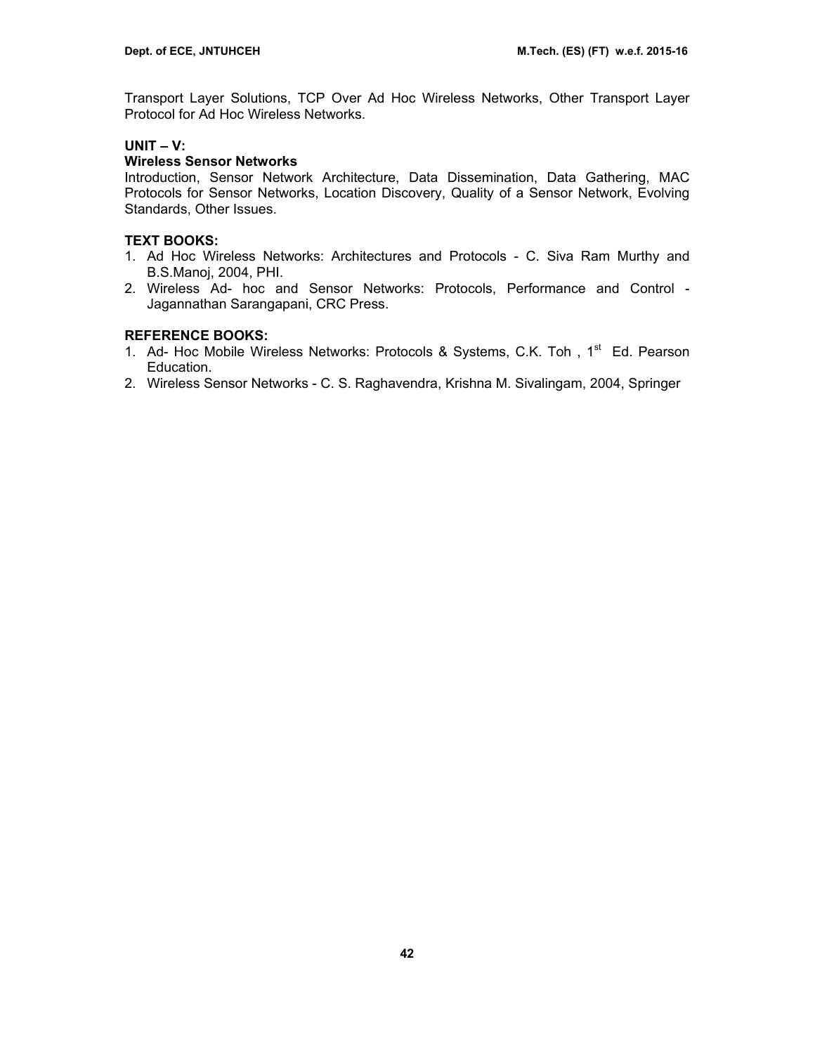Transport Layer Solutions, TCP Over Ad Hoc Wireless Networks, Other Transport Layer Protocol for Ad Hoc Wireless Networks.

**UNIT – V:**

**Wireless Sensor Networks**

Introduction, Sensor Network Architecture, Data Dissemination, Data Gathering, MAC Protocols for Sensor Networks, Location Discovery, Quality of a Sensor Network, Evolving Standards, Other Issues.

**TEXT BOOKS:**

1. Ad Hoc Wireless Networks: Architectures and Protocols - C. Siva Ram Murthy and B.S.Manoj, 2004, PHI.
2. Wireless Ad- hoc and Sensor Networks: Protocols, Performance and Control - Jagannathan Sarangapani, CRC Press.

**REFERENCE BOOKS:**

1. Ad- Hoc Mobile Wireless Networks: Protocols & Systems, C.K. Toh , 1st Ed. Pearson Education.
2. Wireless Sensor Networks - C. S. Raghavendra, Krishna M. Sivalingam, 2004, Springer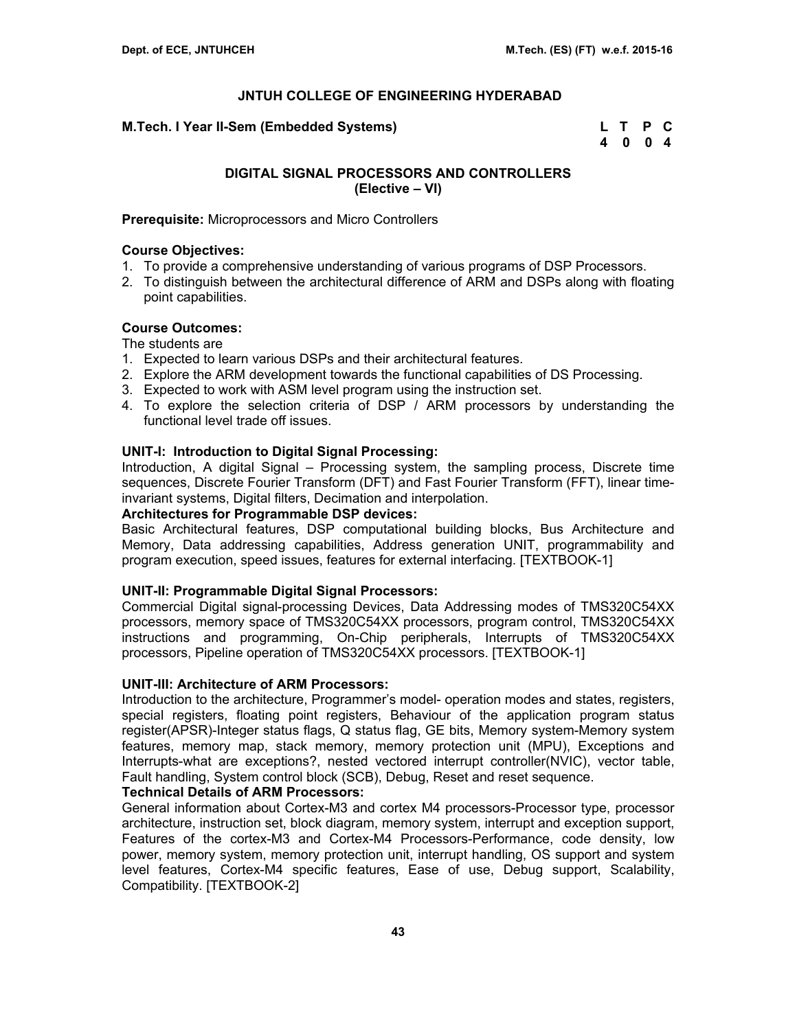## JNTUH COLLEGE OF ENGINEERING HYDERABAD

**M.Tech. I Year II-Sem (Embedded Systems)**

| L | T | P | C |
|---|---|---|---|
| 4 | 0 | 0 | 4 |

### DIGITAL SIGNAL PROCESSORS AND CONTROLLERS
### (Elective – VI)

**Prerequisite:** Microprocessors and Micro Controllers

**Course Objectives:**
1. To provide a comprehensive understanding of various programs of DSP Processors.
2. To distinguish between the architectural difference of ARM and DSPs along with floating point capabilities.

**Course Outcomes:**
The students are
1. Expected to learn various DSPs and their architectural features.
2. Explore the ARM development towards the functional capabilities of DS Processing.
3. Expected to work with ASM level program using the instruction set.
4. To explore the selection criteria of DSP / ARM processors by understanding the functional level trade off issues.

**UNIT-I: Introduction to Digital Signal Processing:**
Introduction, A digital Signal – Processing system, the sampling process, Discrete time sequences, Discrete Fourier Transform (DFT) and Fast Fourier Transform (FFT), linear time-invariant systems, Digital filters, Decimation and interpolation.

**Architectures for Programmable DSP devices:**
Basic Architectural features, DSP computational building blocks, Bus Architecture and Memory, Data addressing capabilities, Address generation UNIT, programmability and program execution, speed issues, features for external interfacing. [TEXTBOOK-1]

**UNIT-II: Programmable Digital Signal Processors:**
Commercial Digital signal-processing Devices, Data Addressing modes of TMS320C54XX processors, memory space of TMS320C54XX processors, program control, TMS320C54XX instructions and programming, On-Chip peripherals, Interrupts of TMS320C54XX processors, Pipeline operation of TMS320C54XX processors. [TEXTBOOK-1]

**UNIT-III: Architecture of ARM Processors:**
Introduction to the architecture, Programmer's model- operation modes and states, registers, special registers, floating point registers, Behaviour of the application program status register(APSR)-Integer status flags, Q status flag, GE bits, Memory system-Memory system features, memory map, stack memory, memory protection unit (MPU), Exceptions and Interrupts-what are exceptions?, nested vectored interrupt controller(NVIC), vector table, Fault handling, System control block (SCB), Debug, Reset and reset sequence.

**Technical Details of ARM Processors:**
General information about Cortex-M3 and cortex M4 processors-Processor type, processor architecture, instruction set, block diagram, memory system, interrupt and exception support, Features of the cortex-M3 and Cortex-M4 Processors-Performance, code density, low power, memory system, memory protection unit, interrupt handling, OS support and system level features, Cortex-M4 specific features, Ease of use, Debug support, Scalability, Compatibility. [TEXTBOOK-2]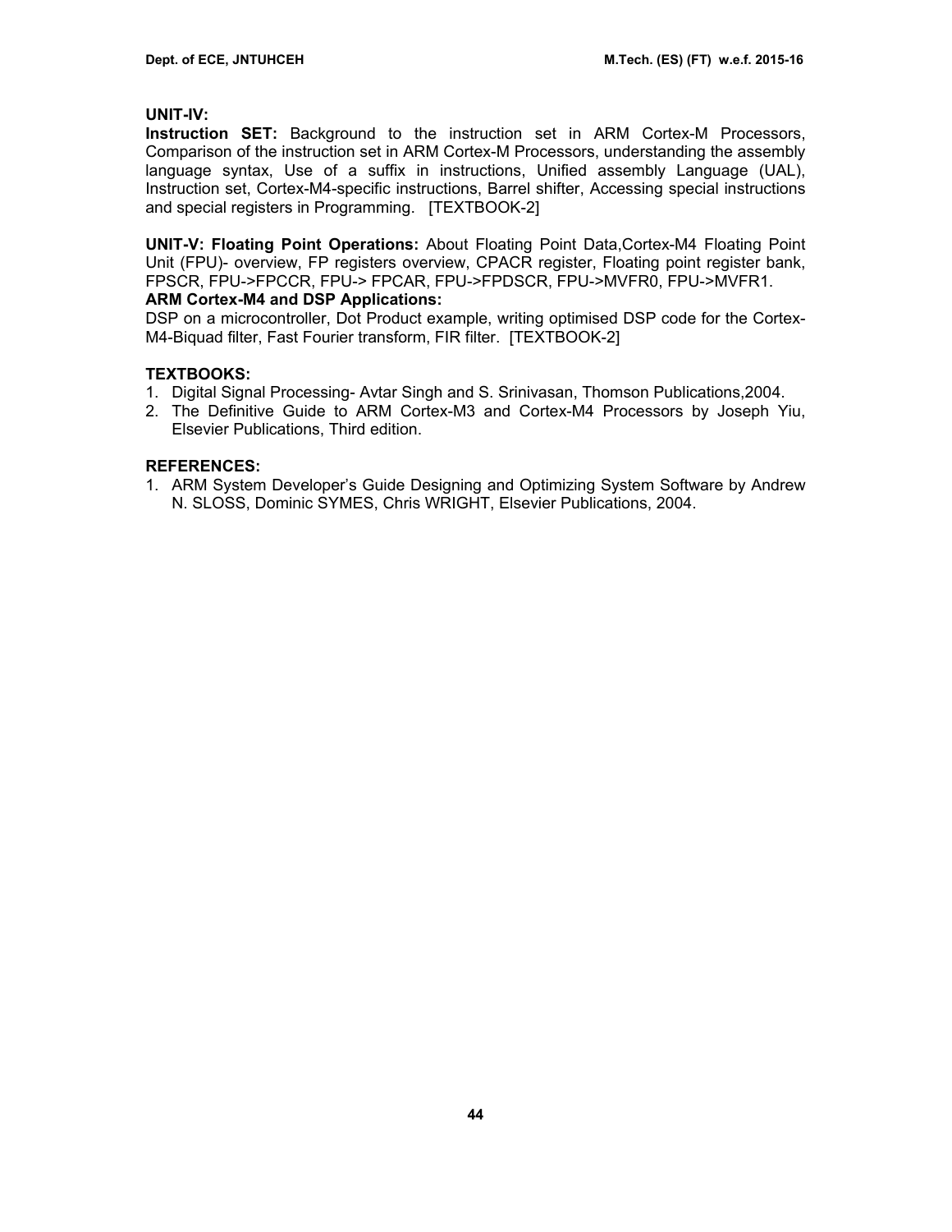**UNIT-IV:**

**Instruction SET:** Background to the instruction set in ARM Cortex-M Processors, Comparison of the instruction set in ARM Cortex-M Processors, understanding the assembly language syntax, Use of a suffix in instructions, Unified assembly Language (UAL), Instruction set, Cortex-M4-specific instructions, Barrel shifter, Accessing special instructions and special registers in Programming. [TEXTBOOK-2]

**UNIT-V: Floating Point Operations:** About Floating Point Data,Cortex-M4 Floating Point Unit (FPU)- overview, FP registers overview, CPACR register, Floating point register bank, FPSCR, FPU->FPCCR, FPU-> FPCAR, FPU->FPDSCR, FPU->MVFR0, FPU->MVFR1.

**ARM Cortex-M4 and DSP Applications:**

DSP on a microcontroller, Dot Product example, writing optimised DSP code for the Cortex-M4-Biquad filter, Fast Fourier transform, FIR filter. [TEXTBOOK-2]

**TEXTBOOKS:**

1. Digital Signal Processing- Avtar Singh and S. Srinivasan, Thomson Publications,2004.
2. The Definitive Guide to ARM Cortex-M3 and Cortex-M4 Processors by Joseph Yiu, Elsevier Publications, Third edition.

**REFERENCES:**

1. ARM System Developer's Guide Designing and Optimizing System Software by Andrew N. SLOSS, Dominic SYMES, Chris WRIGHT, Elsevier Publications, 2004.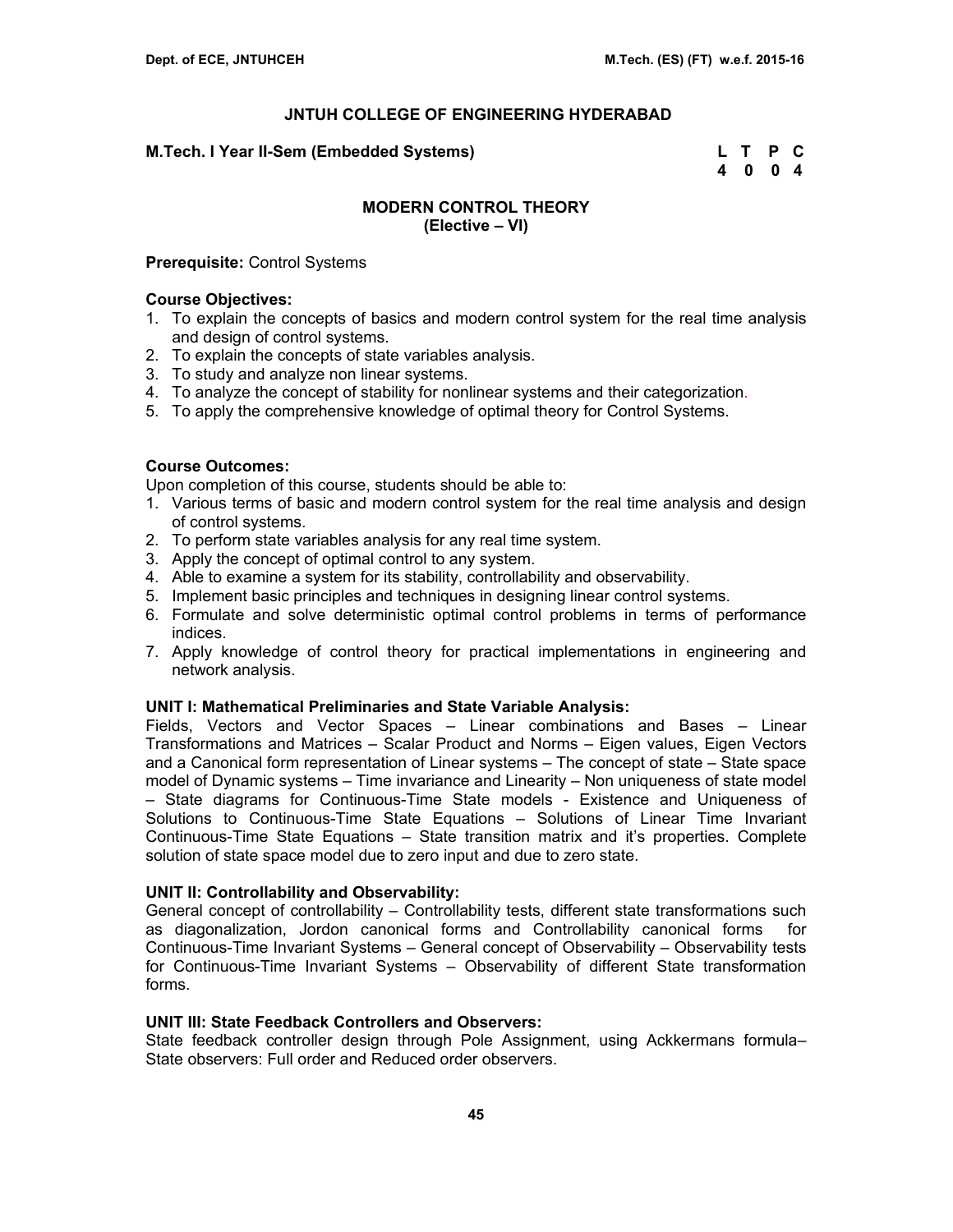## JNTUH COLLEGE OF ENGINEERING HYDERABAD

**M.Tech. I Year II-Sem (Embedded Systems)**

| L | T | P | C |
|---|---|---|---|
| 4 | 0 | 0 | 4 |

### MODERN CONTROL THEORY
### (Elective – VI)

**Prerequisite:** Control Systems

**Course Objectives:**

1. To explain the concepts of basics and modern control system for the real time analysis and design of control systems.
2. To explain the concepts of state variables analysis.
3. To study and analyze non linear systems.
4. To analyze the concept of stability for nonlinear systems and their categorization.
5. To apply the comprehensive knowledge of optimal theory for Control Systems.

**Course Outcomes:**

Upon completion of this course, students should be able to:

1. Various terms of basic and modern control system for the real time analysis and design of control systems.
2. To perform state variables analysis for any real time system.
3. Apply the concept of optimal control to any system.
4. Able to examine a system for its stability, controllability and observability.
5. Implement basic principles and techniques in designing linear control systems.
6. Formulate and solve deterministic optimal control problems in terms of performance indices.
7. Apply knowledge of control theory for practical implementations in engineering and network analysis.

**UNIT I: Mathematical Preliminaries and State Variable Analysis:**

Fields, Vectors and Vector Spaces – Linear combinations and Bases – Linear Transformations and Matrices – Scalar Product and Norms – Eigen values, Eigen Vectors and a Canonical form representation of Linear systems – The concept of state – State space model of Dynamic systems – Time invariance and Linearity – Non uniqueness of state model – State diagrams for Continuous-Time State models - Existence and Uniqueness of Solutions to Continuous-Time State Equations – Solutions of Linear Time Invariant Continuous-Time State Equations – State transition matrix and it's properties. Complete solution of state space model due to zero input and due to zero state.

**UNIT II: Controllability and Observability:**

General concept of controllability – Controllability tests, different state transformations such as diagonalization, Jordon canonical forms and Controllability canonical forms for Continuous-Time Invariant Systems – General concept of Observability – Observability tests for Continuous-Time Invariant Systems – Observability of different State transformation forms.

**UNIT III: State Feedback Controllers and Observers:**

State feedback controller design through Pole Assignment, using Ackkermans formula– State observers: Full order and Reduced order observers.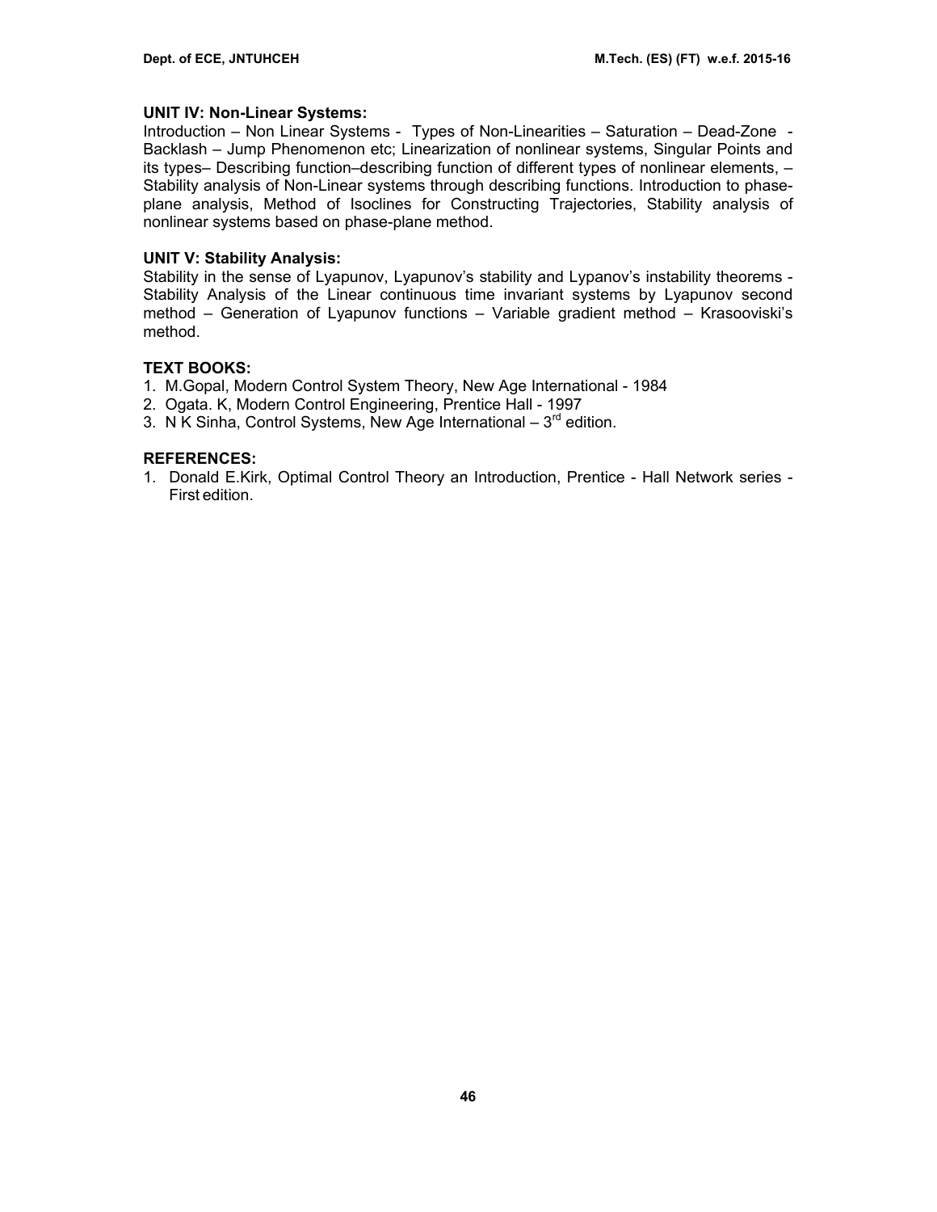**UNIT IV: Non-Linear Systems:**

Introduction – Non Linear Systems - Types of Non-Linearities – Saturation – Dead-Zone - Backlash – Jump Phenomenon etc; Linearization of nonlinear systems, Singular Points and its types– Describing function–describing function of different types of nonlinear elements, – Stability analysis of Non-Linear systems through describing functions. Introduction to phase-plane analysis, Method of Isoclines for Constructing Trajectories, Stability analysis of nonlinear systems based on phase-plane method.

**UNIT V: Stability Analysis:**

Stability in the sense of Lyapunov, Lyapunov's stability and Lypanov's instability theorems - Stability Analysis of the Linear continuous time invariant systems by Lyapunov second method – Generation of Lyapunov functions – Variable gradient method – Krasooviski's method.

**TEXT BOOKS:**

1. M.Gopal, Modern Control System Theory, New Age International - 1984
2. Ogata. K, Modern Control Engineering, Prentice Hall - 1997
3. N K Sinha, Control Systems, New Age International – 3rd edition.

**REFERENCES:**

1. Donald E.Kirk, Optimal Control Theory an Introduction, Prentice - Hall Network series - First edition.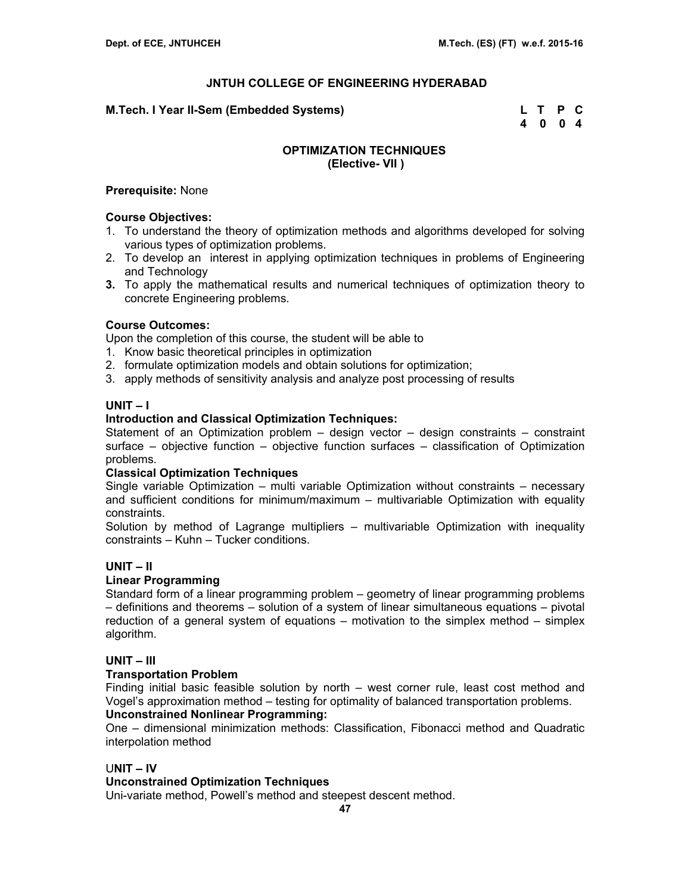## JNTUH COLLEGE OF ENGINEERING HYDERABAD

**M.Tech. I Year II-Sem (Embedded Systems)**

| L | T | P | C |
|---|---|---|---|
| 4 | 0 | 0 | 4 |

### OPTIMIZATION TECHNIQUES
### (Elective- VII )

**Prerequisite:** None

**Course Objectives:**
1. To understand the theory of optimization methods and algorithms developed for solving various types of optimization problems.
2. To develop an interest in applying optimization techniques in problems of Engineering and Technology
3. To apply the mathematical results and numerical techniques of optimization theory to concrete Engineering problems.

**Course Outcomes:**
Upon the completion of this course, the student will be able to
1. Know basic theoretical principles in optimization
2. formulate optimization models and obtain solutions for optimization;
3. apply methods of sensitivity analysis and analyze post processing of results

**UNIT – I**

**Introduction and Classical Optimization Techniques:**
Statement of an Optimization problem – design vector – design constraints – constraint surface – objective function – objective function surfaces – classification of Optimization problems.

**Classical Optimization Techniques**
Single variable Optimization – multi variable Optimization without constraints – necessary and sufficient conditions for minimum/maximum – multivariable Optimization with equality constraints.

Solution by method of Lagrange multipliers – multivariable Optimization with inequality constraints – Kuhn – Tucker conditions.

**UNIT – II**

**Linear Programming**
Standard form of a linear programming problem – geometry of linear programming problems – definitions and theorems – solution of a system of linear simultaneous equations – pivotal reduction of a general system of equations – motivation to the simplex method – simplex algorithm.

**UNIT – III**

**Transportation Problem**
Finding initial basic feasible solution by north – west corner rule, least cost method and Vogel's approximation method – testing for optimality of balanced transportation problems.

**Unconstrained Nonlinear Programming:**
One – dimensional minimization methods: Classification, Fibonacci method and Quadratic interpolation method

**UNIT – IV**

**Unconstrained Optimization Techniques**
Uni-variate method, Powell's method and steepest descent method.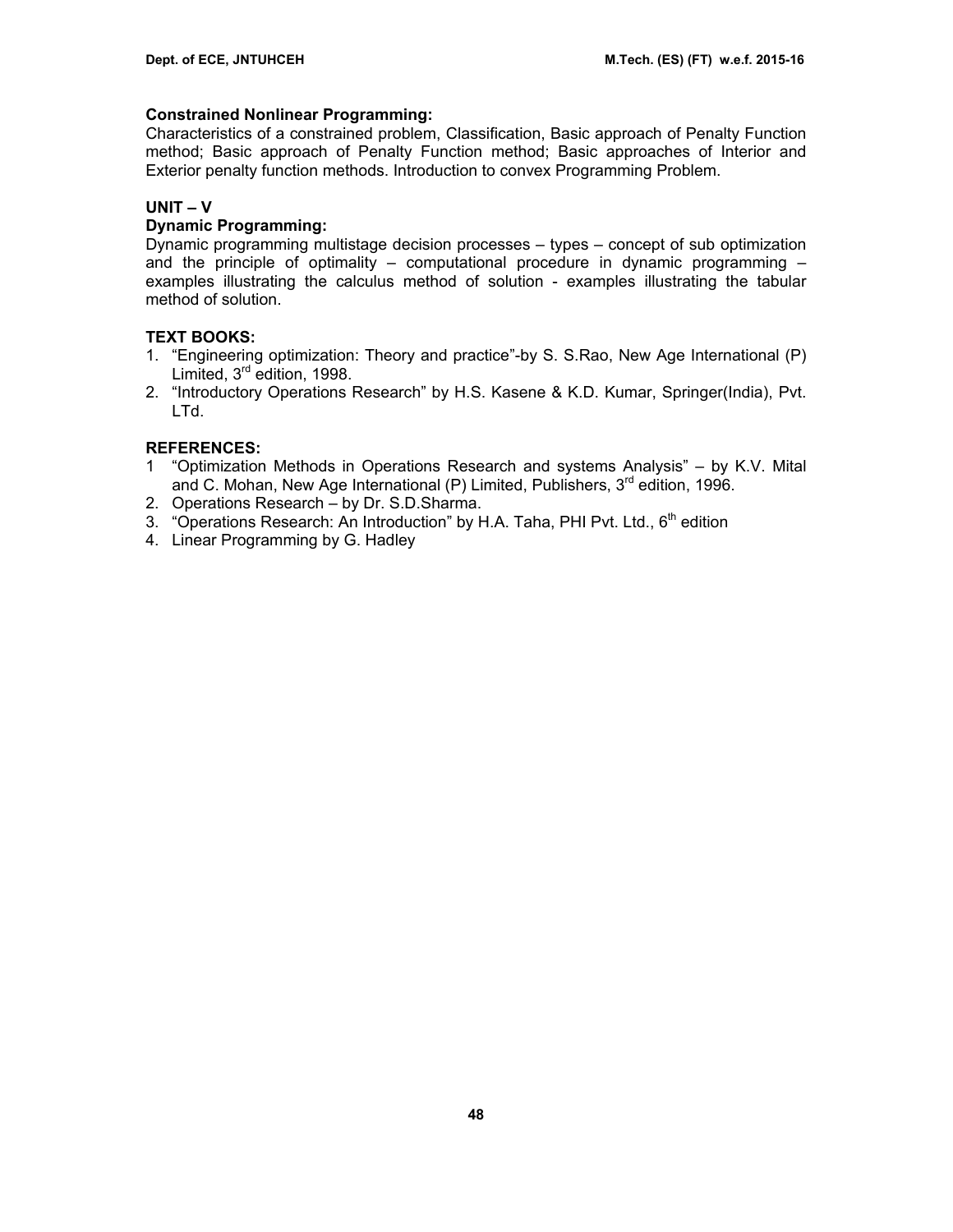**Constrained Nonlinear Programming:**
Characteristics of a constrained problem, Classification, Basic approach of Penalty Function method; Basic approach of Penalty Function method; Basic approaches of Interior and Exterior penalty function methods. Introduction to convex Programming Problem.

**UNIT – V**

**Dynamic Programming:**
Dynamic programming multistage decision processes – types – concept of sub optimization and the principle of optimality – computational procedure in dynamic programming – examples illustrating the calculus method of solution - examples illustrating the tabular method of solution.

**TEXT BOOKS:**

1. "Engineering optimization: Theory and practice"-by S. S.Rao, New Age International (P) Limited, 3rd edition, 1998.
2. "Introductory Operations Research" by H.S. Kasene & K.D. Kumar, Springer(India), Pvt. LTd.

**REFERENCES:**

1. "Optimization Methods in Operations Research and systems Analysis" – by K.V. Mital and C. Mohan, New Age International (P) Limited, Publishers, 3rd edition, 1996.
2. Operations Research – by Dr. S.D.Sharma.
3. "Operations Research: An Introduction" by H.A. Taha, PHI Pvt. Ltd., 6th edition
4. Linear Programming by G. Hadley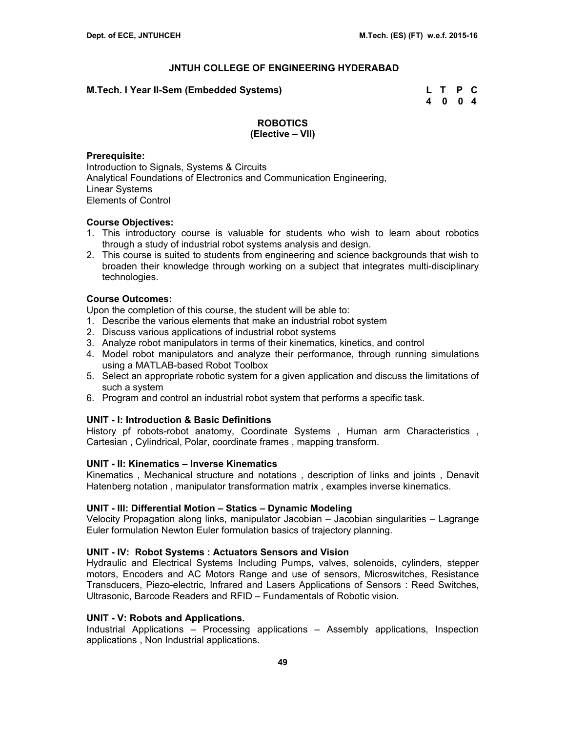## JNTUH COLLEGE OF ENGINEERING HYDERABAD

**M.Tech. I Year II-Sem (Embedded Systems)**

| L | T | P | C |
|---|---|---|---|
| 4 | 0 | 0 | 4 |

### ROBOTICS
### (Elective – VII)

**Prerequisite:**
Introduction to Signals, Systems & Circuits
Analytical Foundations of Electronics and Communication Engineering,
Linear Systems
Elements of Control

**Course Objectives:**
1. This introductory course is valuable for students who wish to learn about robotics through a study of industrial robot systems analysis and design.
2. This course is suited to students from engineering and science backgrounds that wish to broaden their knowledge through working on a subject that integrates multi-disciplinary technologies.

**Course Outcomes:**
Upon the completion of this course, the student will be able to:
1. Describe the various elements that make an industrial robot system
2. Discuss various applications of industrial robot systems
3. Analyze robot manipulators in terms of their kinematics, kinetics, and control
4. Model robot manipulators and analyze their performance, through running simulations using a MATLAB-based Robot Toolbox
5. Select an appropriate robotic system for a given application and discuss the limitations of such a system
6. Program and control an industrial robot system that performs a specific task.

**UNIT - I: Introduction & Basic Definitions**
History pf robots-robot anatomy, Coordinate Systems , Human arm Characteristics , Cartesian , Cylindrical, Polar, coordinate frames , mapping transform.

**UNIT - II: Kinematics – Inverse Kinematics**
Kinematics , Mechanical structure and notations , description of links and joints , Denavit Hatenberg notation , manipulator transformation matrix , examples inverse kinematics.

**UNIT - III: Differential Motion – Statics – Dynamic Modeling**
Velocity Propagation along links, manipulator Jacobian – Jacobian singularities – Lagrange Euler formulation Newton Euler formulation basics of trajectory planning.

**UNIT - IV: Robot Systems : Actuators Sensors and Vision**
Hydraulic and Electrical Systems Including Pumps, valves, solenoids, cylinders, stepper motors, Encoders and AC Motors Range and use of sensors, Microswitches, Resistance Transducers, Piezo-electric, Infrared and Lasers Applications of Sensors : Reed Switches, Ultrasonic, Barcode Readers and RFID – Fundamentals of Robotic vision.

**UNIT - V: Robots and Applications.**
Industrial Applications – Processing applications – Assembly applications, Inspection applications , Non Industrial applications.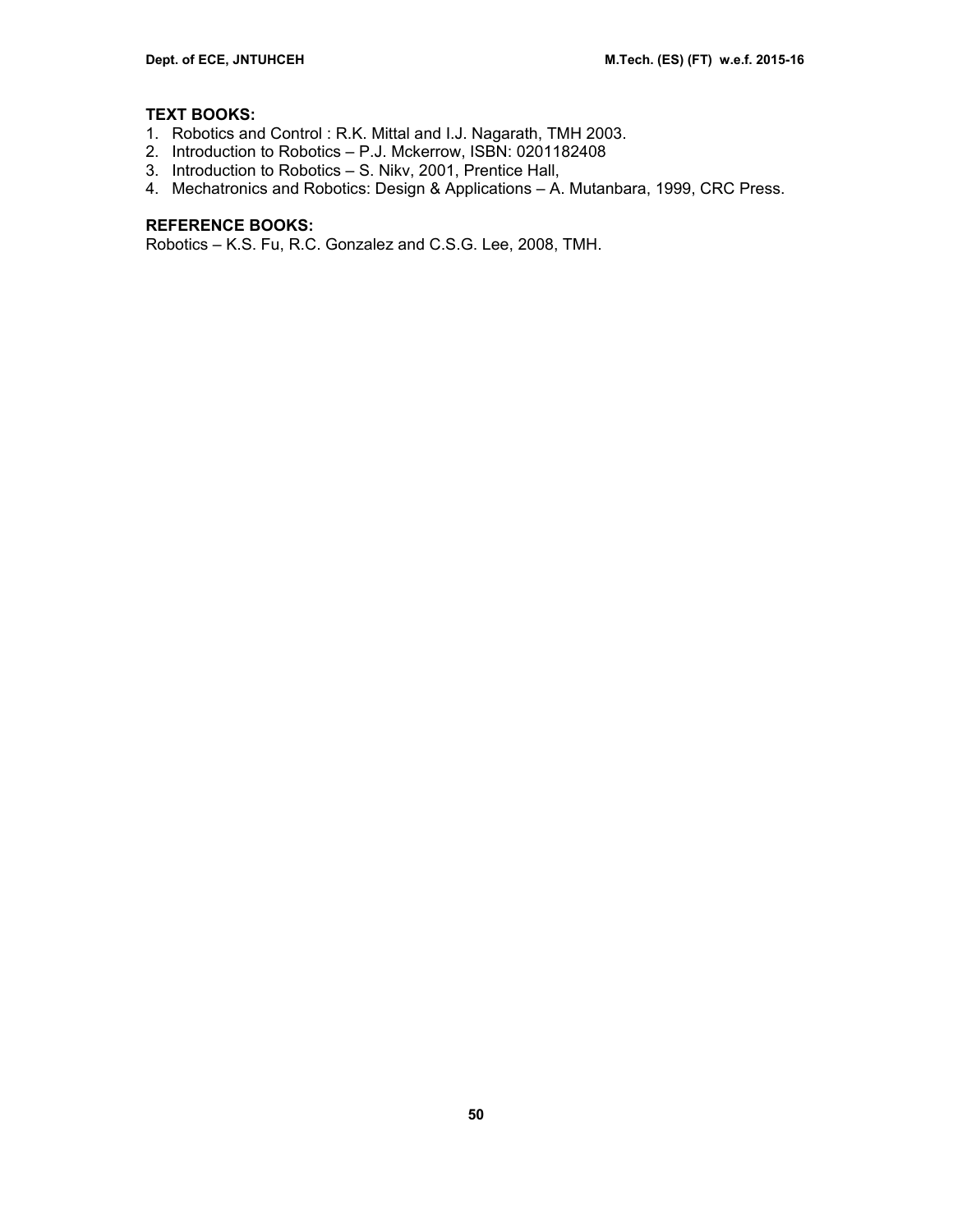**TEXT BOOKS:**

1. Robotics and Control : R.K. Mittal and I.J. Nagarath, TMH 2003.
2. Introduction to Robotics – P.J. Mckerrow, ISBN: 0201182408
3. Introduction to Robotics – S. Nikv, 2001, Prentice Hall,
4. Mechatronics and Robotics: Design & Applications – A. Mutanbara, 1999, CRC Press.

**REFERENCE BOOKS:**

Robotics – K.S. Fu, R.C. Gonzalez and C.S.G. Lee, 2008, TMH.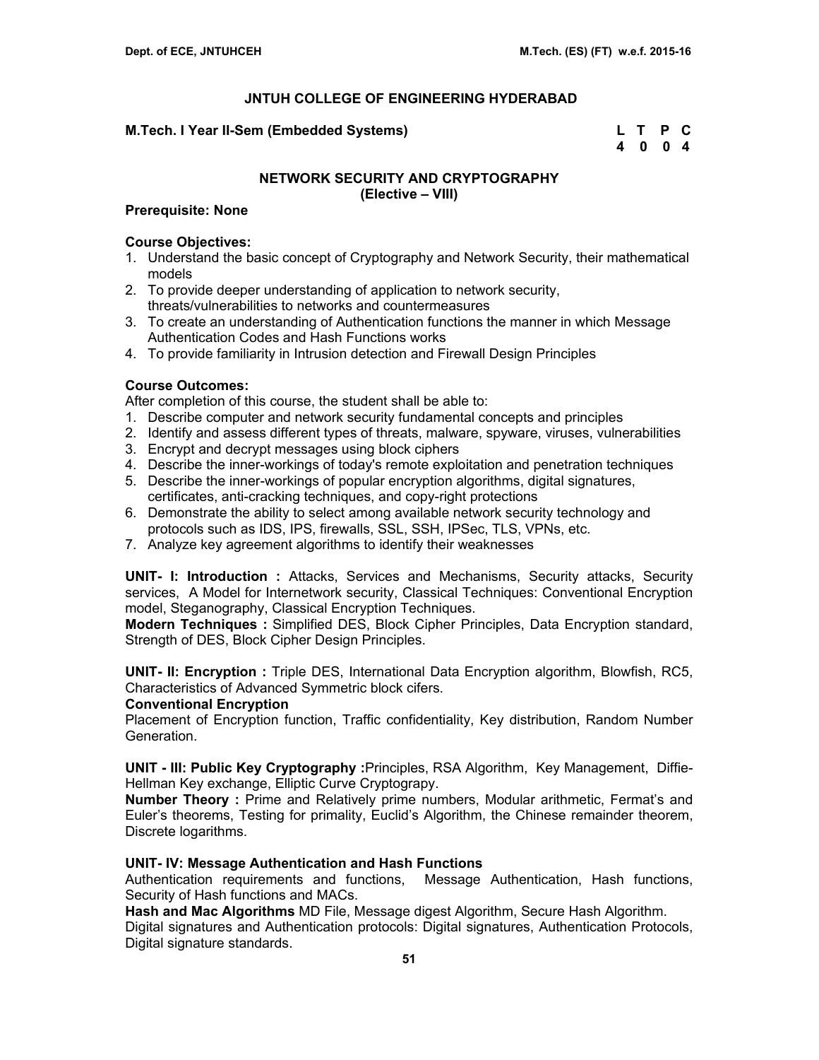## JNTUH COLLEGE OF ENGINEERING HYDERABAD

**M.Tech. I Year II-Sem (Embedded Systems)**

| L | T | P | C |
|---|---|---|---|
| 4 | 0 | 0 | 4 |

### NETWORK SECURITY AND CRYPTOGRAPHY
**(Elective – VIII)**

**Prerequisite: None**

**Course Objectives:**

1. Understand the basic concept of Cryptography and Network Security, their mathematical models
2. To provide deeper understanding of application to network security, threats/vulnerabilities to networks and countermeasures
3. To create an understanding of Authentication functions the manner in which Message Authentication Codes and Hash Functions works
4. To provide familiarity in Intrusion detection and Firewall Design Principles

**Course Outcomes:**

After completion of this course, the student shall be able to:

1. Describe computer and network security fundamental concepts and principles
2. Identify and assess different types of threats, malware, spyware, viruses, vulnerabilities
3. Encrypt and decrypt messages using block ciphers
4. Describe the inner-workings of today's remote exploitation and penetration techniques
5. Describe the inner-workings of popular encryption algorithms, digital signatures, certificates, anti-cracking techniques, and copy-right protections
6. Demonstrate the ability to select among available network security technology and protocols such as IDS, IPS, firewalls, SSL, SSH, IPSec, TLS, VPNs, etc.
7. Analyze key agreement algorithms to identify their weaknesses

**UNIT- I: Introduction :** Attacks, Services and Mechanisms, Security attacks, Security services, A Model for Internetwork security, Classical Techniques: Conventional Encryption model, Steganography, Classical Encryption Techniques.

**Modern Techniques :** Simplified DES, Block Cipher Principles, Data Encryption standard, Strength of DES, Block Cipher Design Principles.

**UNIT- II: Encryption :** Triple DES, International Data Encryption algorithm, Blowfish, RC5, Characteristics of Advanced Symmetric block cifers.

**Conventional Encryption**

Placement of Encryption function, Traffic confidentiality, Key distribution, Random Number Generation.

**UNIT - III: Public Key Cryptography :**Principles, RSA Algorithm, Key Management, Diffie-Hellman Key exchange, Elliptic Curve Cryptograpy.

**Number Theory :** Prime and Relatively prime numbers, Modular arithmetic, Fermat's and Euler's theorems, Testing for primality, Euclid's Algorithm, the Chinese remainder theorem, Discrete logarithms.

**UNIT- IV: Message Authentication and Hash Functions**

Authentication requirements and functions, Message Authentication, Hash functions, Security of Hash functions and MACs.

**Hash and Mac Algorithms** MD File, Message digest Algorithm, Secure Hash Algorithm.

Digital signatures and Authentication protocols: Digital signatures, Authentication Protocols, Digital signature standards.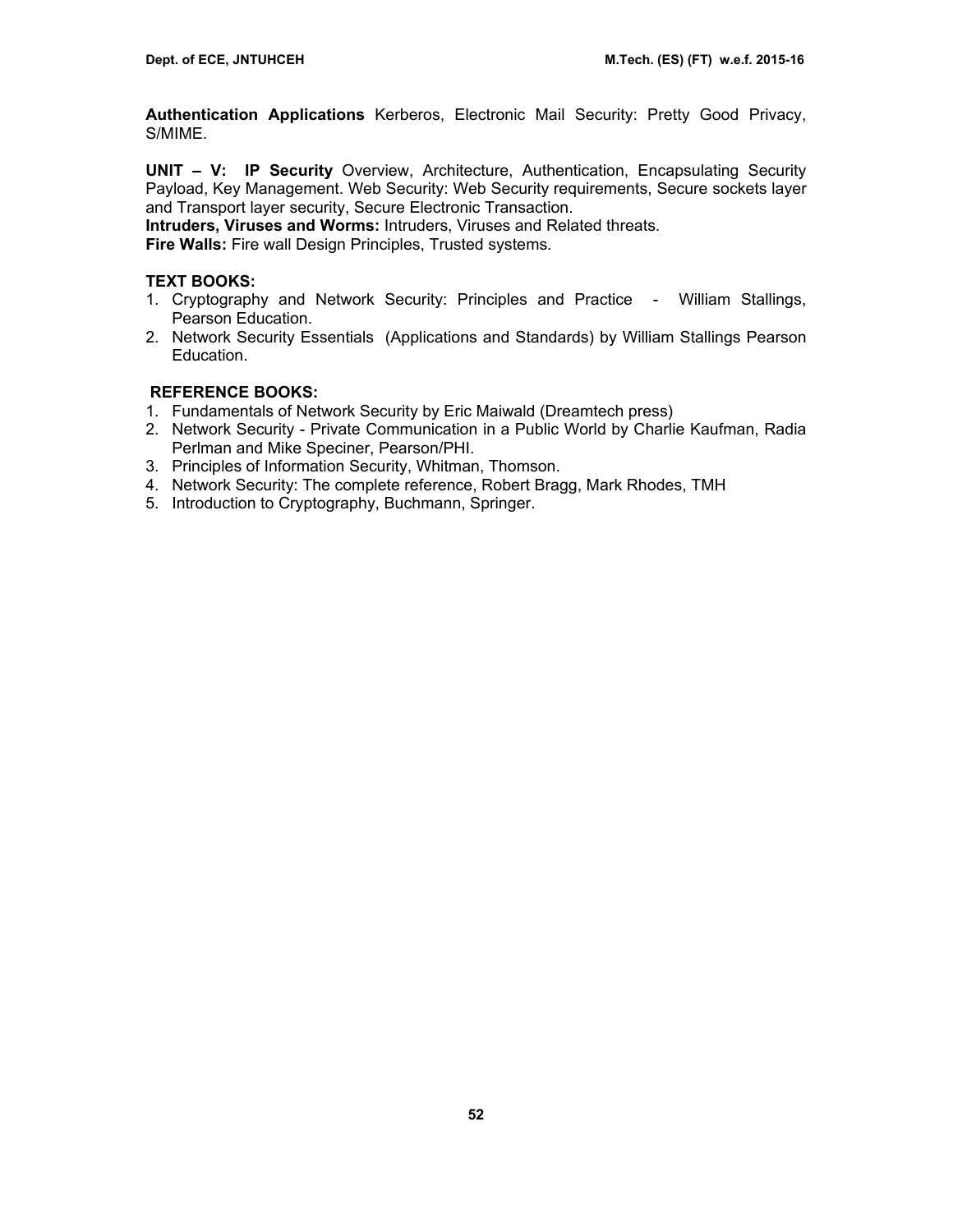**Authentication Applications** Kerberos, Electronic Mail Security: Pretty Good Privacy, S/MIME.

**UNIT – V: IP Security** Overview, Architecture, Authentication, Encapsulating Security Payload, Key Management. Web Security: Web Security requirements, Secure sockets layer and Transport layer security, Secure Electronic Transaction.
**Intruders, Viruses and Worms:** Intruders, Viruses and Related threats.
**Fire Walls:** Fire wall Design Principles, Trusted systems.

**TEXT BOOKS:**

1. Cryptography and Network Security: Principles and Practice - William Stallings, Pearson Education.
2. Network Security Essentials (Applications and Standards) by William Stallings Pearson Education.

**REFERENCE BOOKS:**

1. Fundamentals of Network Security by Eric Maiwald (Dreamtech press)
2. Network Security - Private Communication in a Public World by Charlie Kaufman, Radia Perlman and Mike Speciner, Pearson/PHI.
3. Principles of Information Security, Whitman, Thomson.
4. Network Security: The complete reference, Robert Bragg, Mark Rhodes, TMH
5. Introduction to Cryptography, Buchmann, Springer.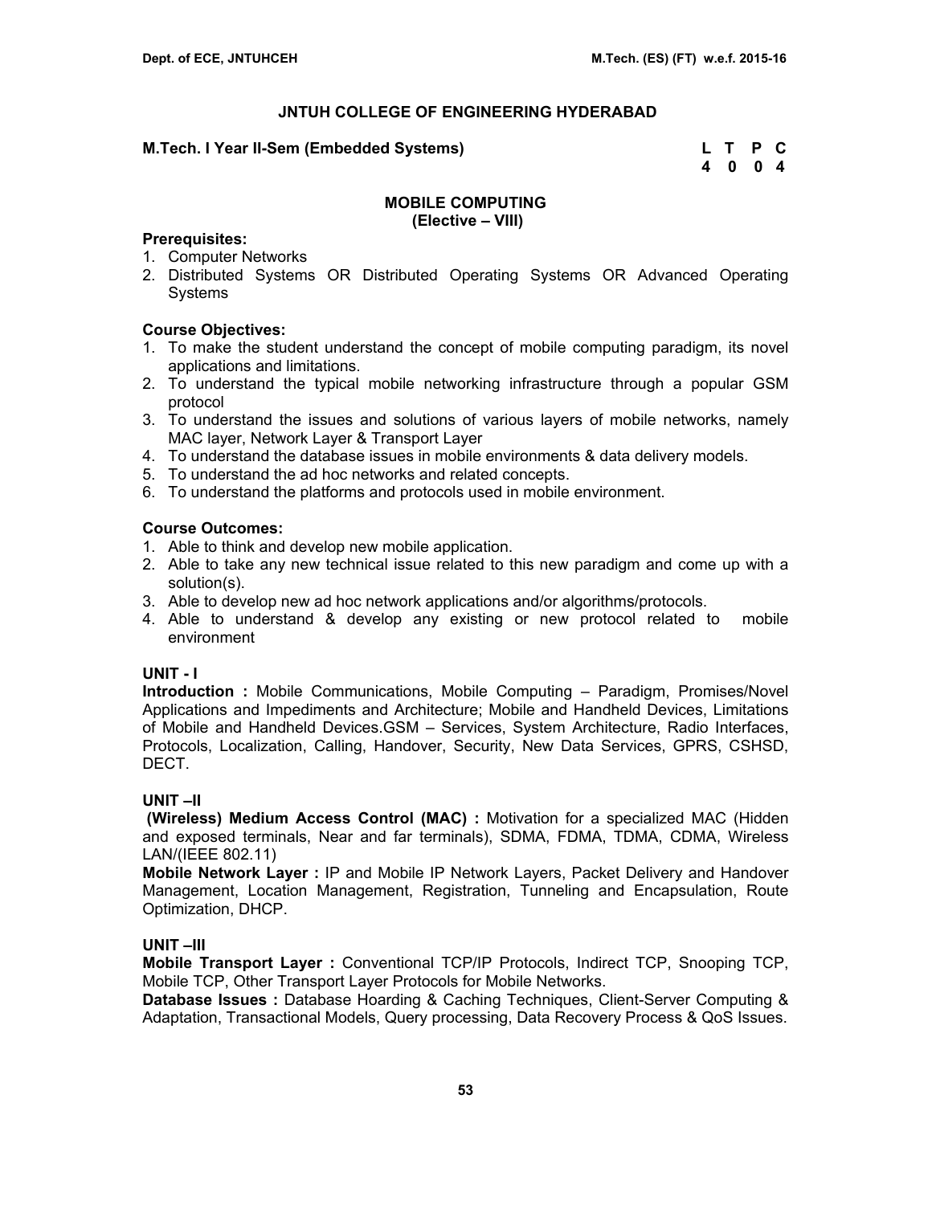## JNTUH COLLEGE OF ENGINEERING HYDERABAD

**M.Tech. I Year II-Sem (Embedded Systems)**

| L | T | P | C |
|---|---|---|---|
| 4 | 0 | 0 | 4 |

### MOBILE COMPUTING
### (Elective – VIII)

**Prerequisites:**

1. Computer Networks
2. Distributed Systems OR Distributed Operating Systems OR Advanced Operating Systems

**Course Objectives:**

1. To make the student understand the concept of mobile computing paradigm, its novel applications and limitations.
2. To understand the typical mobile networking infrastructure through a popular GSM protocol
3. To understand the issues and solutions of various layers of mobile networks, namely MAC layer, Network Layer & Transport Layer
4. To understand the database issues in mobile environments & data delivery models.
5. To understand the ad hoc networks and related concepts.
6. To understand the platforms and protocols used in mobile environment.

**Course Outcomes:**

1. Able to think and develop new mobile application.
2. Able to take any new technical issue related to this new paradigm and come up with a solution(s).
3. Able to develop new ad hoc network applications and/or algorithms/protocols.
4. Able to understand & develop any existing or new protocol related to mobile environment

**UNIT - I**

**Introduction :** Mobile Communications, Mobile Computing – Paradigm, Promises/Novel Applications and Impediments and Architecture; Mobile and Handheld Devices, Limitations of Mobile and Handheld Devices.GSM – Services, System Architecture, Radio Interfaces, Protocols, Localization, Calling, Handover, Security, New Data Services, GPRS, CSHSD, DECT.

**UNIT –II**

**(Wireless) Medium Access Control (MAC) :** Motivation for a specialized MAC (Hidden and exposed terminals, Near and far terminals), SDMA, FDMA, TDMA, CDMA, Wireless LAN/(IEEE 802.11)

**Mobile Network Layer :** IP and Mobile IP Network Layers, Packet Delivery and Handover Management, Location Management, Registration, Tunneling and Encapsulation, Route Optimization, DHCP.

**UNIT –III**

**Mobile Transport Layer :** Conventional TCP/IP Protocols, Indirect TCP, Snooping TCP, Mobile TCP, Other Transport Layer Protocols for Mobile Networks.

**Database Issues :** Database Hoarding & Caching Techniques, Client-Server Computing & Adaptation, Transactional Models, Query processing, Data Recovery Process & QoS Issues.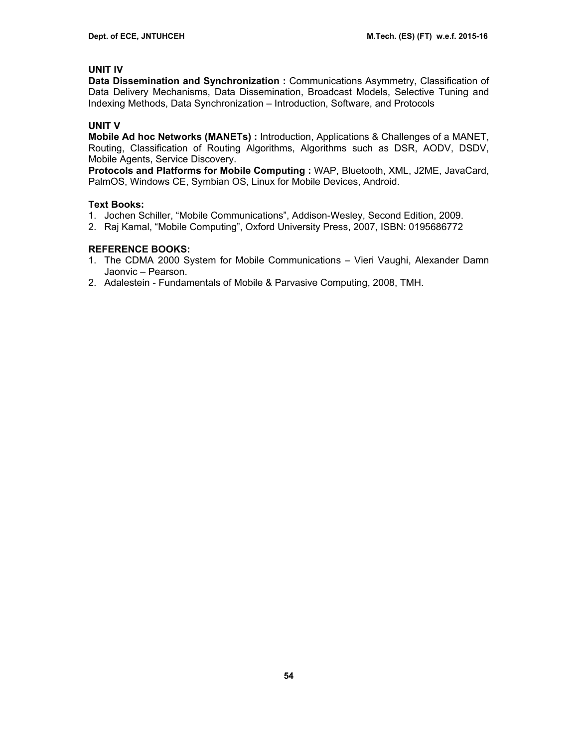**UNIT IV**

**Data Dissemination and Synchronization :** Communications Asymmetry, Classification of Data Delivery Mechanisms, Data Dissemination, Broadcast Models, Selective Tuning and Indexing Methods, Data Synchronization – Introduction, Software, and Protocols

**UNIT V**

**Mobile Ad hoc Networks (MANETs) :** Introduction, Applications & Challenges of a MANET, Routing, Classification of Routing Algorithms, Algorithms such as DSR, AODV, DSDV, Mobile Agents, Service Discovery.

**Protocols and Platforms for Mobile Computing :** WAP, Bluetooth, XML, J2ME, JavaCard, PalmOS, Windows CE, Symbian OS, Linux for Mobile Devices, Android.

**Text Books:**

1. Jochen Schiller, "Mobile Communications", Addison-Wesley, Second Edition, 2009.
2. Raj Kamal, "Mobile Computing", Oxford University Press, 2007, ISBN: 0195686772

**REFERENCE BOOKS:**

1. The CDMA 2000 System for Mobile Communications – Vieri Vaughi, Alexander Damn Jaonvic – Pearson.
2. Adalestein - Fundamentals of Mobile & Parvasive Computing, 2008, TMH.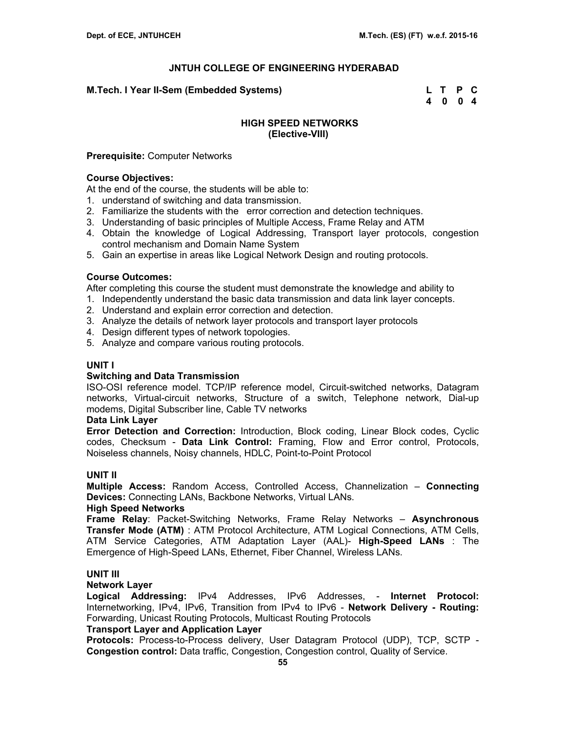**JNTUH COLLEGE OF ENGINEERING HYDERABAD**

**M.Tech. I Year II-Sem (Embedded Systems)**

| L | T | P | C |
|---|---|---|---|
| 4 | 0 | 0 | 4 |

## HIGH SPEED NETWORKS
## (Elective-VIII)

**Prerequisite:** Computer Networks

**Course Objectives:**

At the end of the course, the students will be able to:

1. understand of switching and data transmission.
2. Familiarize the students with the error correction and detection techniques.
3. Understanding of basic principles of Multiple Access, Frame Relay and ATM
4. Obtain the knowledge of Logical Addressing, Transport layer protocols, congestion control mechanism and Domain Name System
5. Gain an expertise in areas like Logical Network Design and routing protocols.

**Course Outcomes:**

After completing this course the student must demonstrate the knowledge and ability to

1. Independently understand the basic data transmission and data link layer concepts.
2. Understand and explain error correction and detection.
3. Analyze the details of network layer protocols and transport layer protocols
4. Design different types of network topologies.
5. Analyze and compare various routing protocols.

**UNIT I**

**Switching and Data Transmission**

ISO-OSI reference model. TCP/IP reference model, Circuit-switched networks, Datagram networks, Virtual-circuit networks, Structure of a switch, Telephone network, Dial-up modems, Digital Subscriber line, Cable TV networks

**Data Link Layer**

**Error Detection and Correction:** Introduction, Block coding, Linear Block codes, Cyclic codes, Checksum - **Data Link Control:** Framing, Flow and Error control, Protocols, Noiseless channels, Noisy channels, HDLC, Point-to-Point Protocol

**UNIT II**

**Multiple Access:** Random Access, Controlled Access, Channelization – **Connecting Devices:** Connecting LANs, Backbone Networks, Virtual LANs.

**High Speed Networks**

**Frame Relay**: Packet-Switching Networks, Frame Relay Networks – **Asynchronous Transfer Mode (ATM)** : ATM Protocol Architecture, ATM Logical Connections, ATM Cells, ATM Service Categories, ATM Adaptation Layer (AAL)- **High-Speed LANs** : The Emergence of High-Speed LANs, Ethernet, Fiber Channel, Wireless LANs.

**UNIT III**

**Network Layer**

**Logical Addressing:** IPv4 Addresses, IPv6 Addresses, - **Internet Protocol:** Internetworking, IPv4, IPv6, Transition from IPv4 to IPv6 - **Network Delivery - Routing:** Forwarding, Unicast Routing Protocols, Multicast Routing Protocols

**Transport Layer and Application Layer**

**Protocols:** Process-to-Process delivery, User Datagram Protocol (UDP), TCP, SCTP - **Congestion control:** Data traffic, Congestion, Congestion control, Quality of Service.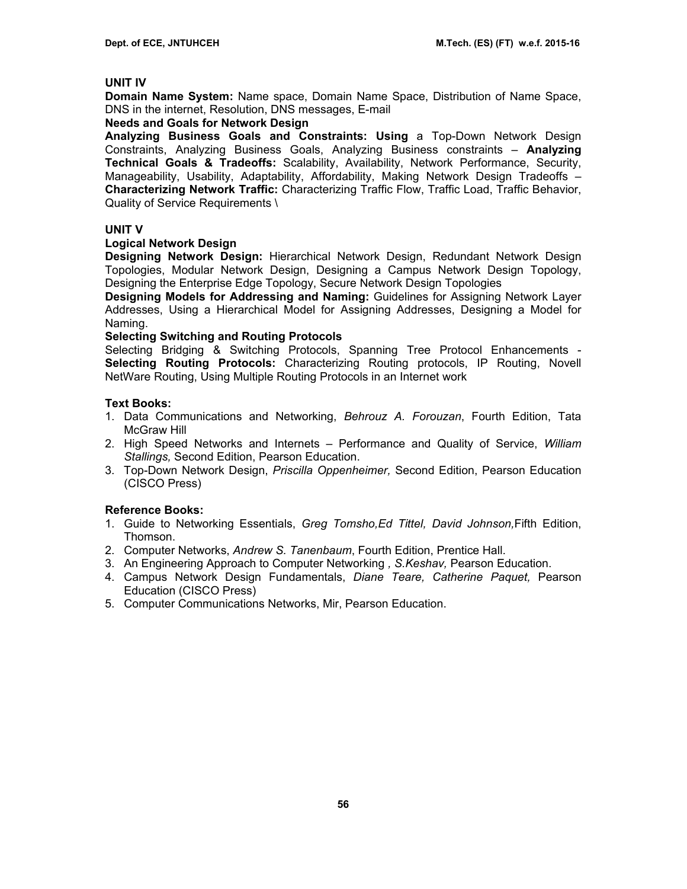**UNIT IV**

**Domain Name System:** Name space, Domain Name Space, Distribution of Name Space, DNS in the internet, Resolution, DNS messages, E-mail

**Needs and Goals for Network Design**

**Analyzing Business Goals and Constraints: Using** a Top-Down Network Design Constraints, Analyzing Business Goals, Analyzing Business constraints – **Analyzing Technical Goals & Tradeoffs:** Scalability, Availability, Network Performance, Security, Manageability, Usability, Adaptability, Affordability, Making Network Design Tradeoffs – **Characterizing Network Traffic:** Characterizing Traffic Flow, Traffic Load, Traffic Behavior, Quality of Service Requirements \

**UNIT V**

**Logical Network Design**

**Designing Network Design:** Hierarchical Network Design, Redundant Network Design Topologies, Modular Network Design, Designing a Campus Network Design Topology, Designing the Enterprise Edge Topology, Secure Network Design Topologies

**Designing Models for Addressing and Naming:** Guidelines for Assigning Network Layer Addresses, Using a Hierarchical Model for Assigning Addresses, Designing a Model for Naming.

**Selecting Switching and Routing Protocols**

Selecting Bridging & Switching Protocols, Spanning Tree Protocol Enhancements - **Selecting Routing Protocols:** Characterizing Routing protocols, IP Routing, Novell NetWare Routing, Using Multiple Routing Protocols in an Internet work

**Text Books:**

1. Data Communications and Networking, *Behrouz A. Forouzan*, Fourth Edition, Tata McGraw Hill
2. High Speed Networks and Internets – Performance and Quality of Service, *William Stallings,* Second Edition, Pearson Education.
3. Top-Down Network Design, *Priscilla Oppenheimer,* Second Edition, Pearson Education (CISCO Press)

**Reference Books:**

1. Guide to Networking Essentials, *Greg Tomsho,Ed Tittel, David Johnson,*Fifth Edition, Thomson.
2. Computer Networks, *Andrew S. Tanenbaum*, Fourth Edition, Prentice Hall.
3. An Engineering Approach to Computer Networking *, S.Keshav,* Pearson Education.
4. Campus Network Design Fundamentals, *Diane Teare, Catherine Paquet,* Pearson Education (CISCO Press)
5. Computer Communications Networks, Mir, Pearson Education.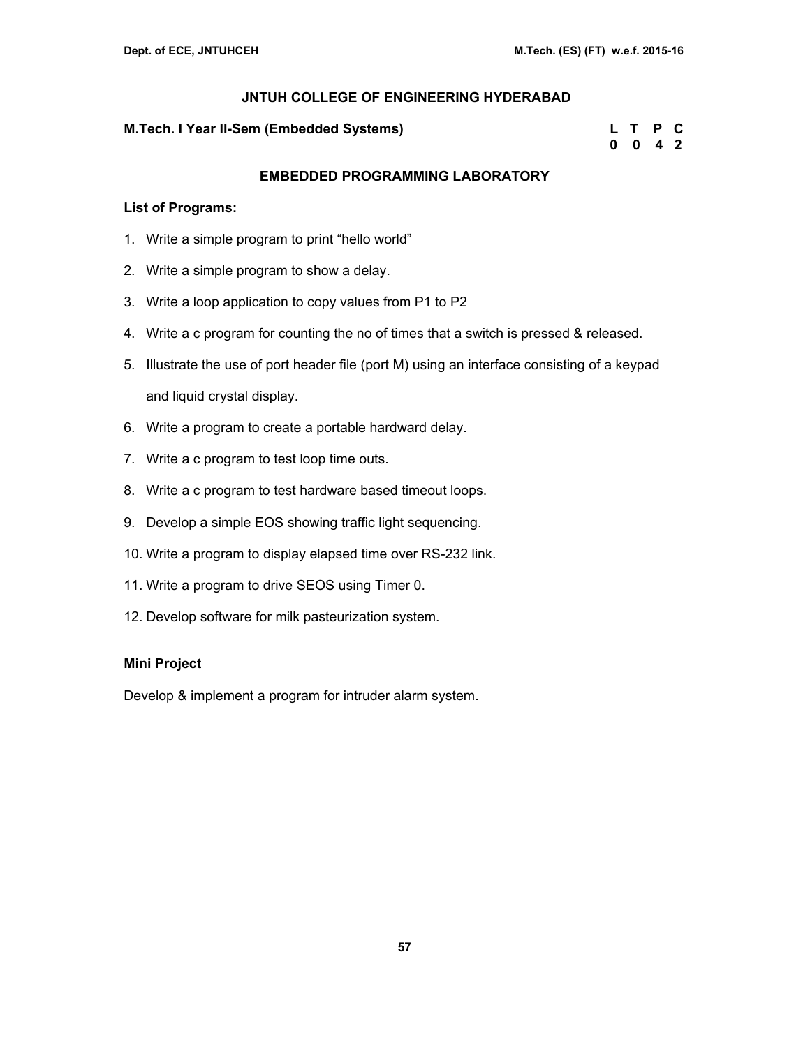## JNTUH COLLEGE OF ENGINEERING HYDERABAD

**M.Tech. I Year II-Sem (Embedded Systems)**

| L | T | P | C |
|---|---|---|---|
| 0 | 0 | 4 | 2 |

### EMBEDDED PROGRAMMING LABORATORY

**List of Programs:**

1. Write a simple program to print “hello world”
2. Write a simple program to show a delay.
3. Write a loop application to copy values from P1 to P2
4. Write a c program for counting the no of times that a switch is pressed & released.
5. Illustrate the use of port header file (port M) using an interface consisting of a keypad and liquid crystal display.
6. Write a program to create a portable hardward delay.
7. Write a c program to test loop time outs.
8. Write a c program to test hardware based timeout loops.
9. Develop a simple EOS showing traffic light sequencing.
10. Write a program to display elapsed time over RS-232 link.
11. Write a program to drive SEOS using Timer 0.
12. Develop software for milk pasteurization system.

**Mini Project**

Develop & implement a program for intruder alarm system.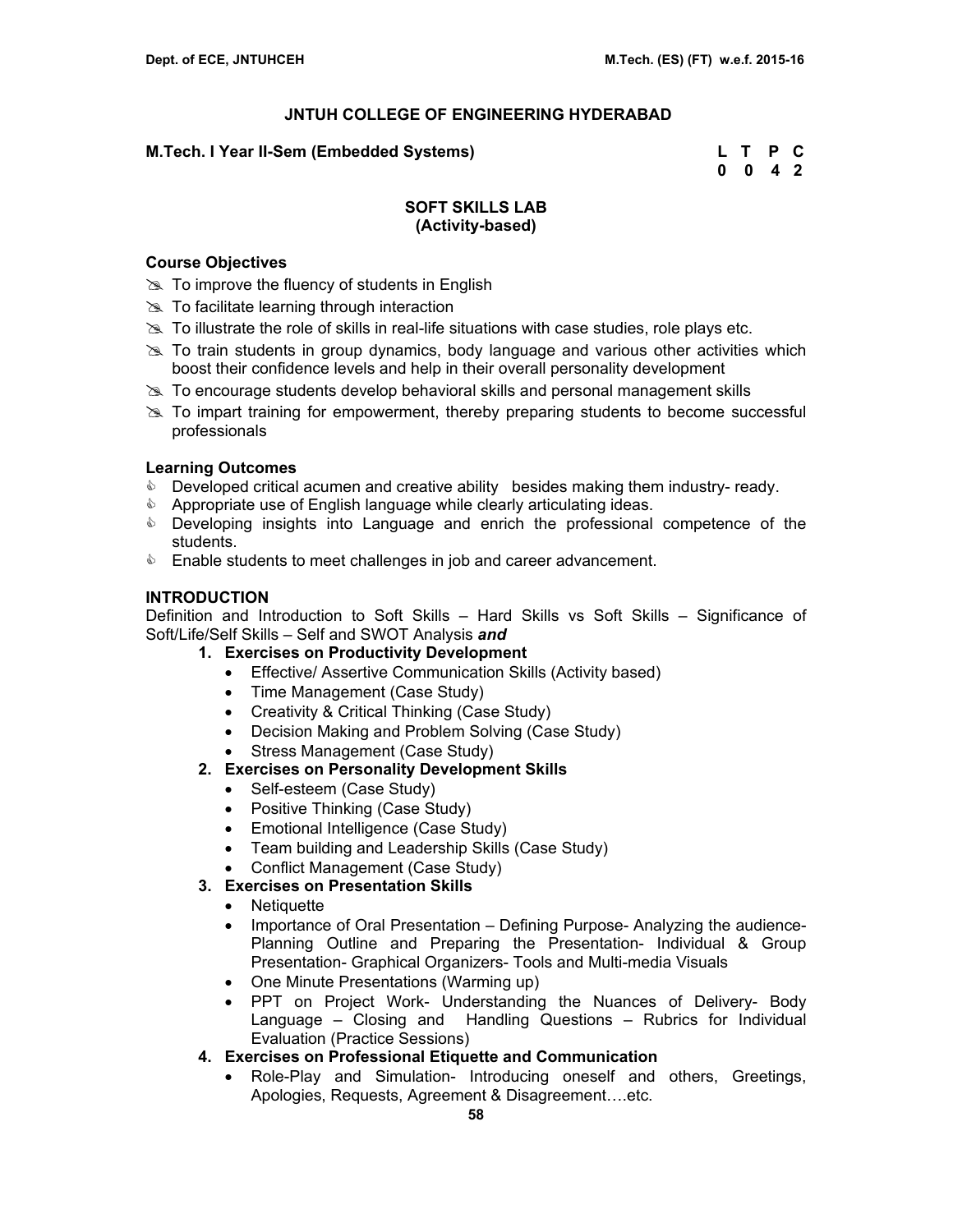# JNTUH COLLEGE OF ENGINEERING HYDERABAD

**M.Tech. I Year II-Sem (Embedded Systems)**

| L | T | P | C |
|---|---|---|---|
| 0 | 0 | 4 | 2 |

## SOFT SKILLS LAB
## (Activity-based)

**Course Objectives**

- To improve the fluency of students in English
- To facilitate learning through interaction
- To illustrate the role of skills in real-life situations with case studies, role plays etc.
- To train students in group dynamics, body language and various other activities which boost their confidence levels and help in their overall personality development
- To encourage students develop behavioral skills and personal management skills
- To impart training for empowerment, thereby preparing students to become successful professionals

**Learning Outcomes**

- Developed critical acumen and creative ability besides making them industry- ready.
- Appropriate use of English language while clearly articulating ideas.
- Developing insights into Language and enrich the professional competence of the students.
- Enable students to meet challenges in job and career advancement.

**INTRODUCTION**

Definition and Introduction to Soft Skills – Hard Skills vs Soft Skills – Significance of Soft/Life/Self Skills – Self and SWOT Analysis ***and***

1. **Exercises on Productivity Development**
    - Effective/ Assertive Communication Skills (Activity based)
    - Time Management (Case Study)
    - Creativity & Critical Thinking (Case Study)
    - Decision Making and Problem Solving (Case Study)
    - Stress Management (Case Study)
2. **Exercises on Personality Development Skills**
    - Self-esteem (Case Study)
    - Positive Thinking (Case Study)
    - Emotional Intelligence (Case Study)
    - Team building and Leadership Skills (Case Study)
    - Conflict Management (Case Study)
3. **Exercises on Presentation Skills**
    - Netiquette
    - Importance of Oral Presentation – Defining Purpose- Analyzing the audience- Planning Outline and Preparing the Presentation- Individual & Group Presentation- Graphical Organizers- Tools and Multi-media Visuals
    - One Minute Presentations (Warming up)
    - PPT on Project Work- Understanding the Nuances of Delivery- Body Language – Closing and Handling Questions – Rubrics for Individual Evaluation (Practice Sessions)
4. **Exercises on Professional Etiquette and Communication**
    - Role-Play and Simulation- Introducing oneself and others, Greetings, Apologies, Requests, Agreement & Disagreement….etc.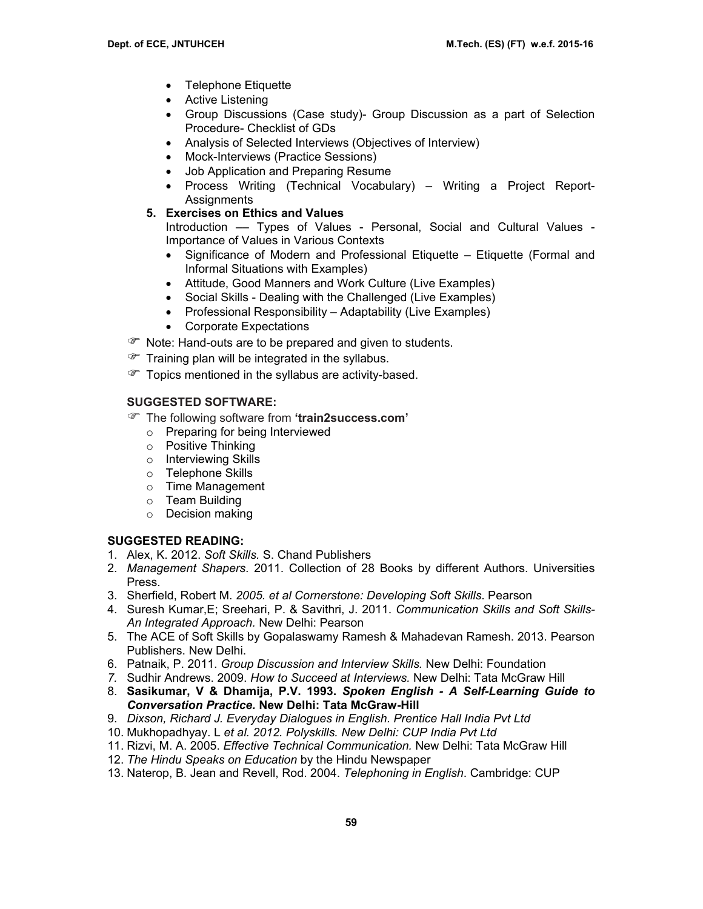- Telephone Etiquette
- Active Listening
- Group Discussions (Case study)- Group Discussion as a part of Selection Procedure- Checklist of GDs
- Analysis of Selected Interviews (Objectives of Interview)
- Mock-Interviews (Practice Sessions)
- Job Application and Preparing Resume
- Process Writing (Technical Vocabulary) – Writing a Project Report- Assignments

**5. Exercises on Ethics and Values**

Introduction –– Types of Values - Personal, Social and Cultural Values - Importance of Values in Various Contexts

- Significance of Modern and Professional Etiquette – Etiquette (Formal and Informal Situations with Examples)
- Attitude, Good Manners and Work Culture (Live Examples)
- Social Skills - Dealing with the Challenged (Live Examples)
- Professional Responsibility – Adaptability (Live Examples)
- Corporate Expectations

☞ Note: Hand-outs are to be prepared and given to students.

☞ Training plan will be integrated in the syllabus.

☞ Topics mentioned in the syllabus are activity-based.

**SUGGESTED SOFTWARE:**

☞ The following software from **'train2success.com'**

- Preparing for being Interviewed
- Positive Thinking
- Interviewing Skills
- Telephone Skills
- Time Management
- Team Building
- Decision making

**SUGGESTED READING:**

1. Alex, K. 2012. *Soft Skills.* S. Chand Publishers
2. *Management Shapers*. 2011. Collection of 28 Books by different Authors. Universities Press.
3. Sherfield, Robert M. *2005. et al Cornerstone: Developing Soft Skills*. Pearson
4. Suresh Kumar,E; Sreehari, P. & Savithri, J. 2011. *Communication Skills and Soft Skills- An Integrated Approach.* New Delhi: Pearson
5. The ACE of Soft Skills by Gopalaswamy Ramesh & Mahadevan Ramesh. 2013. Pearson Publishers. New Delhi.
6. Patnaik, P. 2011. *Group Discussion and Interview Skills.* New Delhi: Foundation
7. Sudhir Andrews. 2009. *How to Succeed at Interviews.* New Delhi: Tata McGraw Hill
8. **Sasikumar, V & Dhamija, P.V. 1993. *Spoken English - A Self-Learning Guide to Conversation Practice.* New Delhi: Tata McGraw-Hill**
9. *Dixson, Richard J. Everyday Dialogues in English. Prentice Hall India Pvt Ltd*
10. Mukhopadhyay. L *et al. 2012. Polyskills. New Delhi: CUP India Pvt Ltd*
11. Rizvi, M. A. 2005. *Effective Technical Communication.* New Delhi: Tata McGraw Hill
12. *The Hindu Speaks on Education* by the Hindu Newspaper
13. Naterop, B. Jean and Revell, Rod. 2004. *Telephoning in English*. Cambridge: CUP